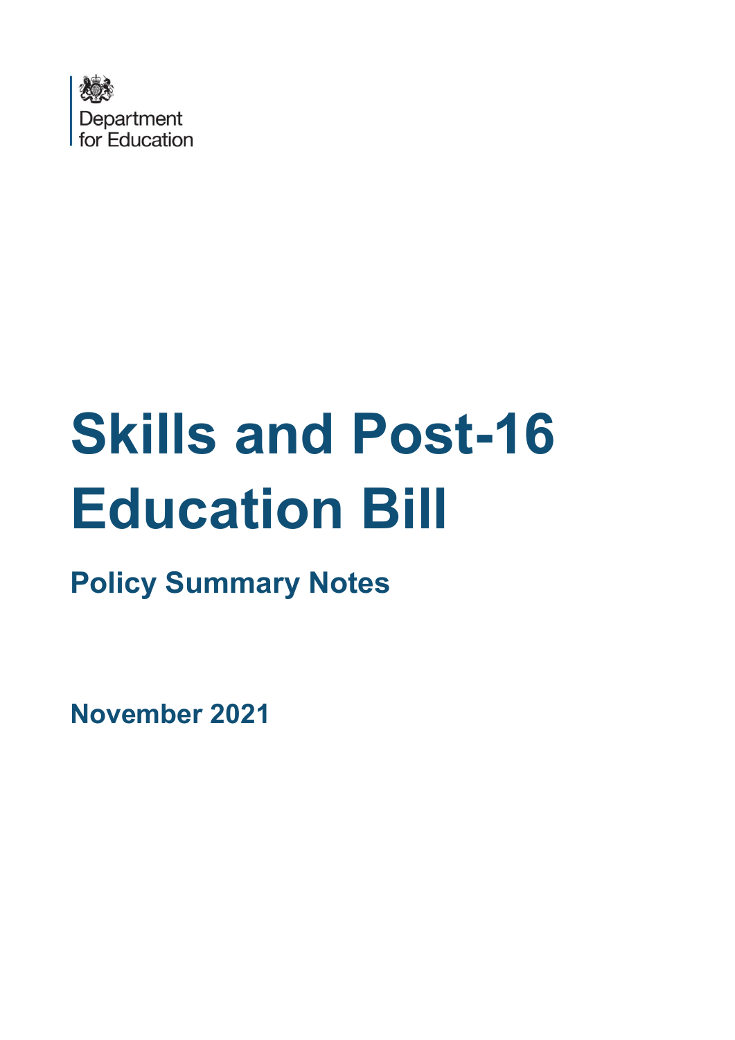Department for Education

# Skills and Post-16 Education Bill

## Policy Summary Notes

**November 2021**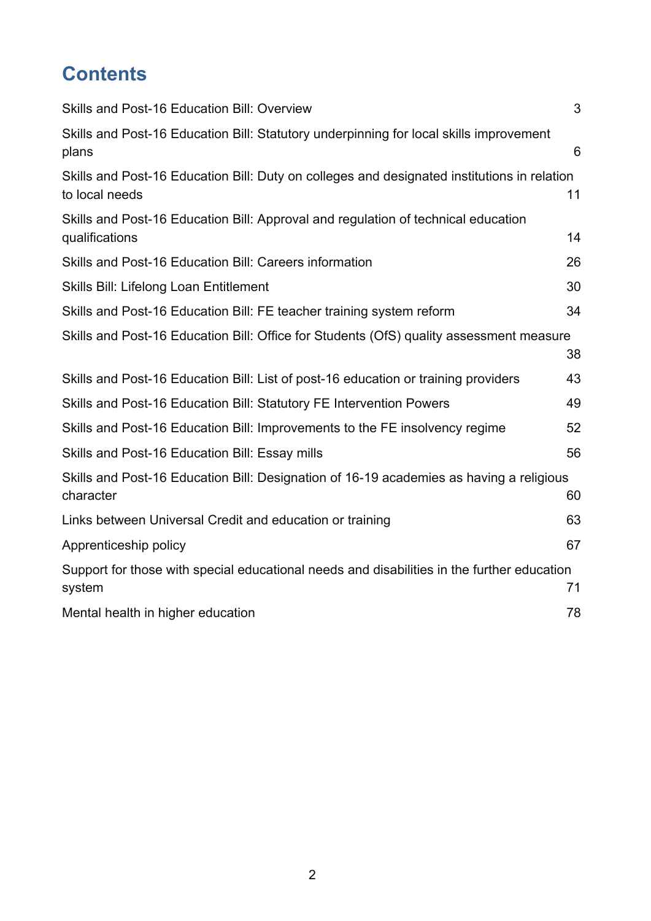# Contents

| | |
|---|---|
| Skills and Post-16 Education Bill: Overview | 3 |
| Skills and Post-16 Education Bill: Statutory underpinning for local skills improvement plans | 6 |
| Skills and Post-16 Education Bill: Duty on colleges and designated institutions in relation to local needs | 11 |
| Skills and Post-16 Education Bill: Approval and regulation of technical education qualifications | 14 |
| Skills and Post-16 Education Bill: Careers information | 26 |
| Skills Bill: Lifelong Loan Entitlement | 30 |
| Skills and Post-16 Education Bill: FE teacher training system reform | 34 |
| Skills and Post-16 Education Bill: Office for Students (OfS) quality assessment measure | 38 |
| Skills and Post-16 Education Bill: List of post-16 education or training providers | 43 |
| Skills and Post-16 Education Bill: Statutory FE Intervention Powers | 49 |
| Skills and Post-16 Education Bill: Improvements to the FE insolvency regime | 52 |
| Skills and Post-16 Education Bill: Essay mills | 56 |
| Skills and Post-16 Education Bill: Designation of 16-19 academies as having a religious character | 60 |
| Links between Universal Credit and education or training | 63 |
| Apprenticeship policy | 67 |
| Support for those with special educational needs and disabilities in the further education system | 71 |
| Mental health in higher education | 78 |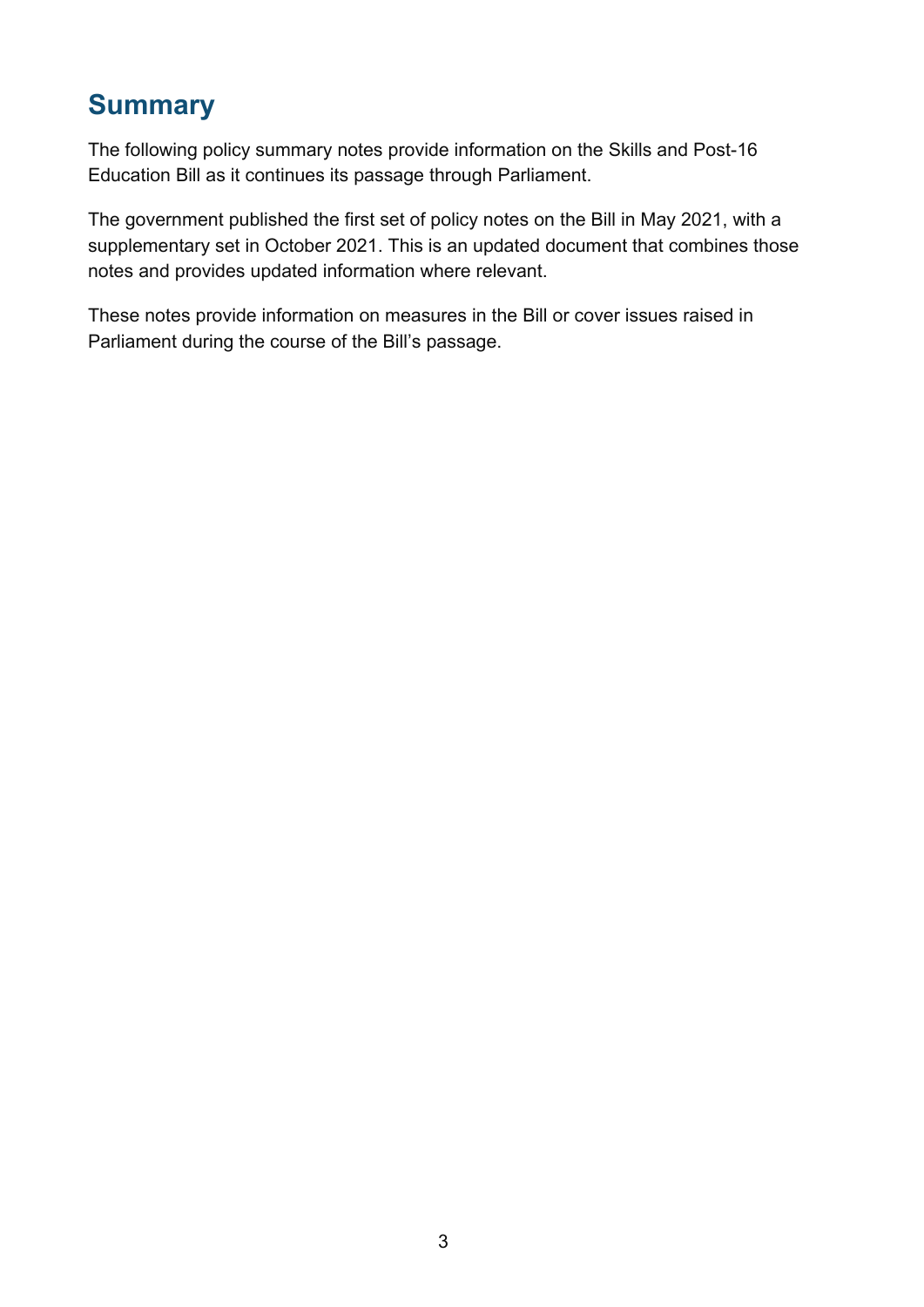# Summary

The following policy summary notes provide information on the Skills and Post-16 Education Bill as it continues its passage through Parliament.

The government published the first set of policy notes on the Bill in May 2021, with a supplementary set in October 2021. This is an updated document that combines those notes and provides updated information where relevant.

These notes provide information on measures in the Bill or cover issues raised in Parliament during the course of the Bill's passage.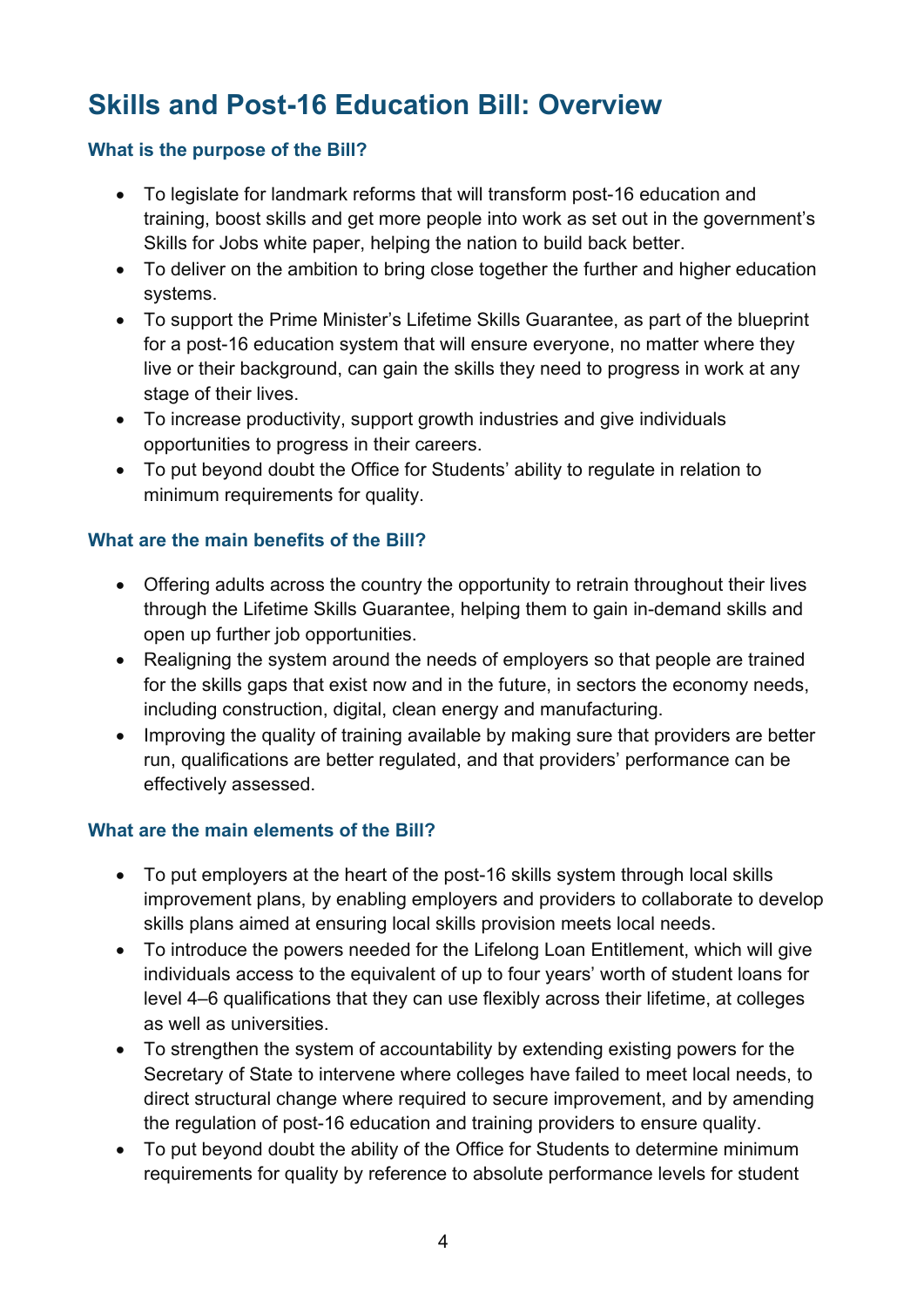# Skills and Post-16 Education Bill: Overview

### What is the purpose of the Bill?

- To legislate for landmark reforms that will transform post-16 education and training, boost skills and get more people into work as set out in the government's Skills for Jobs white paper, helping the nation to build back better.
- To deliver on the ambition to bring close together the further and higher education systems.
- To support the Prime Minister's Lifetime Skills Guarantee, as part of the blueprint for a post-16 education system that will ensure everyone, no matter where they live or their background, can gain the skills they need to progress in work at any stage of their lives.
- To increase productivity, support growth industries and give individuals opportunities to progress in their careers.
- To put beyond doubt the Office for Students' ability to regulate in relation to minimum requirements for quality.

### What are the main benefits of the Bill?

- Offering adults across the country the opportunity to retrain throughout their lives through the Lifetime Skills Guarantee, helping them to gain in-demand skills and open up further job opportunities.
- Realigning the system around the needs of employers so that people are trained for the skills gaps that exist now and in the future, in sectors the economy needs, including construction, digital, clean energy and manufacturing.
- Improving the quality of training available by making sure that providers are better run, qualifications are better regulated, and that providers' performance can be effectively assessed.

### What are the main elements of the Bill?

- To put employers at the heart of the post-16 skills system through local skills improvement plans, by enabling employers and providers to collaborate to develop skills plans aimed at ensuring local skills provision meets local needs.
- To introduce the powers needed for the Lifelong Loan Entitlement, which will give individuals access to the equivalent of up to four years' worth of student loans for level 4–6 qualifications that they can use flexibly across their lifetime, at colleges as well as universities.
- To strengthen the system of accountability by extending existing powers for the Secretary of State to intervene where colleges have failed to meet local needs, to direct structural change where required to secure improvement, and by amending the regulation of post-16 education and training providers to ensure quality.
- To put beyond doubt the ability of the Office for Students to determine minimum requirements for quality by reference to absolute performance levels for student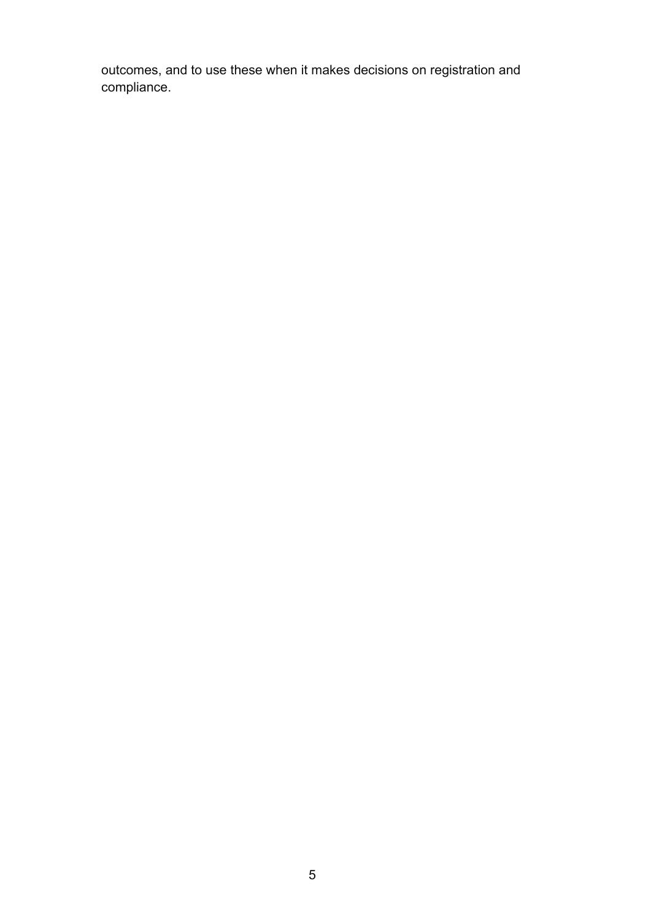outcomes, and to use these when it makes decisions on registration and compliance.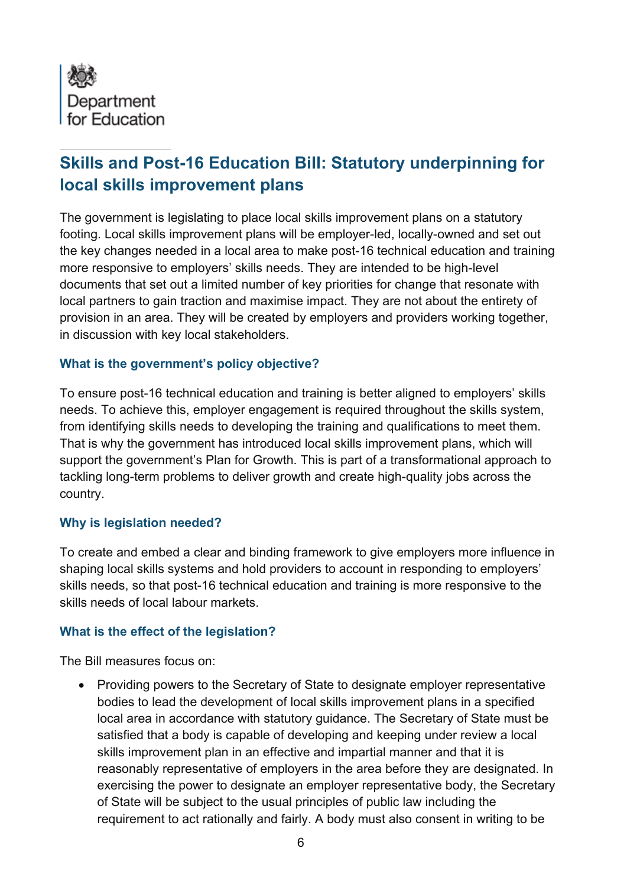Department for Education

## Skills and Post-16 Education Bill: Statutory underpinning for local skills improvement plans

The government is legislating to place local skills improvement plans on a statutory footing. Local skills improvement plans will be employer-led, locally-owned and set out the key changes needed in a local area to make post-16 technical education and training more responsive to employers' skills needs. They are intended to be high-level documents that set out a limited number of key priorities for change that resonate with local partners to gain traction and maximise impact. They are not about the entirety of provision in an area. They will be created by employers and providers working together, in discussion with key local stakeholders.

### What is the government's policy objective?

To ensure post-16 technical education and training is better aligned to employers' skills needs. To achieve this, employer engagement is required throughout the skills system, from identifying skills needs to developing the training and qualifications to meet them. That is why the government has introduced local skills improvement plans, which will support the government's Plan for Growth. This is part of a transformational approach to tackling long-term problems to deliver growth and create high-quality jobs across the country.

### Why is legislation needed?

To create and embed a clear and binding framework to give employers more influence in shaping local skills systems and hold providers to account in responding to employers' skills needs, so that post-16 technical education and training is more responsive to the skills needs of local labour markets.

### What is the effect of the legislation?

The Bill measures focus on:

- Providing powers to the Secretary of State to designate employer representative bodies to lead the development of local skills improvement plans in a specified local area in accordance with statutory guidance. The Secretary of State must be satisfied that a body is capable of developing and keeping under review a local skills improvement plan in an effective and impartial manner and that it is reasonably representative of employers in the area before they are designated. In exercising the power to designate an employer representative body, the Secretary of State will be subject to the usual principles of public law including the requirement to act rationally and fairly. A body must also consent in writing to be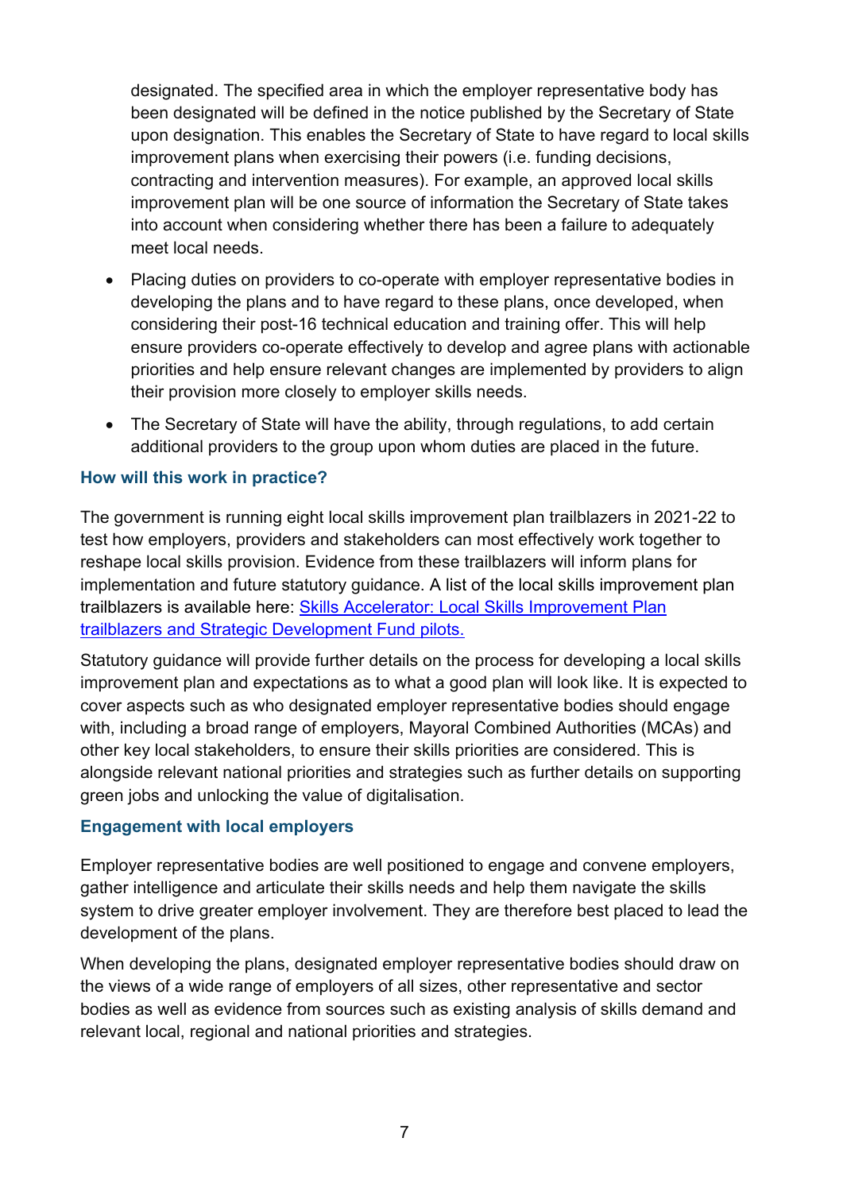designated. The specified area in which the employer representative body has been designated will be defined in the notice published by the Secretary of State upon designation. This enables the Secretary of State to have regard to local skills improvement plans when exercising their powers (i.e. funding decisions, contracting and intervention measures). For example, an approved local skills improvement plan will be one source of information the Secretary of State takes into account when considering whether there has been a failure to adequately meet local needs.

- Placing duties on providers to co-operate with employer representative bodies in developing the plans and to have regard to these plans, once developed, when considering their post-16 technical education and training offer. This will help ensure providers co-operate effectively to develop and agree plans with actionable priorities and help ensure relevant changes are implemented by providers to align their provision more closely to employer skills needs.
- The Secretary of State will have the ability, through regulations, to add certain additional providers to the group upon whom duties are placed in the future.

### How will this work in practice?

The government is running eight local skills improvement plan trailblazers in 2021-22 to test how employers, providers and stakeholders can most effectively work together to reshape local skills provision. Evidence from these trailblazers will inform plans for implementation and future statutory guidance. A list of the local skills improvement plan trailblazers is available here: [Skills Accelerator: Local Skills Improvement Plan trailblazers and Strategic Development Fund pilots.]()

Statutory guidance will provide further details on the process for developing a local skills improvement plan and expectations as to what a good plan will look like. It is expected to cover aspects such as who designated employer representative bodies should engage with, including a broad range of employers, Mayoral Combined Authorities (MCAs) and other key local stakeholders, to ensure their skills priorities are considered. This is alongside relevant national priorities and strategies such as further details on supporting green jobs and unlocking the value of digitalisation.

### Engagement with local employers

Employer representative bodies are well positioned to engage and convene employers, gather intelligence and articulate their skills needs and help them navigate the skills system to drive greater employer involvement. They are therefore best placed to lead the development of the plans.

When developing the plans, designated employer representative bodies should draw on the views of a wide range of employers of all sizes, other representative and sector bodies as well as evidence from sources such as existing analysis of skills demand and relevant local, regional and national priorities and strategies.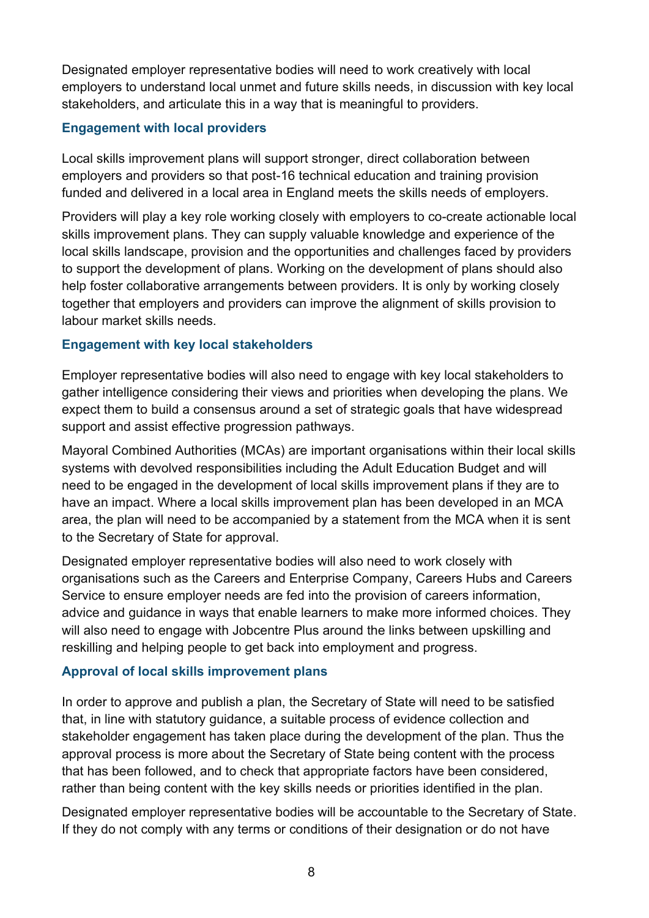Designated employer representative bodies will need to work creatively with local employers to understand local unmet and future skills needs, in discussion with key local stakeholders, and articulate this in a way that is meaningful to providers.

### Engagement with local providers

Local skills improvement plans will support stronger, direct collaboration between employers and providers so that post-16 technical education and training provision funded and delivered in a local area in England meets the skills needs of employers.

Providers will play a key role working closely with employers to co-create actionable local skills improvement plans. They can supply valuable knowledge and experience of the local skills landscape, provision and the opportunities and challenges faced by providers to support the development of plans. Working on the development of plans should also help foster collaborative arrangements between providers. It is only by working closely together that employers and providers can improve the alignment of skills provision to labour market skills needs.

### Engagement with key local stakeholders

Employer representative bodies will also need to engage with key local stakeholders to gather intelligence considering their views and priorities when developing the plans. We expect them to build a consensus around a set of strategic goals that have widespread support and assist effective progression pathways.

Mayoral Combined Authorities (MCAs) are important organisations within their local skills systems with devolved responsibilities including the Adult Education Budget and will need to be engaged in the development of local skills improvement plans if they are to have an impact. Where a local skills improvement plan has been developed in an MCA area, the plan will need to be accompanied by a statement from the MCA when it is sent to the Secretary of State for approval.

Designated employer representative bodies will also need to work closely with organisations such as the Careers and Enterprise Company, Careers Hubs and Careers Service to ensure employer needs are fed into the provision of careers information, advice and guidance in ways that enable learners to make more informed choices. They will also need to engage with Jobcentre Plus around the links between upskilling and reskilling and helping people to get back into employment and progress.

### Approval of local skills improvement plans

In order to approve and publish a plan, the Secretary of State will need to be satisfied that, in line with statutory guidance, a suitable process of evidence collection and stakeholder engagement has taken place during the development of the plan. Thus the approval process is more about the Secretary of State being content with the process that has been followed, and to check that appropriate factors have been considered, rather than being content with the key skills needs or priorities identified in the plan.

Designated employer representative bodies will be accountable to the Secretary of State. If they do not comply with any terms or conditions of their designation or do not have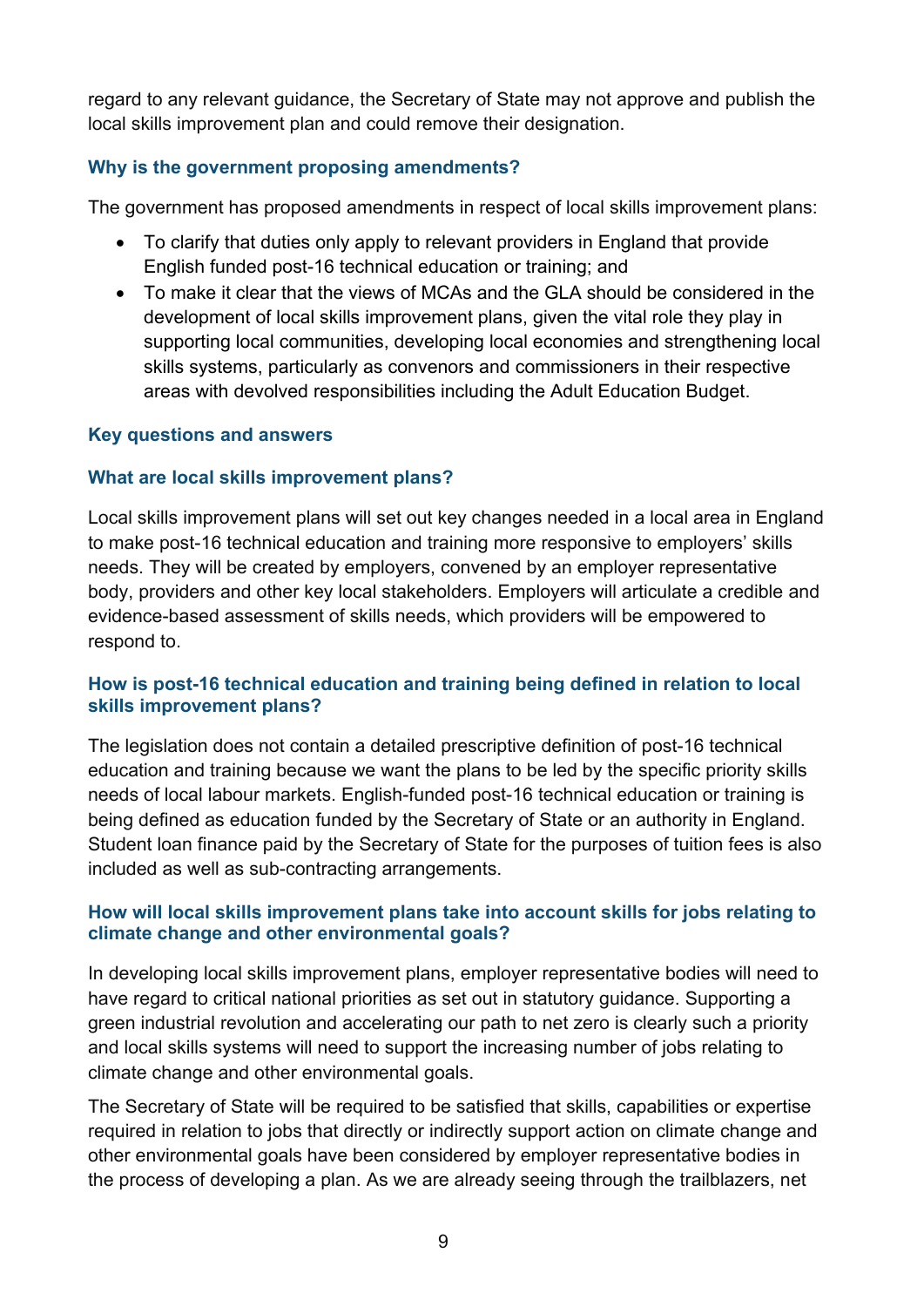regard to any relevant guidance, the Secretary of State may not approve and publish the local skills improvement plan and could remove their designation.

### Why is the government proposing amendments?

The government has proposed amendments in respect of local skills improvement plans:

- To clarify that duties only apply to relevant providers in England that provide English funded post-16 technical education or training; and
- To make it clear that the views of MCAs and the GLA should be considered in the development of local skills improvement plans, given the vital role they play in supporting local communities, developing local economies and strengthening local skills systems, particularly as convenors and commissioners in their respective areas with devolved responsibilities including the Adult Education Budget.

### Key questions and answers

### What are local skills improvement plans?

Local skills improvement plans will set out key changes needed in a local area in England to make post-16 technical education and training more responsive to employers' skills needs. They will be created by employers, convened by an employer representative body, providers and other key local stakeholders. Employers will articulate a credible and evidence-based assessment of skills needs, which providers will be empowered to respond to.

### How is post-16 technical education and training being defined in relation to local skills improvement plans?

The legislation does not contain a detailed prescriptive definition of post-16 technical education and training because we want the plans to be led by the specific priority skills needs of local labour markets. English-funded post-16 technical education or training is being defined as education funded by the Secretary of State or an authority in England. Student loan finance paid by the Secretary of State for the purposes of tuition fees is also included as well as sub-contracting arrangements.

### How will local skills improvement plans take into account skills for jobs relating to climate change and other environmental goals?

In developing local skills improvement plans, employer representative bodies will need to have regard to critical national priorities as set out in statutory guidance. Supporting a green industrial revolution and accelerating our path to net zero is clearly such a priority and local skills systems will need to support the increasing number of jobs relating to climate change and other environmental goals.

The Secretary of State will be required to be satisfied that skills, capabilities or expertise required in relation to jobs that directly or indirectly support action on climate change and other environmental goals have been considered by employer representative bodies in the process of developing a plan. As we are already seeing through the trailblazers, net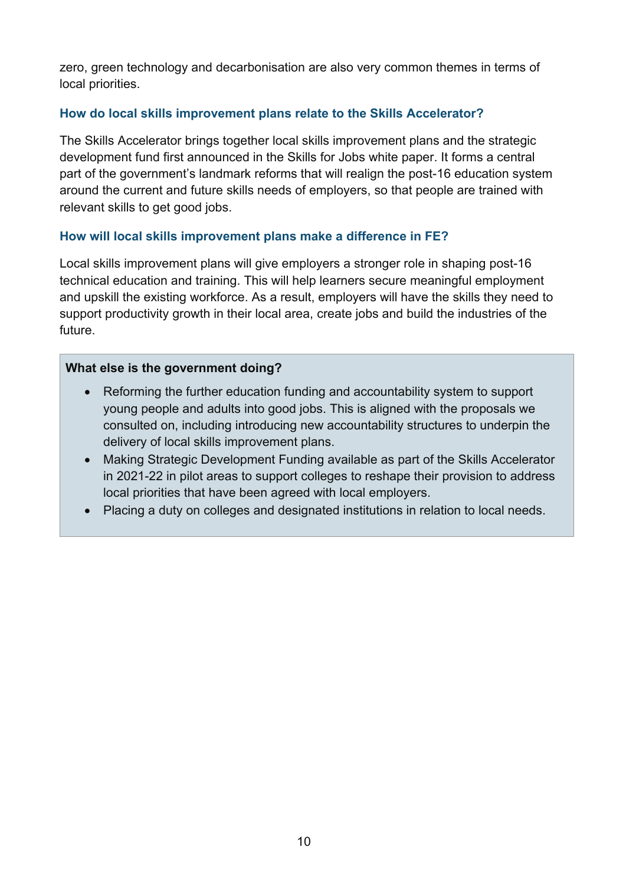zero, green technology and decarbonisation are also very common themes in terms of local priorities.

### How do local skills improvement plans relate to the Skills Accelerator?

The Skills Accelerator brings together local skills improvement plans and the strategic development fund first announced in the Skills for Jobs white paper. It forms a central part of the government's landmark reforms that will realign the post-16 education system around the current and future skills needs of employers, so that people are trained with relevant skills to get good jobs.

### How will local skills improvement plans make a difference in FE?

Local skills improvement plans will give employers a stronger role in shaping post-16 technical education and training. This will help learners secure meaningful employment and upskill the existing workforce. As a result, employers will have the skills they need to support productivity growth in their local area, create jobs and build the industries of the future.

**What else is the government doing?**

- Reforming the further education funding and accountability system to support young people and adults into good jobs. This is aligned with the proposals we consulted on, including introducing new accountability structures to underpin the delivery of local skills improvement plans.
- Making Strategic Development Funding available as part of the Skills Accelerator in 2021-22 in pilot areas to support colleges to reshape their provision to address local priorities that have been agreed with local employers.
- Placing a duty on colleges and designated institutions in relation to local needs.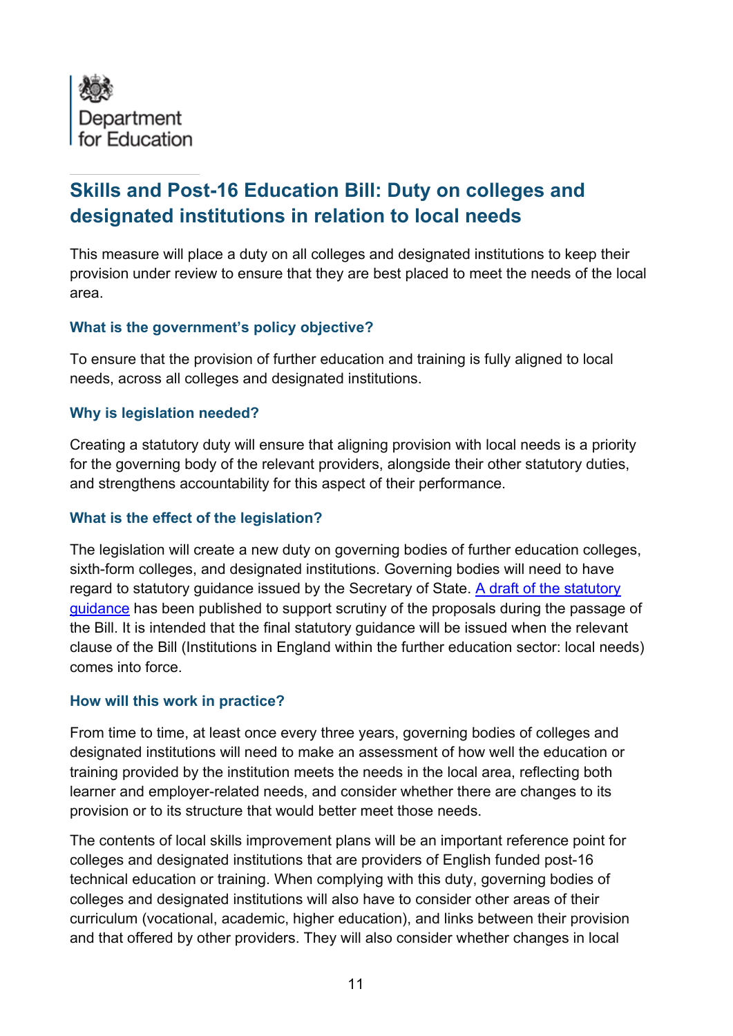Department for Education

## Skills and Post-16 Education Bill: Duty on colleges and designated institutions in relation to local needs

This measure will place a duty on all colleges and designated institutions to keep their provision under review to ensure that they are best placed to meet the needs of the local area.

### What is the government's policy objective?

To ensure that the provision of further education and training is fully aligned to local needs, across all colleges and designated institutions.

### Why is legislation needed?

Creating a statutory duty will ensure that aligning provision with local needs is a priority for the governing body of the relevant providers, alongside their other statutory duties, and strengthens accountability for this aspect of their performance.

### What is the effect of the legislation?

The legislation will create a new duty on governing bodies of further education colleges, sixth-form colleges, and designated institutions. Governing bodies will need to have regard to statutory guidance issued by the Secretary of State. A draft of the statutory guidance has been published to support scrutiny of the proposals during the passage of the Bill. It is intended that the final statutory guidance will be issued when the relevant clause of the Bill (Institutions in England within the further education sector: local needs) comes into force.

### How will this work in practice?

From time to time, at least once every three years, governing bodies of colleges and designated institutions will need to make an assessment of how well the education or training provided by the institution meets the needs in the local area, reflecting both learner and employer-related needs, and consider whether there are changes to its provision or to its structure that would better meet those needs.

The contents of local skills improvement plans will be an important reference point for colleges and designated institutions that are providers of English funded post-16 technical education or training. When complying with this duty, governing bodies of colleges and designated institutions will also have to consider other areas of their curriculum (vocational, academic, higher education), and links between their provision and that offered by other providers. They will also consider whether changes in local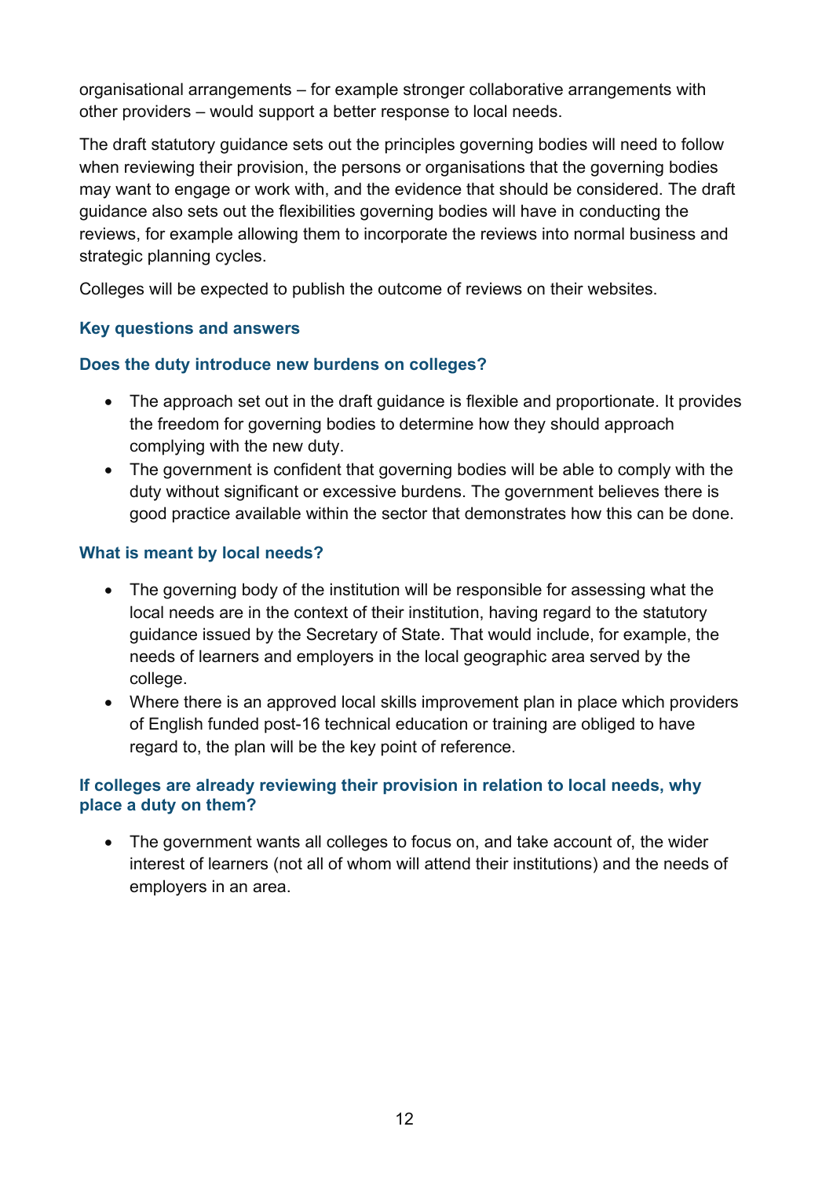organisational arrangements – for example stronger collaborative arrangements with other providers – would support a better response to local needs.

The draft statutory guidance sets out the principles governing bodies will need to follow when reviewing their provision, the persons or organisations that the governing bodies may want to engage or work with, and the evidence that should be considered. The draft guidance also sets out the flexibilities governing bodies will have in conducting the reviews, for example allowing them to incorporate the reviews into normal business and strategic planning cycles.

Colleges will be expected to publish the outcome of reviews on their websites.

### Key questions and answers

### Does the duty introduce new burdens on colleges?

- The approach set out in the draft guidance is flexible and proportionate. It provides the freedom for governing bodies to determine how they should approach complying with the new duty.
- The government is confident that governing bodies will be able to comply with the duty without significant or excessive burdens. The government believes there is good practice available within the sector that demonstrates how this can be done.

### What is meant by local needs?

- The governing body of the institution will be responsible for assessing what the local needs are in the context of their institution, having regard to the statutory guidance issued by the Secretary of State. That would include, for example, the needs of learners and employers in the local geographic area served by the college.
- Where there is an approved local skills improvement plan in place which providers of English funded post-16 technical education or training are obliged to have regard to, the plan will be the key point of reference.

### If colleges are already reviewing their provision in relation to local needs, why place a duty on them?

- The government wants all colleges to focus on, and take account of, the wider interest of learners (not all of whom will attend their institutions) and the needs of employers in an area.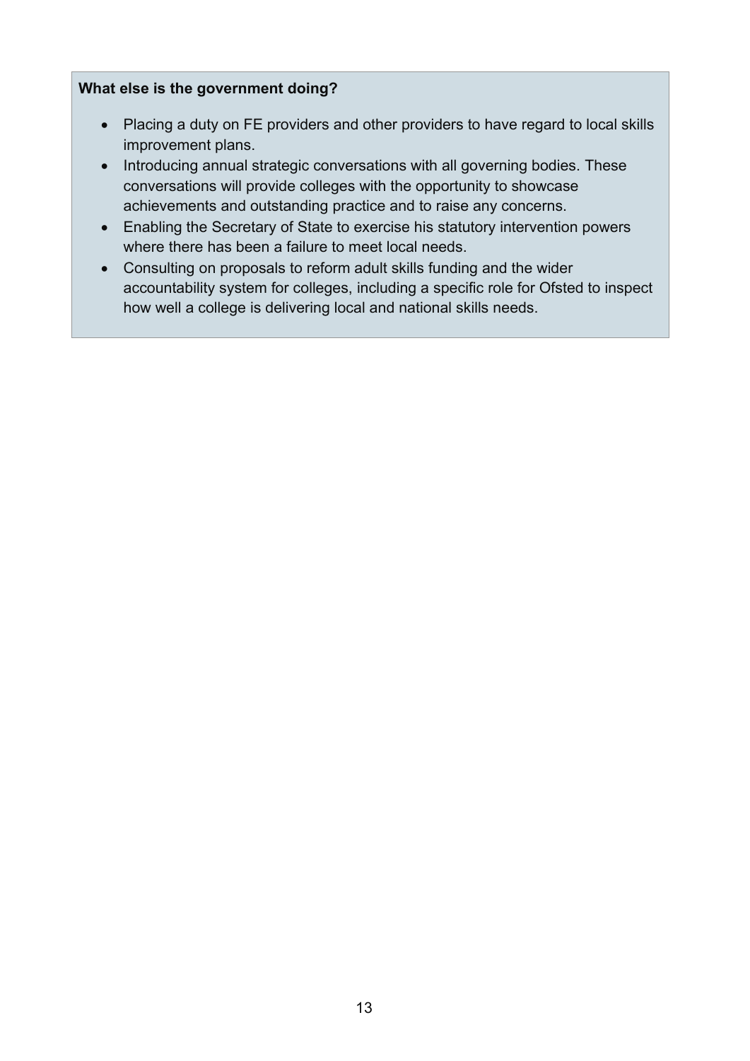**What else is the government doing?**

- Placing a duty on FE providers and other providers to have regard to local skills improvement plans.
- Introducing annual strategic conversations with all governing bodies. These conversations will provide colleges with the opportunity to showcase achievements and outstanding practice and to raise any concerns.
- Enabling the Secretary of State to exercise his statutory intervention powers where there has been a failure to meet local needs.
- Consulting on proposals to reform adult skills funding and the wider accountability system for colleges, including a specific role for Ofsted to inspect how well a college is delivering local and national skills needs.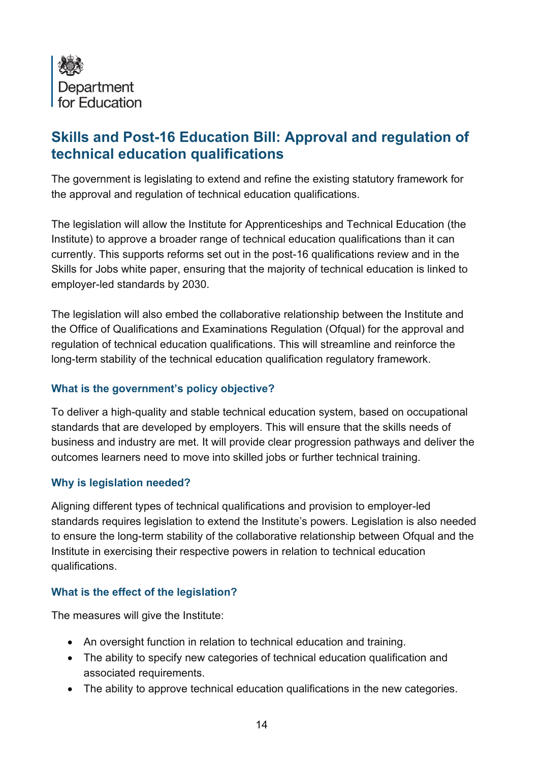## Skills and Post-16 Education Bill: Approval and regulation of technical education qualifications

The government is legislating to extend and refine the existing statutory framework for the approval and regulation of technical education qualifications.

The legislation will allow the Institute for Apprenticeships and Technical Education (the Institute) to approve a broader range of technical education qualifications than it can currently. This supports reforms set out in the post-16 qualifications review and in the Skills for Jobs white paper, ensuring that the majority of technical education is linked to employer-led standards by 2030.

The legislation will also embed the collaborative relationship between the Institute and the Office of Qualifications and Examinations Regulation (Ofqual) for the approval and regulation of technical education qualifications. This will streamline and reinforce the long-term stability of the technical education qualification regulatory framework.

### What is the government's policy objective?

To deliver a high-quality and stable technical education system, based on occupational standards that are developed by employers. This will ensure that the skills needs of business and industry are met. It will provide clear progression pathways and deliver the outcomes learners need to move into skilled jobs or further technical training.

### Why is legislation needed?

Aligning different types of technical qualifications and provision to employer-led standards requires legislation to extend the Institute's powers. Legislation is also needed to ensure the long-term stability of the collaborative relationship between Ofqual and the Institute in exercising their respective powers in relation to technical education qualifications.

### What is the effect of the legislation?

The measures will give the Institute:

- An oversight function in relation to technical education and training.
- The ability to specify new categories of technical education qualification and associated requirements.
- The ability to approve technical education qualifications in the new categories.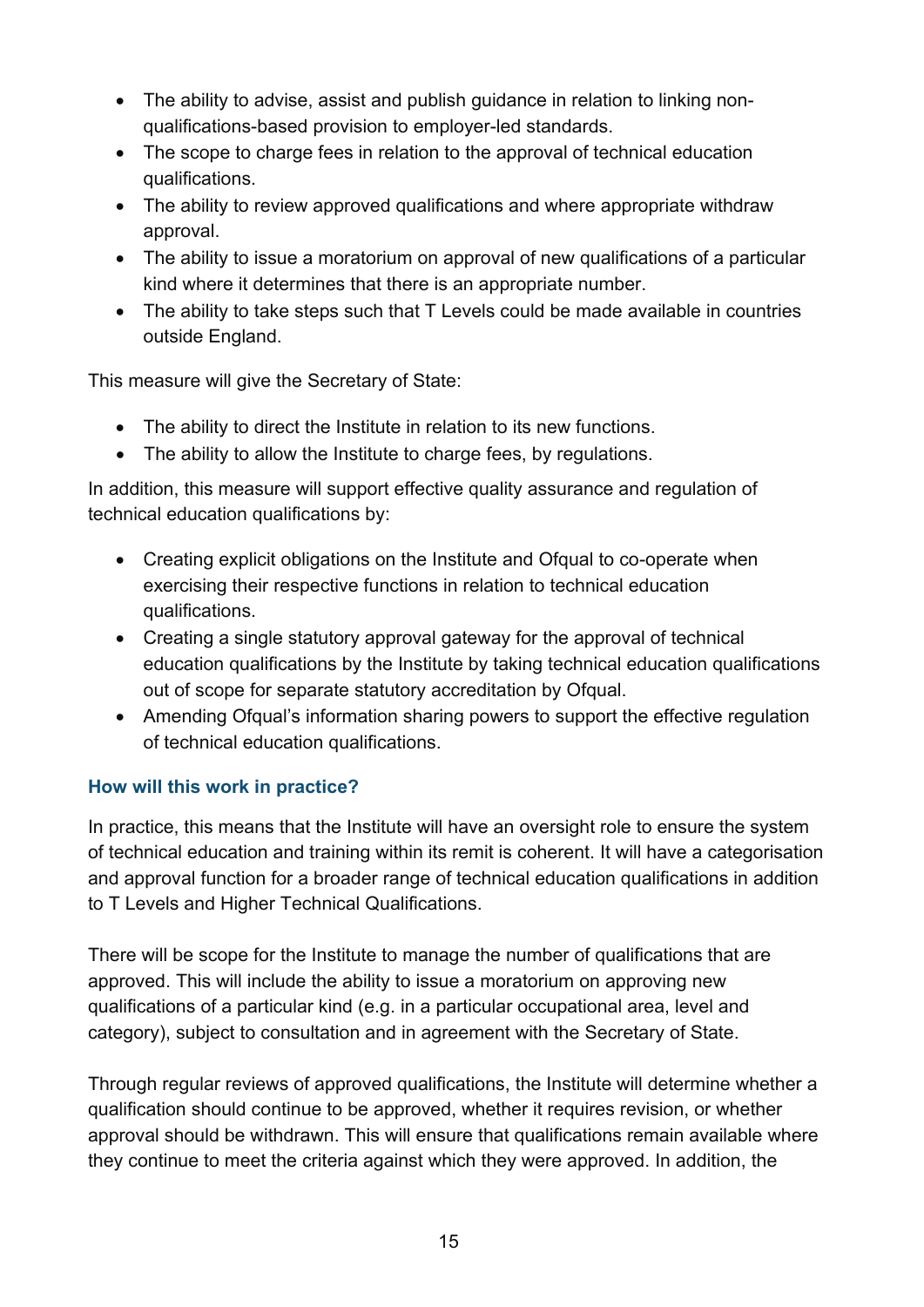- The ability to advise, assist and publish guidance in relation to linking non-qualifications-based provision to employer-led standards.
- The scope to charge fees in relation to the approval of technical education qualifications.
- The ability to review approved qualifications and where appropriate withdraw approval.
- The ability to issue a moratorium on approval of new qualifications of a particular kind where it determines that there is an appropriate number.
- The ability to take steps such that T Levels could be made available in countries outside England.

This measure will give the Secretary of State:

- The ability to direct the Institute in relation to its new functions.
- The ability to allow the Institute to charge fees, by regulations.

In addition, this measure will support effective quality assurance and regulation of technical education qualifications by:

- Creating explicit obligations on the Institute and Ofqual to co-operate when exercising their respective functions in relation to technical education qualifications.
- Creating a single statutory approval gateway for the approval of technical education qualifications by the Institute by taking technical education qualifications out of scope for separate statutory accreditation by Ofqual.
- Amending Ofqual's information sharing powers to support the effective regulation of technical education qualifications.

### How will this work in practice?

In practice, this means that the Institute will have an oversight role to ensure the system of technical education and training within its remit is coherent. It will have a categorisation and approval function for a broader range of technical education qualifications in addition to T Levels and Higher Technical Qualifications.

There will be scope for the Institute to manage the number of qualifications that are approved. This will include the ability to issue a moratorium on approving new qualifications of a particular kind (e.g. in a particular occupational area, level and category), subject to consultation and in agreement with the Secretary of State.

Through regular reviews of approved qualifications, the Institute will determine whether a qualification should continue to be approved, whether it requires revision, or whether approval should be withdrawn. This will ensure that qualifications remain available where they continue to meet the criteria against which they were approved. In addition, the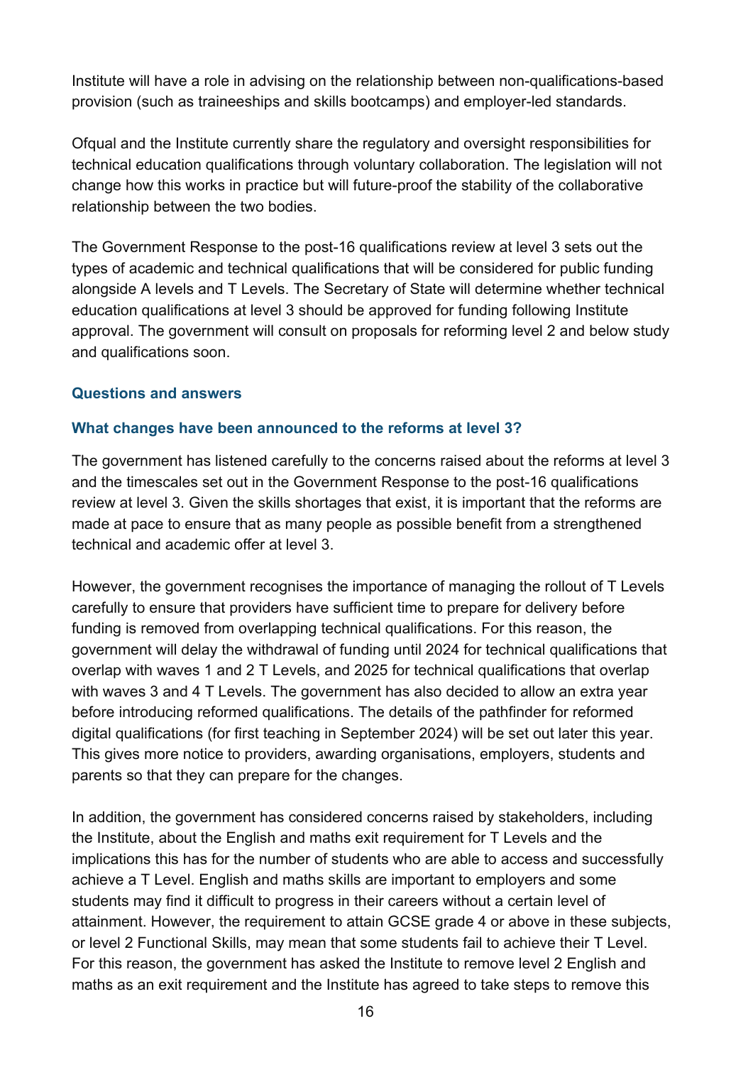Institute will have a role in advising on the relationship between non-qualifications-based provision (such as traineeships and skills bootcamps) and employer-led standards.

Ofqual and the Institute currently share the regulatory and oversight responsibilities for technical education qualifications through voluntary collaboration. The legislation will not change how this works in practice but will future-proof the stability of the collaborative relationship between the two bodies.

The Government Response to the post-16 qualifications review at level 3 sets out the types of academic and technical qualifications that will be considered for public funding alongside A levels and T Levels. The Secretary of State will determine whether technical education qualifications at level 3 should be approved for funding following Institute approval. The government will consult on proposals for reforming level 2 and below study and qualifications soon.

### Questions and answers

#### What changes have been announced to the reforms at level 3?

The government has listened carefully to the concerns raised about the reforms at level 3 and the timescales set out in the Government Response to the post-16 qualifications review at level 3. Given the skills shortages that exist, it is important that the reforms are made at pace to ensure that as many people as possible benefit from a strengthened technical and academic offer at level 3.

However, the government recognises the importance of managing the rollout of T Levels carefully to ensure that providers have sufficient time to prepare for delivery before funding is removed from overlapping technical qualifications. For this reason, the government will delay the withdrawal of funding until 2024 for technical qualifications that overlap with waves 1 and 2 T Levels, and 2025 for technical qualifications that overlap with waves 3 and 4 T Levels. The government has also decided to allow an extra year before introducing reformed qualifications. The details of the pathfinder for reformed digital qualifications (for first teaching in September 2024) will be set out later this year. This gives more notice to providers, awarding organisations, employers, students and parents so that they can prepare for the changes.

In addition, the government has considered concerns raised by stakeholders, including the Institute, about the English and maths exit requirement for T Levels and the implications this has for the number of students who are able to access and successfully achieve a T Level. English and maths skills are important to employers and some students may find it difficult to progress in their careers without a certain level of attainment. However, the requirement to attain GCSE grade 4 or above in these subjects, or level 2 Functional Skills, may mean that some students fail to achieve their T Level. For this reason, the government has asked the Institute to remove level 2 English and maths as an exit requirement and the Institute has agreed to take steps to remove this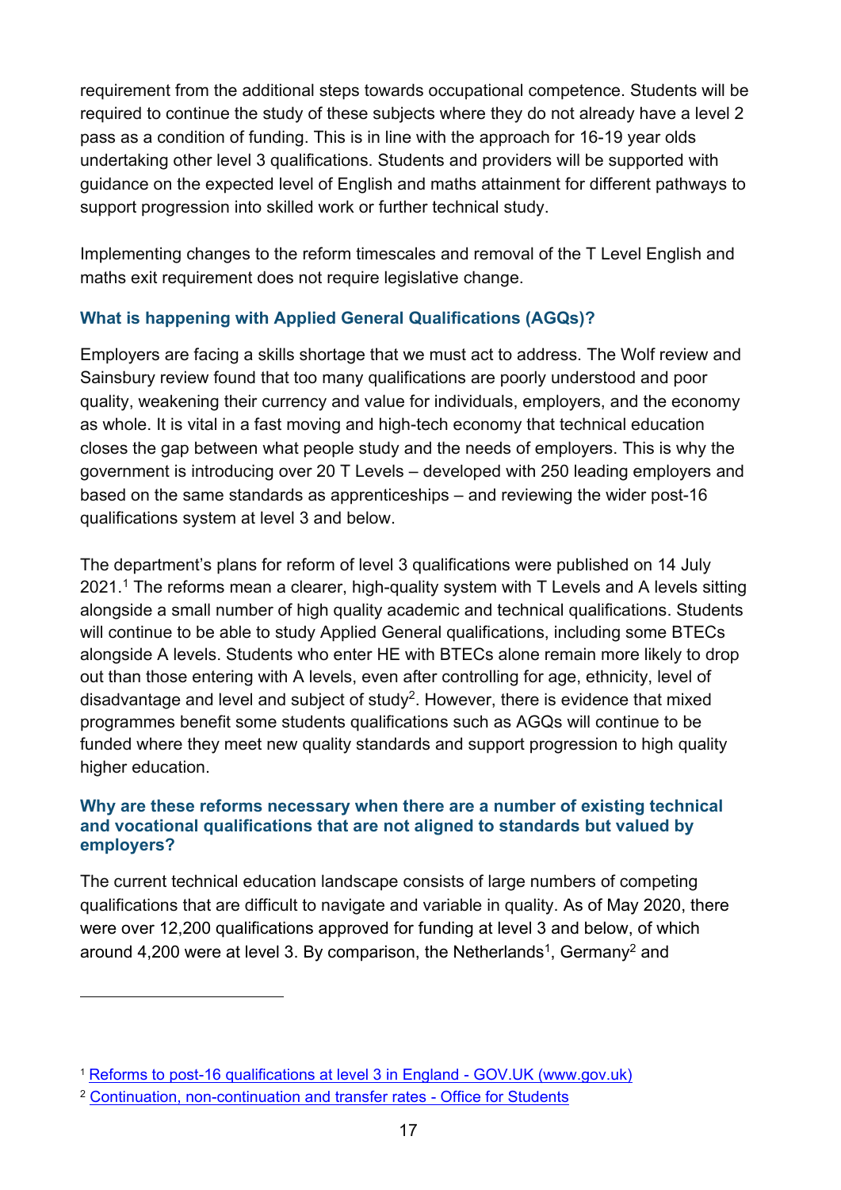requirement from the additional steps towards occupational competence. Students will be required to continue the study of these subjects where they do not already have a level 2 pass as a condition of funding. This is in line with the approach for 16-19 year olds undertaking other level 3 qualifications. Students and providers will be supported with guidance on the expected level of English and maths attainment for different pathways to support progression into skilled work or further technical study.

Implementing changes to the reform timescales and removal of the T Level English and maths exit requirement does not require legislative change.

### What is happening with Applied General Qualifications (AGQs)?

Employers are facing a skills shortage that we must act to address. The Wolf review and Sainsbury review found that too many qualifications are poorly understood and poor quality, weakening their currency and value for individuals, employers, and the economy as whole. It is vital in a fast moving and high-tech economy that technical education closes the gap between what people study and the needs of employers. This is why the government is introducing over 20 T Levels – developed with 250 leading employers and based on the same standards as apprenticeships – and reviewing the wider post-16 qualifications system at level 3 and below.

The department's plans for reform of level 3 qualifications were published on 14 July 2021.[1] The reforms mean a clearer, high-quality system with T Levels and A levels sitting alongside a small number of high quality academic and technical qualifications. Students will continue to be able to study Applied General qualifications, including some BTECs alongside A levels. Students who enter HE with BTECs alone remain more likely to drop out than those entering with A levels, even after controlling for age, ethnicity, level of disadvantage and level and subject of study[2]. However, there is evidence that mixed programmes benefit some students qualifications such as AGQs will continue to be funded where they meet new quality standards and support progression to high quality higher education.

### Why are these reforms necessary when there are a number of existing technical and vocational qualifications that are not aligned to standards but valued by employers?

The current technical education landscape consists of large numbers of competing qualifications that are difficult to navigate and variable in quality. As of May 2020, there were over 12,200 qualifications approved for funding at level 3 and below, of which around 4,200 were at level 3. By comparison, the Netherlands[1], Germany[2] and

---

[1] [Reforms to post-16 qualifications at level 3 in England - GOV.UK (www.gov.uk)](https://www.gov.uk)

[2] [Continuation, non-continuation and transfer rates - Office for Students](https://www.officeforstudents.org.uk)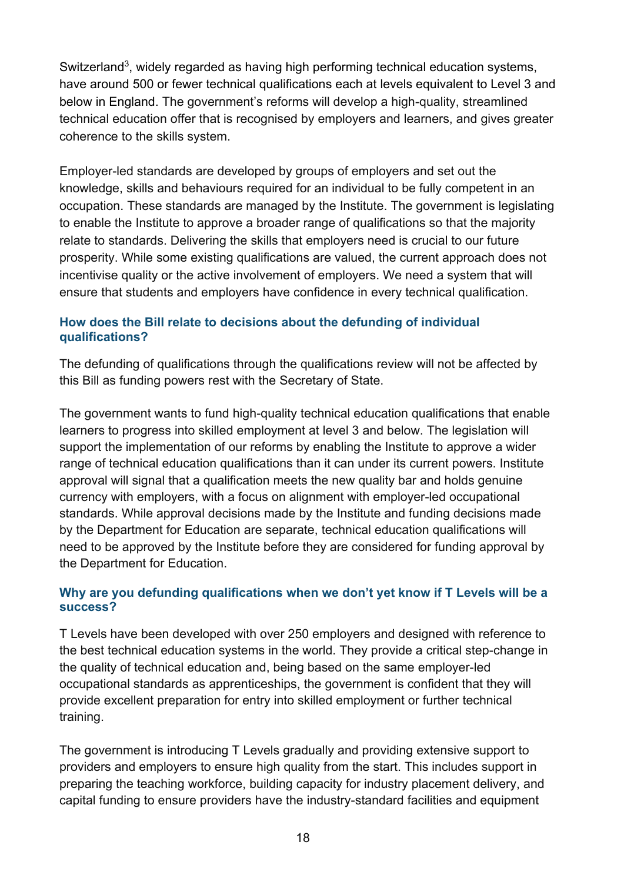Switzerland[3], widely regarded as having high performing technical education systems, have around 500 or fewer technical qualifications each at levels equivalent to Level 3 and below in England. The government's reforms will develop a high-quality, streamlined technical education offer that is recognised by employers and learners, and gives greater coherence to the skills system.

Employer-led standards are developed by groups of employers and set out the knowledge, skills and behaviours required for an individual to be fully competent in an occupation. These standards are managed by the Institute. The government is legislating to enable the Institute to approve a broader range of qualifications so that the majority relate to standards. Delivering the skills that employers need is crucial to our future prosperity. While some existing qualifications are valued, the current approach does not incentivise quality or the active involvement of employers. We need a system that will ensure that students and employers have confidence in every technical qualification.

### How does the Bill relate to decisions about the defunding of individual qualifications?

The defunding of qualifications through the qualifications review will not be affected by this Bill as funding powers rest with the Secretary of State.

The government wants to fund high-quality technical education qualifications that enable learners to progress into skilled employment at level 3 and below. The legislation will support the implementation of our reforms by enabling the Institute to approve a wider range of technical education qualifications than it can under its current powers. Institute approval will signal that a qualification meets the new quality bar and holds genuine currency with employers, with a focus on alignment with employer-led occupational standards. While approval decisions made by the Institute and funding decisions made by the Department for Education are separate, technical education qualifications will need to be approved by the Institute before they are considered for funding approval by the Department for Education.

### Why are you defunding qualifications when we don't yet know if T Levels will be a success?

T Levels have been developed with over 250 employers and designed with reference to the best technical education systems in the world. They provide a critical step-change in the quality of technical education and, being based on the same employer-led occupational standards as apprenticeships, the government is confident that they will provide excellent preparation for entry into skilled employment or further technical training.

The government is introducing T Levels gradually and providing extensive support to providers and employers to ensure high quality from the start. This includes support in preparing the teaching workforce, building capacity for industry placement delivery, and capital funding to ensure providers have the industry-standard facilities and equipment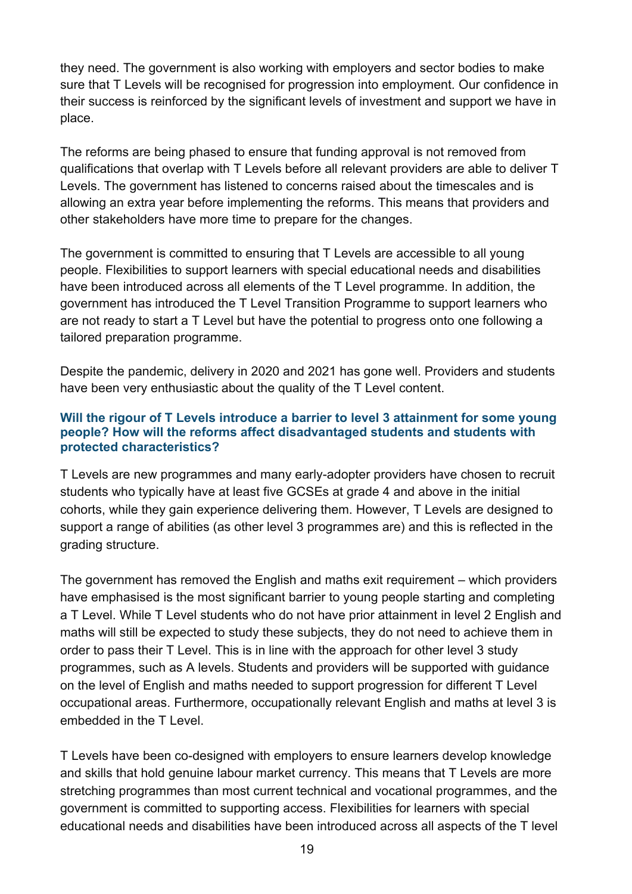they need. The government is also working with employers and sector bodies to make sure that T Levels will be recognised for progression into employment. Our confidence in their success is reinforced by the significant levels of investment and support we have in place.

The reforms are being phased to ensure that funding approval is not removed from qualifications that overlap with T Levels before all relevant providers are able to deliver T Levels. The government has listened to concerns raised about the timescales and is allowing an extra year before implementing the reforms. This means that providers and other stakeholders have more time to prepare for the changes.

The government is committed to ensuring that T Levels are accessible to all young people. Flexibilities to support learners with special educational needs and disabilities have been introduced across all elements of the T Level programme. In addition, the government has introduced the T Level Transition Programme to support learners who are not ready to start a T Level but have the potential to progress onto one following a tailored preparation programme.

Despite the pandemic, delivery in 2020 and 2021 has gone well. Providers and students have been very enthusiastic about the quality of the T Level content.

#### Will the rigour of T Levels introduce a barrier to level 3 attainment for some young people? How will the reforms affect disadvantaged students and students with protected characteristics?

T Levels are new programmes and many early-adopter providers have chosen to recruit students who typically have at least five GCSEs at grade 4 and above in the initial cohorts, while they gain experience delivering them. However, T Levels are designed to support a range of abilities (as other level 3 programmes are) and this is reflected in the grading structure.

The government has removed the English and maths exit requirement – which providers have emphasised is the most significant barrier to young people starting and completing a T Level. While T Level students who do not have prior attainment in level 2 English and maths will still be expected to study these subjects, they do not need to achieve them in order to pass their T Level. This is in line with the approach for other level 3 study programmes, such as A levels. Students and providers will be supported with guidance on the level of English and maths needed to support progression for different T Level occupational areas. Furthermore, occupationally relevant English and maths at level 3 is embedded in the T Level.

T Levels have been co-designed with employers to ensure learners develop knowledge and skills that hold genuine labour market currency. This means that T Levels are more stretching programmes than most current technical and vocational programmes, and the government is committed to supporting access. Flexibilities for learners with special educational needs and disabilities have been introduced across all aspects of the T level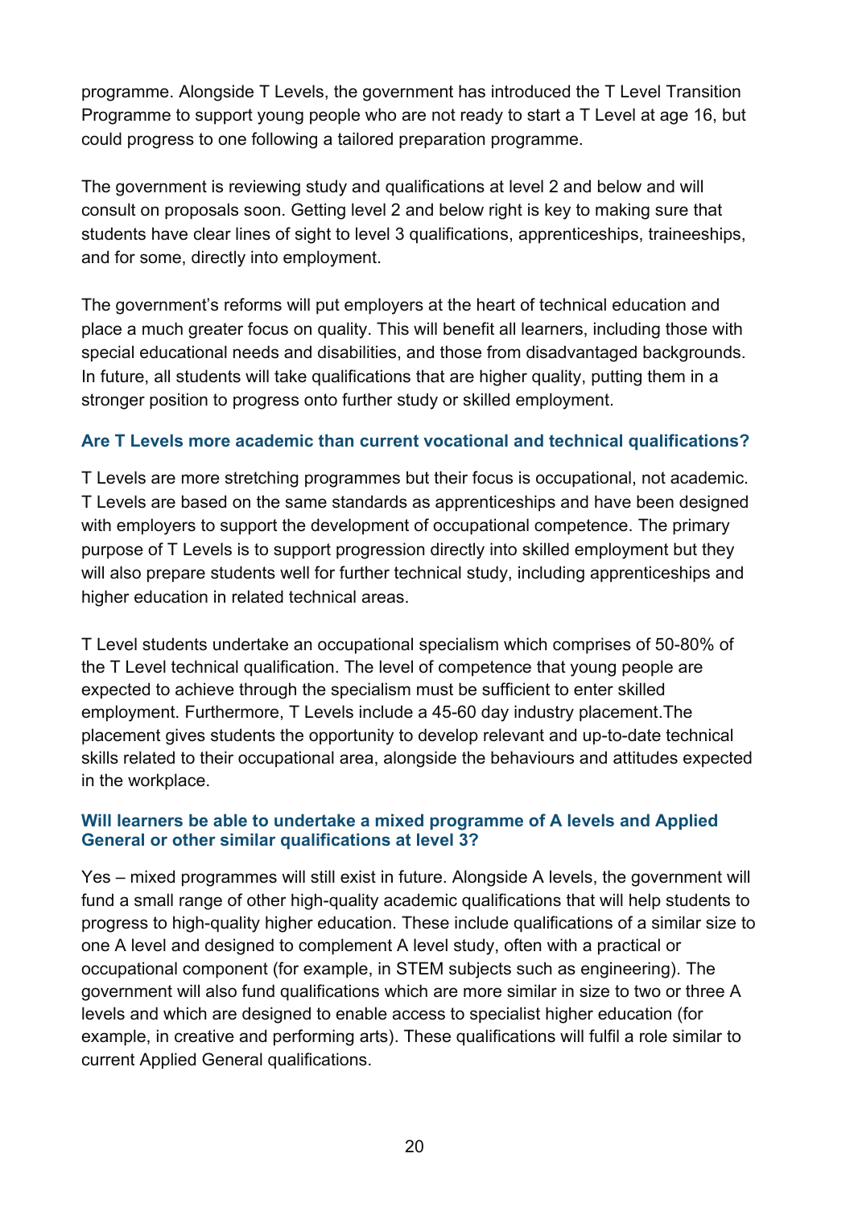programme. Alongside T Levels, the government has introduced the T Level Transition Programme to support young people who are not ready to start a T Level at age 16, but could progress to one following a tailored preparation programme.

The government is reviewing study and qualifications at level 2 and below and will consult on proposals soon. Getting level 2 and below right is key to making sure that students have clear lines of sight to level 3 qualifications, apprenticeships, traineeships, and for some, directly into employment.

The government's reforms will put employers at the heart of technical education and place a much greater focus on quality. This will benefit all learners, including those with special educational needs and disabilities, and those from disadvantaged backgrounds. In future, all students will take qualifications that are higher quality, putting them in a stronger position to progress onto further study or skilled employment.

### Are T Levels more academic than current vocational and technical qualifications?

T Levels are more stretching programmes but their focus is occupational, not academic. T Levels are based on the same standards as apprenticeships and have been designed with employers to support the development of occupational competence. The primary purpose of T Levels is to support progression directly into skilled employment but they will also prepare students well for further technical study, including apprenticeships and higher education in related technical areas.

T Level students undertake an occupational specialism which comprises of 50-80% of the T Level technical qualification. The level of competence that young people are expected to achieve through the specialism must be sufficient to enter skilled employment. Furthermore, T Levels include a 45-60 day industry placement.The placement gives students the opportunity to develop relevant and up-to-date technical skills related to their occupational area, alongside the behaviours and attitudes expected in the workplace.

### Will learners be able to undertake a mixed programme of A levels and Applied General or other similar qualifications at level 3?

Yes – mixed programmes will still exist in future. Alongside A levels, the government will fund a small range of other high-quality academic qualifications that will help students to progress to high-quality higher education. These include qualifications of a similar size to one A level and designed to complement A level study, often with a practical or occupational component (for example, in STEM subjects such as engineering). The government will also fund qualifications which are more similar in size to two or three A levels and which are designed to enable access to specialist higher education (for example, in creative and performing arts). These qualifications will fulfil a role similar to current Applied General qualifications.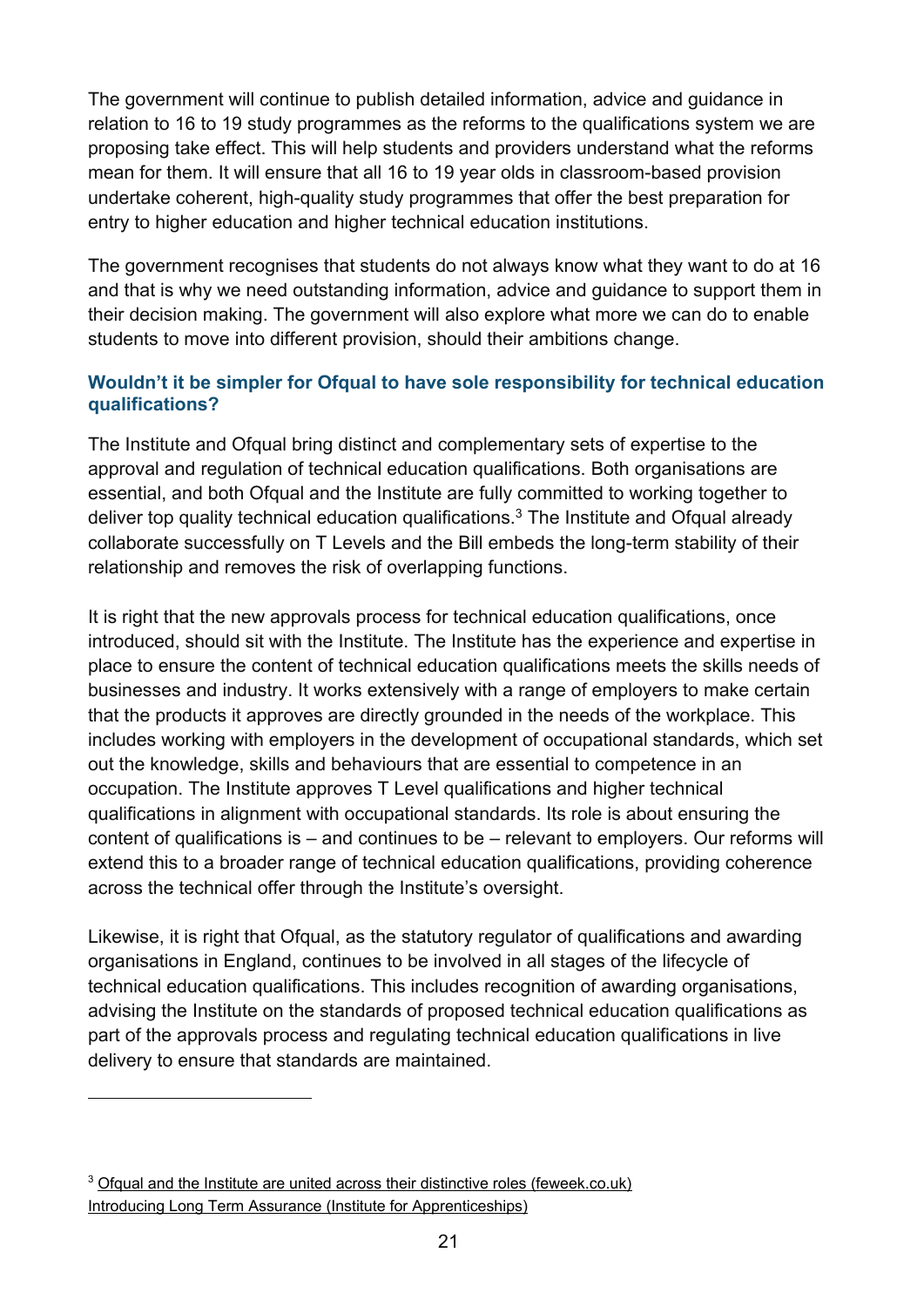The government will continue to publish detailed information, advice and guidance in relation to 16 to 19 study programmes as the reforms to the qualifications system we are proposing take effect. This will help students and providers understand what the reforms mean for them. It will ensure that all 16 to 19 year olds in classroom-based provision undertake coherent, high-quality study programmes that offer the best preparation for entry to higher education and higher technical education institutions.

The government recognises that students do not always know what they want to do at 16 and that is why we need outstanding information, advice and guidance to support them in their decision making. The government will also explore what more we can do to enable students to move into different provision, should their ambitions change.

### Wouldn't it be simpler for Ofqual to have sole responsibility for technical education qualifications?

The Institute and Ofqual bring distinct and complementary sets of expertise to the approval and regulation of technical education qualifications. Both organisations are essential, and both Ofqual and the Institute are fully committed to working together to deliver top quality technical education qualifications.[3] The Institute and Ofqual already collaborate successfully on T Levels and the Bill embeds the long-term stability of their relationship and removes the risk of overlapping functions.

It is right that the new approvals process for technical education qualifications, once introduced, should sit with the Institute. The Institute has the experience and expertise in place to ensure the content of technical education qualifications meets the skills needs of businesses and industry. It works extensively with a range of employers to make certain that the products it approves are directly grounded in the needs of the workplace. This includes working with employers in the development of occupational standards, which set out the knowledge, skills and behaviours that are essential to competence in an occupation. The Institute approves T Level qualifications and higher technical qualifications in alignment with occupational standards. Its role is about ensuring the content of qualifications is – and continues to be – relevant to employers. Our reforms will extend this to a broader range of technical education qualifications, providing coherence across the technical offer through the Institute's oversight.

Likewise, it is right that Ofqual, as the statutory regulator of qualifications and awarding organisations in England, continues to be involved in all stages of the lifecycle of technical education qualifications. This includes recognition of awarding organisations, advising the Institute on the standards of proposed technical education qualifications as part of the approvals process and regulating technical education qualifications in live delivery to ensure that standards are maintained.

---

[3] Ofqual and the Institute are united across their distinctive roles (feweek.co.uk)
Introducing Long Term Assurance (Institute for Apprenticeships)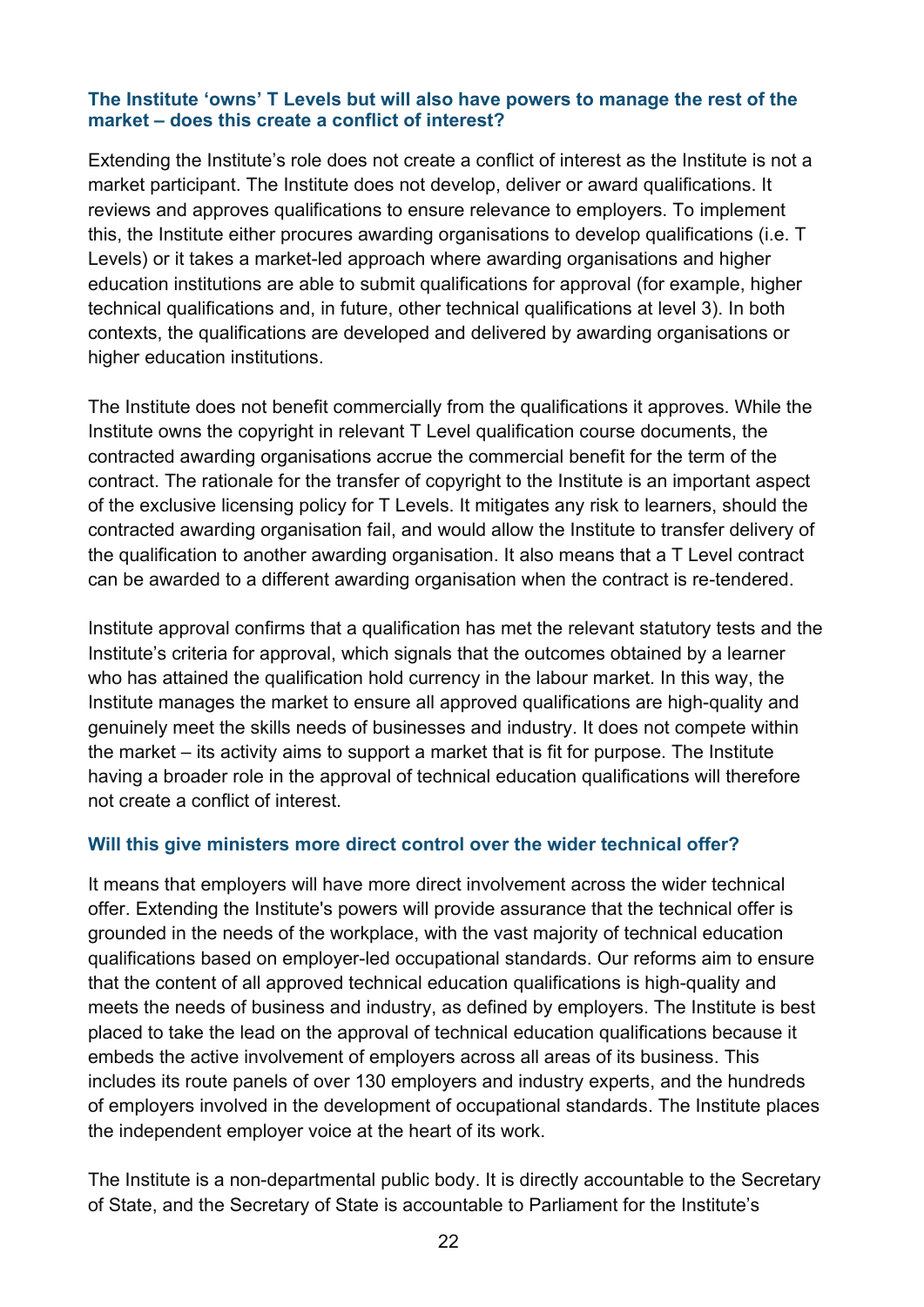### The Institute ‘owns’ T Levels but will also have powers to manage the rest of the market – does this create a conflict of interest?

Extending the Institute’s role does not create a conflict of interest as the Institute is not a market participant. The Institute does not develop, deliver or award qualifications. It reviews and approves qualifications to ensure relevance to employers. To implement this, the Institute either procures awarding organisations to develop qualifications (i.e. T Levels) or it takes a market-led approach where awarding organisations and higher education institutions are able to submit qualifications for approval (for example, higher technical qualifications and, in future, other technical qualifications at level 3). In both contexts, the qualifications are developed and delivered by awarding organisations or higher education institutions.

The Institute does not benefit commercially from the qualifications it approves. While the Institute owns the copyright in relevant T Level qualification course documents, the contracted awarding organisations accrue the commercial benefit for the term of the contract. The rationale for the transfer of copyright to the Institute is an important aspect of the exclusive licensing policy for T Levels. It mitigates any risk to learners, should the contracted awarding organisation fail, and would allow the Institute to transfer delivery of the qualification to another awarding organisation. It also means that a T Level contract can be awarded to a different awarding organisation when the contract is re-tendered.

Institute approval confirms that a qualification has met the relevant statutory tests and the Institute’s criteria for approval, which signals that the outcomes obtained by a learner who has attained the qualification hold currency in the labour market. In this way, the Institute manages the market to ensure all approved qualifications are high-quality and genuinely meet the skills needs of businesses and industry. It does not compete within the market – its activity aims to support a market that is fit for purpose. The Institute having a broader role in the approval of technical education qualifications will therefore not create a conflict of interest.

### Will this give ministers more direct control over the wider technical offer?

It means that employers will have more direct involvement across the wider technical offer. Extending the Institute's powers will provide assurance that the technical offer is grounded in the needs of the workplace, with the vast majority of technical education qualifications based on employer-led occupational standards. Our reforms aim to ensure that the content of all approved technical education qualifications is high-quality and meets the needs of business and industry, as defined by employers. The Institute is best placed to take the lead on the approval of technical education qualifications because it embeds the active involvement of employers across all areas of its business. This includes its route panels of over 130 employers and industry experts, and the hundreds of employers involved in the development of occupational standards. The Institute places the independent employer voice at the heart of its work.

The Institute is a non-departmental public body. It is directly accountable to the Secretary of State, and the Secretary of State is accountable to Parliament for the Institute’s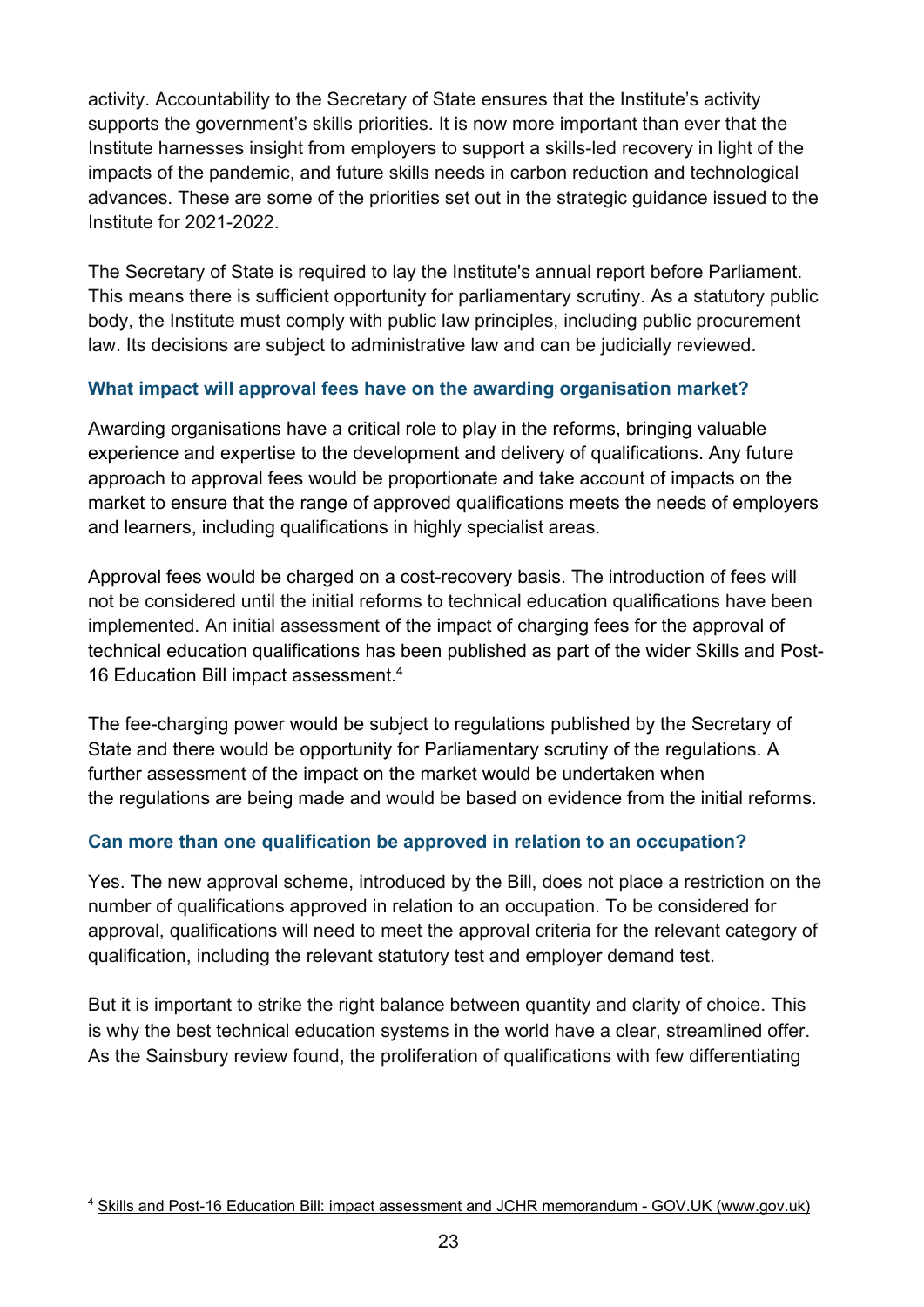activity. Accountability to the Secretary of State ensures that the Institute's activity supports the government's skills priorities. It is now more important than ever that the Institute harnesses insight from employers to support a skills-led recovery in light of the impacts of the pandemic, and future skills needs in carbon reduction and technological advances. These are some of the priorities set out in the strategic guidance issued to the Institute for 2021-2022.

The Secretary of State is required to lay the Institute's annual report before Parliament. This means there is sufficient opportunity for parliamentary scrutiny. As a statutory public body, the Institute must comply with public law principles, including public procurement law. Its decisions are subject to administrative law and can be judicially reviewed.

### What impact will approval fees have on the awarding organisation market?

Awarding organisations have a critical role to play in the reforms, bringing valuable experience and expertise to the development and delivery of qualifications. Any future approach to approval fees would be proportionate and take account of impacts on the market to ensure that the range of approved qualifications meets the needs of employers and learners, including qualifications in highly specialist areas.

Approval fees would be charged on a cost-recovery basis. The introduction of fees will not be considered until the initial reforms to technical education qualifications have been implemented. An initial assessment of the impact of charging fees for the approval of technical education qualifications has been published as part of the wider Skills and Post-16 Education Bill impact assessment.[4]

The fee-charging power would be subject to regulations published by the Secretary of State and there would be opportunity for Parliamentary scrutiny of the regulations. A further assessment of the impact on the market would be undertaken when the regulations are being made and would be based on evidence from the initial reforms.

### Can more than one qualification be approved in relation to an occupation?

Yes. The new approval scheme, introduced by the Bill, does not place a restriction on the number of qualifications approved in relation to an occupation. To be considered for approval, qualifications will need to meet the approval criteria for the relevant category of qualification, including the relevant statutory test and employer demand test.

But it is important to strike the right balance between quantity and clarity of choice. This is why the best technical education systems in the world have a clear, streamlined offer. As the Sainsbury review found, the proliferation of qualifications with few differentiating

---

[4] Skills and Post-16 Education Bill: impact assessment and JCHR memorandum - GOV.UK (www.gov.uk)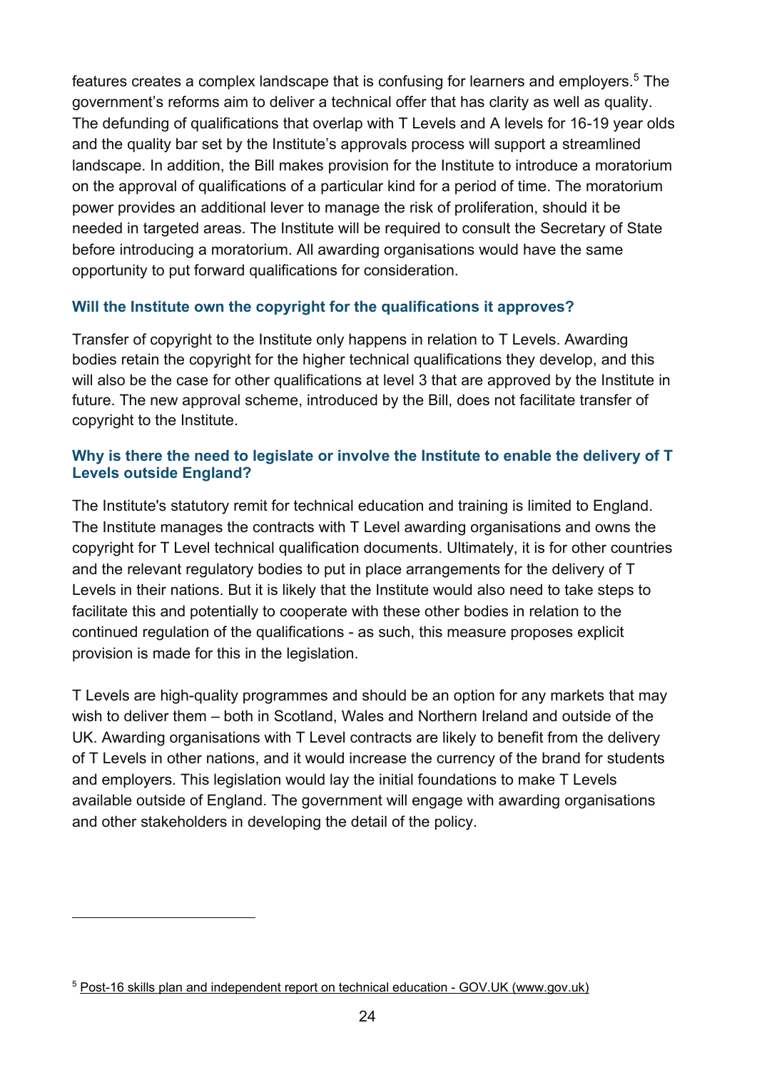features creates a complex landscape that is confusing for learners and employers.[5] The government's reforms aim to deliver a technical offer that has clarity as well as quality. The defunding of qualifications that overlap with T Levels and A levels for 16-19 year olds and the quality bar set by the Institute's approvals process will support a streamlined landscape. In addition, the Bill makes provision for the Institute to introduce a moratorium on the approval of qualifications of a particular kind for a period of time. The moratorium power provides an additional lever to manage the risk of proliferation, should it be needed in targeted areas. The Institute will be required to consult the Secretary of State before introducing a moratorium. All awarding organisations would have the same opportunity to put forward qualifications for consideration.

### Will the Institute own the copyright for the qualifications it approves?

Transfer of copyright to the Institute only happens in relation to T Levels. Awarding bodies retain the copyright for the higher technical qualifications they develop, and this will also be the case for other qualifications at level 3 that are approved by the Institute in future. The new approval scheme, introduced by the Bill, does not facilitate transfer of copyright to the Institute.

### Why is there the need to legislate or involve the Institute to enable the delivery of T Levels outside England?

The Institute's statutory remit for technical education and training is limited to England. The Institute manages the contracts with T Level awarding organisations and owns the copyright for T Level technical qualification documents. Ultimately, it is for other countries and the relevant regulatory bodies to put in place arrangements for the delivery of T Levels in their nations. But it is likely that the Institute would also need to take steps to facilitate this and potentially to cooperate with these other bodies in relation to the continued regulation of the qualifications - as such, this measure proposes explicit provision is made for this in the legislation.

T Levels are high-quality programmes and should be an option for any markets that may wish to deliver them – both in Scotland, Wales and Northern Ireland and outside of the UK. Awarding organisations with T Level contracts are likely to benefit from the delivery of T Levels in other nations, and it would increase the currency of the brand for students and employers. This legislation would lay the initial foundations to make T Levels available outside of England. The government will engage with awarding organisations and other stakeholders in developing the detail of the policy.

---

[5] Post-16 skills plan and independent report on technical education - GOV.UK (www.gov.uk)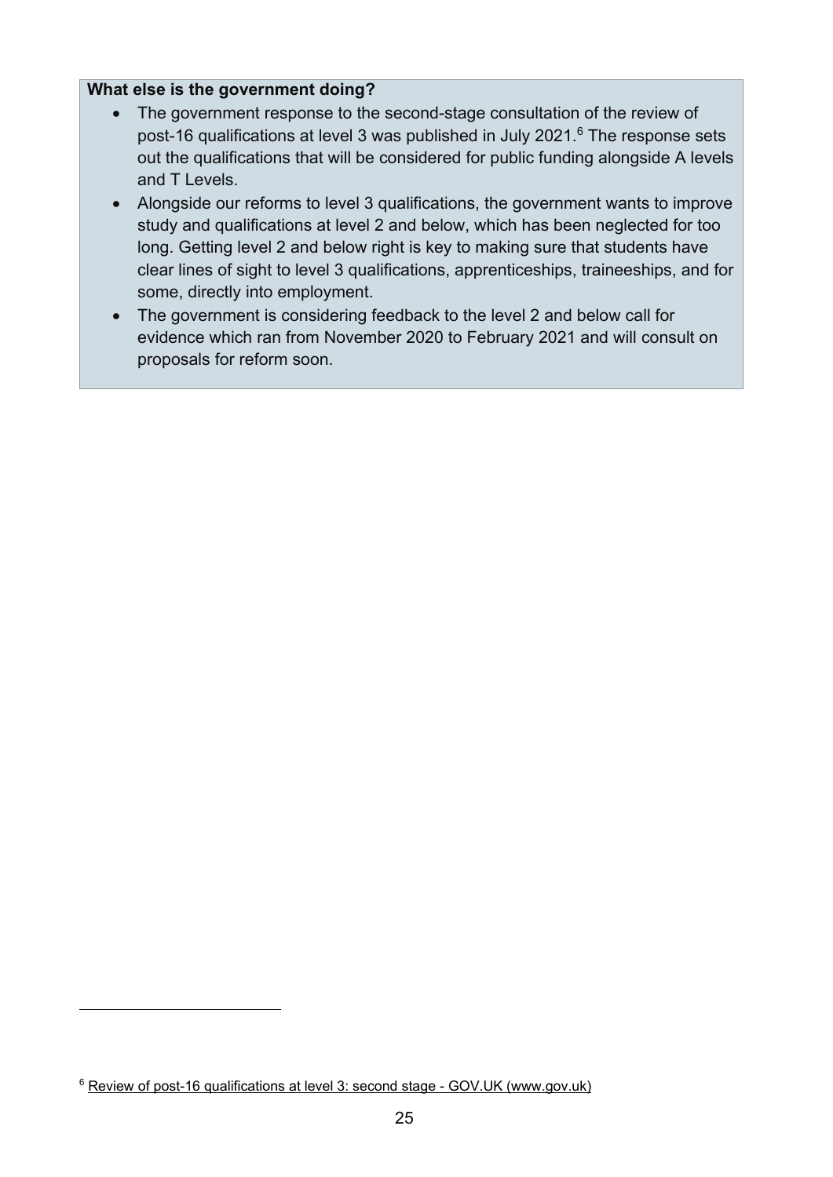**What else is the government doing?**

- The government response to the second-stage consultation of the review of post-16 qualifications at level 3 was published in July 2021.[6] The response sets out the qualifications that will be considered for public funding alongside A levels and T Levels.
- Alongside our reforms to level 3 qualifications, the government wants to improve study and qualifications at level 2 and below, which has been neglected for too long. Getting level 2 and below right is key to making sure that students have clear lines of sight to level 3 qualifications, apprenticeships, traineeships, and for some, directly into employment.
- The government is considering feedback to the level 2 and below call for evidence which ran from November 2020 to February 2021 and will consult on proposals for reform soon.

---

[6] Review of post-16 qualifications at level 3: second stage - GOV.UK (www.gov.uk)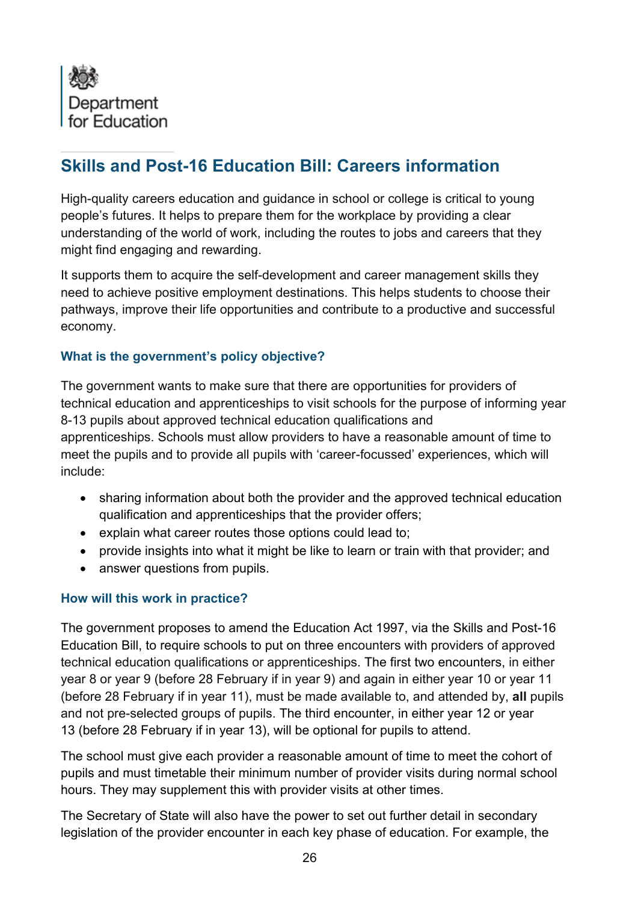Department for Education

## Skills and Post-16 Education Bill: Careers information

High-quality careers education and guidance in school or college is critical to young people's futures. It helps to prepare them for the workplace by providing a clear understanding of the world of work, including the routes to jobs and careers that they might find engaging and rewarding.

It supports them to acquire the self-development and career management skills they need to achieve positive employment destinations. This helps students to choose their pathways, improve their life opportunities and contribute to a productive and successful economy.

### What is the government's policy objective?

The government wants to make sure that there are opportunities for providers of technical education and apprenticeships to visit schools for the purpose of informing year 8-13 pupils about approved technical education qualifications and apprenticeships. Schools must allow providers to have a reasonable amount of time to meet the pupils and to provide all pupils with 'career-focussed' experiences, which will include:

- sharing information about both the provider and the approved technical education qualification and apprenticeships that the provider offers;
- explain what career routes those options could lead to;
- provide insights into what it might be like to learn or train with that provider; and
- answer questions from pupils.

### How will this work in practice?

The government proposes to amend the Education Act 1997, via the Skills and Post-16 Education Bill, to require schools to put on three encounters with providers of approved technical education qualifications or apprenticeships. The first two encounters, in either year 8 or year 9 (before 28 February if in year 9) and again in either year 10 or year 11 (before 28 February if in year 11), must be made available to, and attended by, **all** pupils and not pre-selected groups of pupils. The third encounter, in either year 12 or year 13 (before 28 February if in year 13), will be optional for pupils to attend.

The school must give each provider a reasonable amount of time to meet the cohort of pupils and must timetable their minimum number of provider visits during normal school hours. They may supplement this with provider visits at other times.

The Secretary of State will also have the power to set out further detail in secondary legislation of the provider encounter in each key phase of education. For example, the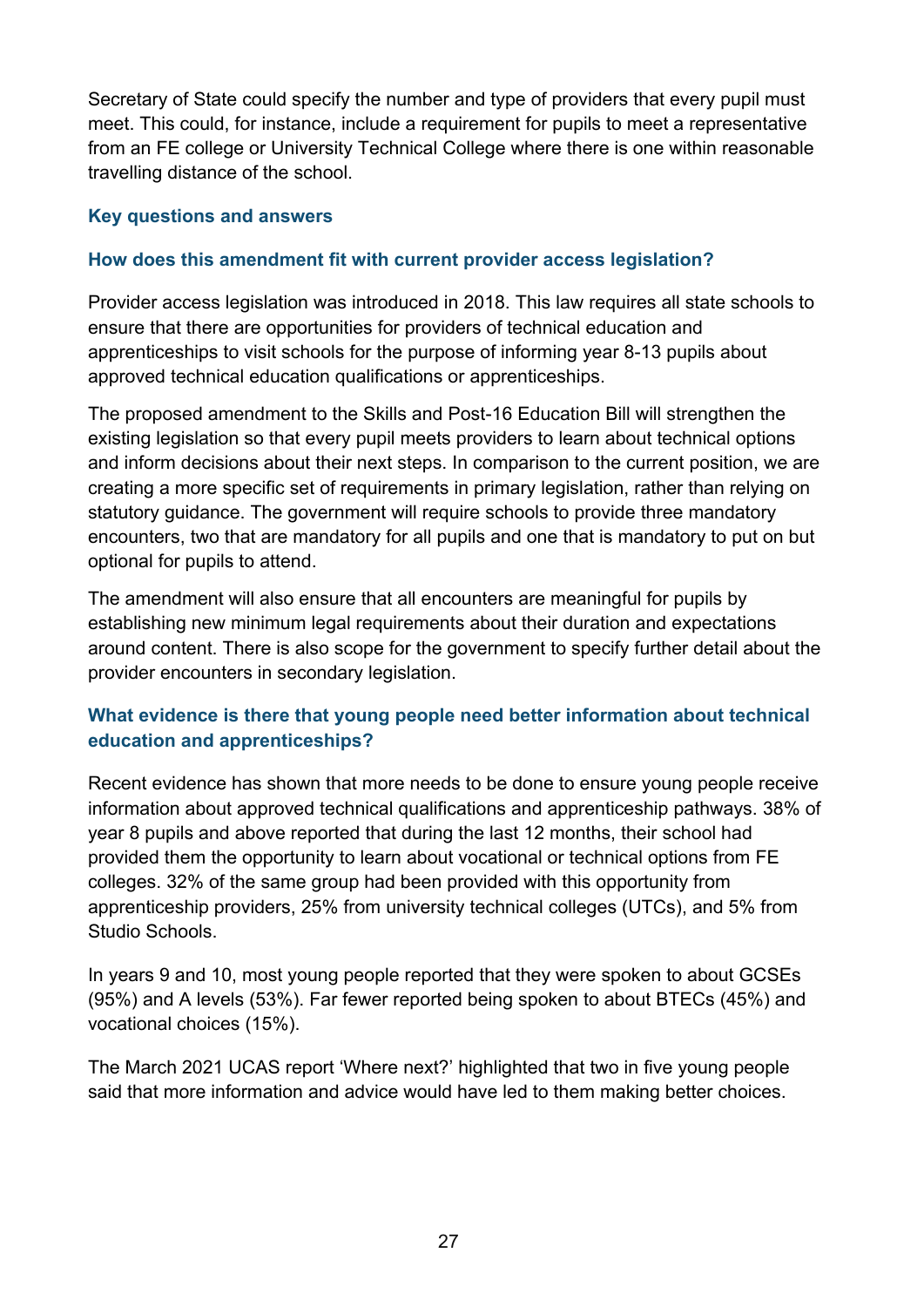Secretary of State could specify the number and type of providers that every pupil must meet. This could, for instance, include a requirement for pupils to meet a representative from an FE college or University Technical College where there is one within reasonable travelling distance of the school.

### Key questions and answers

### How does this amendment fit with current provider access legislation?

Provider access legislation was introduced in 2018. This law requires all state schools to ensure that there are opportunities for providers of technical education and apprenticeships to visit schools for the purpose of informing year 8-13 pupils about approved technical education qualifications or apprenticeships.

The proposed amendment to the Skills and Post-16 Education Bill will strengthen the existing legislation so that every pupil meets providers to learn about technical options and inform decisions about their next steps. In comparison to the current position, we are creating a more specific set of requirements in primary legislation, rather than relying on statutory guidance. The government will require schools to provide three mandatory encounters, two that are mandatory for all pupils and one that is mandatory to put on but optional for pupils to attend.

The amendment will also ensure that all encounters are meaningful for pupils by establishing new minimum legal requirements about their duration and expectations around content. There is also scope for the government to specify further detail about the provider encounters in secondary legislation.

### What evidence is there that young people need better information about technical education and apprenticeships?

Recent evidence has shown that more needs to be done to ensure young people receive information about approved technical qualifications and apprenticeship pathways. 38% of year 8 pupils and above reported that during the last 12 months, their school had provided them the opportunity to learn about vocational or technical options from FE colleges. 32% of the same group had been provided with this opportunity from apprenticeship providers, 25% from university technical colleges (UTCs), and 5% from Studio Schools.

In years 9 and 10, most young people reported that they were spoken to about GCSEs (95%) and A levels (53%). Far fewer reported being spoken to about BTECs (45%) and vocational choices (15%).

The March 2021 UCAS report 'Where next?' highlighted that two in five young people said that more information and advice would have led to them making better choices.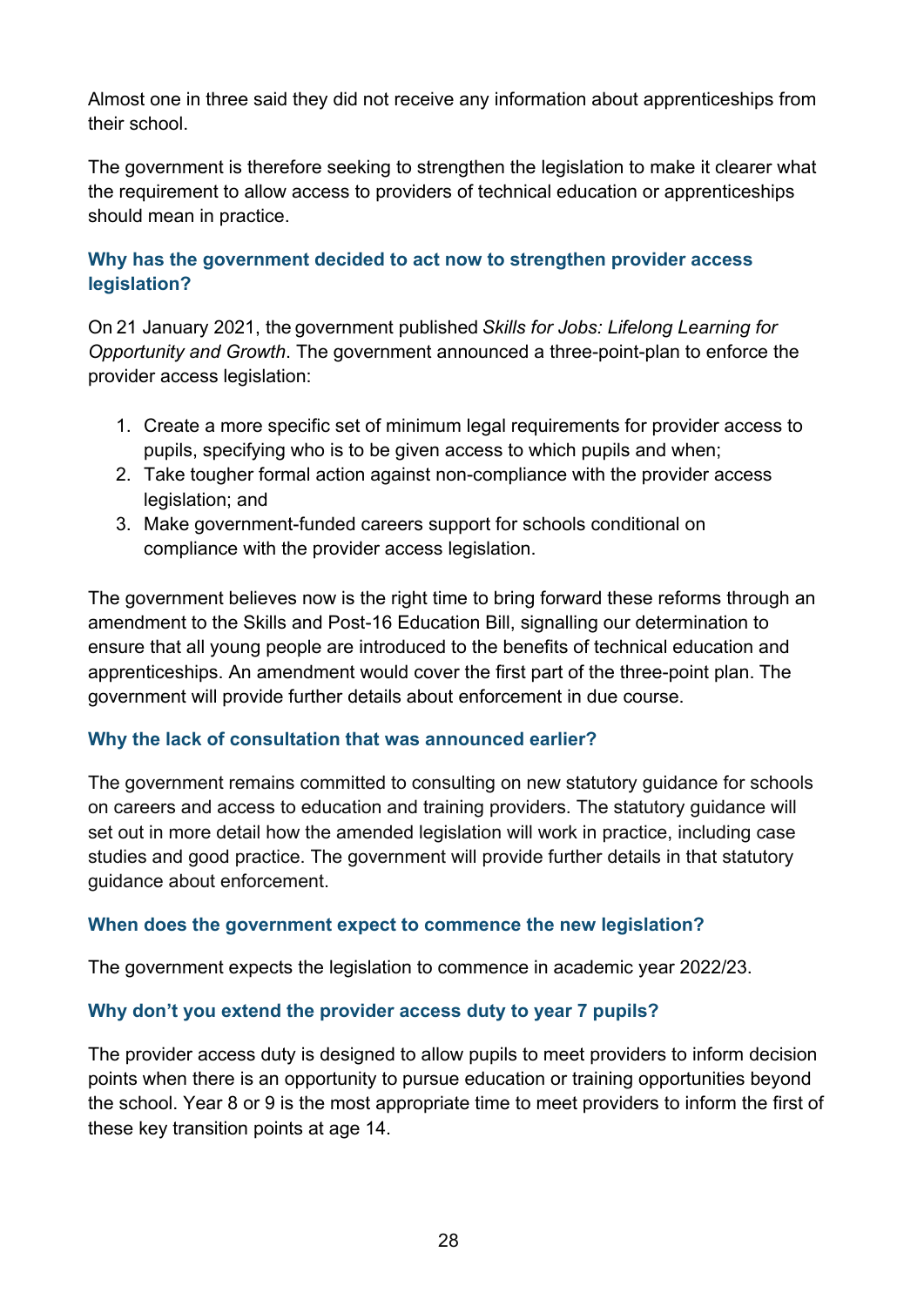Almost one in three said they did not receive any information about apprenticeships from their school.

The government is therefore seeking to strengthen the legislation to make it clearer what the requirement to allow access to providers of technical education or apprenticeships should mean in practice.

### Why has the government decided to act now to strengthen provider access legislation?

On 21 January 2021, the government published *Skills for Jobs: Lifelong Learning for Opportunity and Growth*. The government announced a three-point-plan to enforce the provider access legislation:

1. Create a more specific set of minimum legal requirements for provider access to pupils, specifying who is to be given access to which pupils and when;
2. Take tougher formal action against non-compliance with the provider access legislation; and
3. Make government-funded careers support for schools conditional on compliance with the provider access legislation.

The government believes now is the right time to bring forward these reforms through an amendment to the Skills and Post-16 Education Bill, signalling our determination to ensure that all young people are introduced to the benefits of technical education and apprenticeships. An amendment would cover the first part of the three-point plan. The government will provide further details about enforcement in due course.

### Why the lack of consultation that was announced earlier?

The government remains committed to consulting on new statutory guidance for schools on careers and access to education and training providers. The statutory guidance will set out in more detail how the amended legislation will work in practice, including case studies and good practice. The government will provide further details in that statutory guidance about enforcement.

### When does the government expect to commence the new legislation?

The government expects the legislation to commence in academic year 2022/23.

### Why don't you extend the provider access duty to year 7 pupils?

The provider access duty is designed to allow pupils to meet providers to inform decision points when there is an opportunity to pursue education or training opportunities beyond the school. Year 8 or 9 is the most appropriate time to meet providers to inform the first of these key transition points at age 14.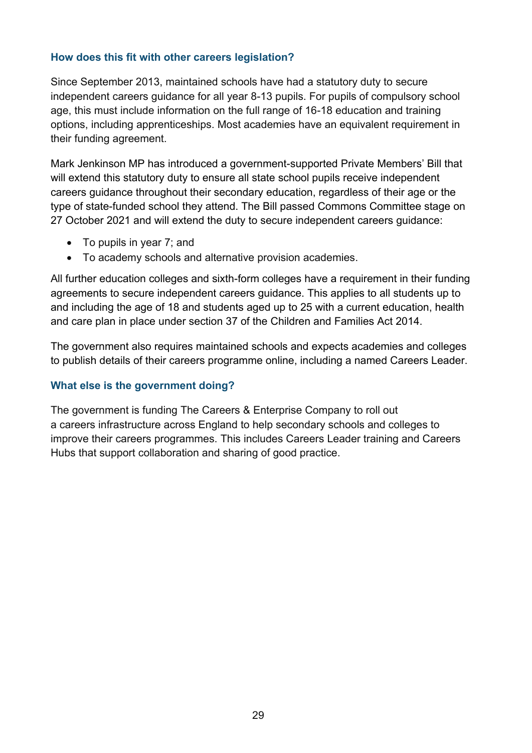### How does this fit with other careers legislation?

Since September 2013, maintained schools have had a statutory duty to secure independent careers guidance for all year 8-13 pupils. For pupils of compulsory school age, this must include information on the full range of 16-18 education and training options, including apprenticeships. Most academies have an equivalent requirement in their funding agreement.

Mark Jenkinson MP has introduced a government-supported Private Members' Bill that will extend this statutory duty to ensure all state school pupils receive independent careers guidance throughout their secondary education, regardless of their age or the type of state-funded school they attend. The Bill passed Commons Committee stage on 27 October 2021 and will extend the duty to secure independent careers guidance:

- To pupils in year 7; and
- To academy schools and alternative provision academies.

All further education colleges and sixth-form colleges have a requirement in their funding agreements to secure independent careers guidance. This applies to all students up to and including the age of 18 and students aged up to 25 with a current education, health and care plan in place under section 37 of the Children and Families Act 2014.

The government also requires maintained schools and expects academies and colleges to publish details of their careers programme online, including a named Careers Leader.

### What else is the government doing?

The government is funding The Careers & Enterprise Company to roll out a careers infrastructure across England to help secondary schools and colleges to improve their careers programmes. This includes Careers Leader training and Careers Hubs that support collaboration and sharing of good practice.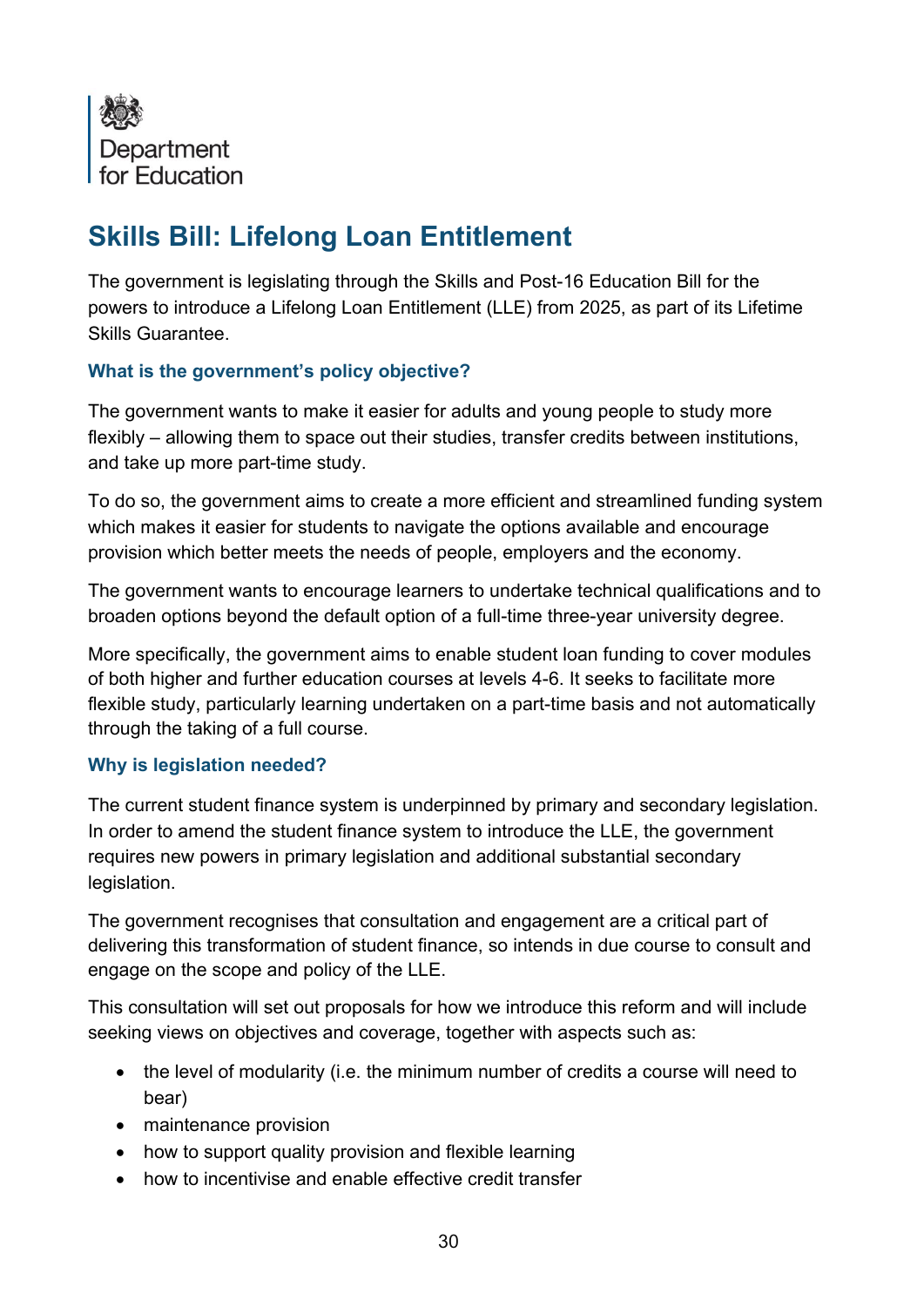Department for Education

# Skills Bill: Lifelong Loan Entitlement

The government is legislating through the Skills and Post-16 Education Bill for the powers to introduce a Lifelong Loan Entitlement (LLE) from 2025, as part of its Lifetime Skills Guarantee.

### What is the government's policy objective?

The government wants to make it easier for adults and young people to study more flexibly – allowing them to space out their studies, transfer credits between institutions, and take up more part-time study.

To do so, the government aims to create a more efficient and streamlined funding system which makes it easier for students to navigate the options available and encourage provision which better meets the needs of people, employers and the economy.

The government wants to encourage learners to undertake technical qualifications and to broaden options beyond the default option of a full-time three-year university degree.

More specifically, the government aims to enable student loan funding to cover modules of both higher and further education courses at levels 4-6. It seeks to facilitate more flexible study, particularly learning undertaken on a part-time basis and not automatically through the taking of a full course.

### Why is legislation needed?

The current student finance system is underpinned by primary and secondary legislation. In order to amend the student finance system to introduce the LLE, the government requires new powers in primary legislation and additional substantial secondary legislation.

The government recognises that consultation and engagement are a critical part of delivering this transformation of student finance, so intends in due course to consult and engage on the scope and policy of the LLE.

This consultation will set out proposals for how we introduce this reform and will include seeking views on objectives and coverage, together with aspects such as:

- the level of modularity (i.e. the minimum number of credits a course will need to bear)
- maintenance provision
- how to support quality provision and flexible learning
- how to incentivise and enable effective credit transfer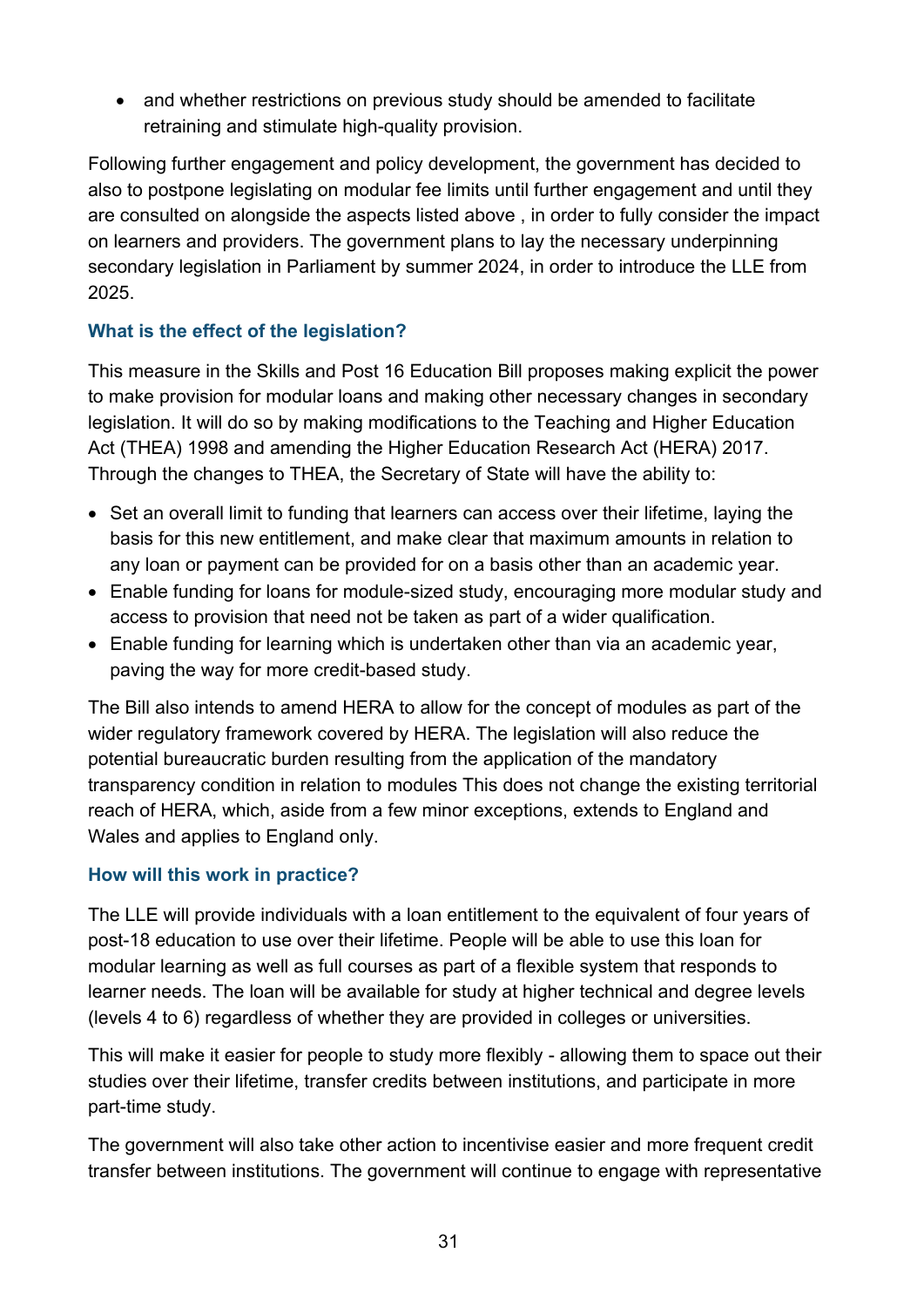- and whether restrictions on previous study should be amended to facilitate retraining and stimulate high-quality provision.

Following further engagement and policy development, the government has decided to also to postpone legislating on modular fee limits until further engagement and until they are consulted on alongside the aspects listed above , in order to fully consider the impact on learners and providers. The government plans to lay the necessary underpinning secondary legislation in Parliament by summer 2024, in order to introduce the LLE from 2025.

### What is the effect of the legislation?

This measure in the Skills and Post 16 Education Bill proposes making explicit the power to make provision for modular loans and making other necessary changes in secondary legislation. It will do so by making modifications to the Teaching and Higher Education Act (THEA) 1998 and amending the Higher Education Research Act (HERA) 2017. Through the changes to THEA, the Secretary of State will have the ability to:

- Set an overall limit to funding that learners can access over their lifetime, laying the basis for this new entitlement, and make clear that maximum amounts in relation to any loan or payment can be provided for on a basis other than an academic year.
- Enable funding for loans for module-sized study, encouraging more modular study and access to provision that need not be taken as part of a wider qualification.
- Enable funding for learning which is undertaken other than via an academic year, paving the way for more credit-based study.

The Bill also intends to amend HERA to allow for the concept of modules as part of the wider regulatory framework covered by HERA. The legislation will also reduce the potential bureaucratic burden resulting from the application of the mandatory transparency condition in relation to modules This does not change the existing territorial reach of HERA, which, aside from a few minor exceptions, extends to England and Wales and applies to England only.

### How will this work in practice?

The LLE will provide individuals with a loan entitlement to the equivalent of four years of post-18 education to use over their lifetime. People will be able to use this loan for modular learning as well as full courses as part of a flexible system that responds to learner needs. The loan will be available for study at higher technical and degree levels (levels 4 to 6) regardless of whether they are provided in colleges or universities.

This will make it easier for people to study more flexibly - allowing them to space out their studies over their lifetime, transfer credits between institutions, and participate in more part-time study.

The government will also take other action to incentivise easier and more frequent credit transfer between institutions. The government will continue to engage with representative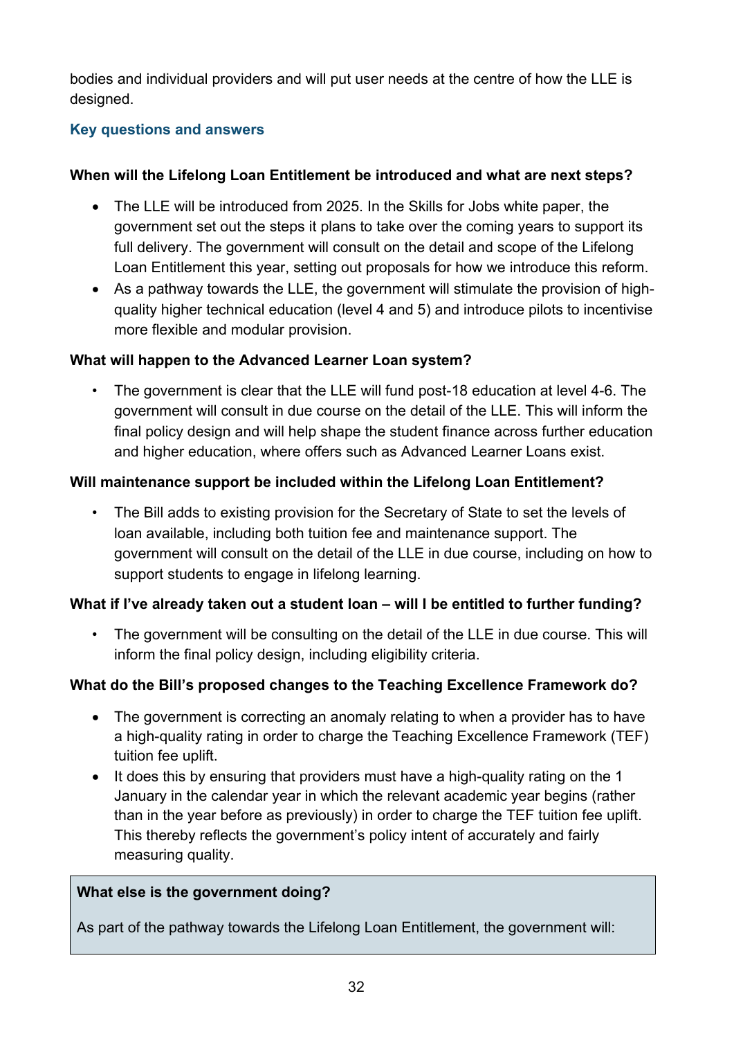bodies and individual providers and will put user needs at the centre of how the LLE is designed.

### Key questions and answers

**When will the Lifelong Loan Entitlement be introduced and what are next steps?**

- The LLE will be introduced from 2025. In the Skills for Jobs white paper, the government set out the steps it plans to take over the coming years to support its full delivery. The government will consult on the detail and scope of the Lifelong Loan Entitlement this year, setting out proposals for how we introduce this reform.
- As a pathway towards the LLE, the government will stimulate the provision of high-quality higher technical education (level 4 and 5) and introduce pilots to incentivise more flexible and modular provision.

**What will happen to the Advanced Learner Loan system?**

- The government is clear that the LLE will fund post-18 education at level 4-6. The government will consult in due course on the detail of the LLE. This will inform the final policy design and will help shape the student finance across further education and higher education, where offers such as Advanced Learner Loans exist.

**Will maintenance support be included within the Lifelong Loan Entitlement?**

- The Bill adds to existing provision for the Secretary of State to set the levels of loan available, including both tuition fee and maintenance support. The government will consult on the detail of the LLE in due course, including on how to support students to engage in lifelong learning.

**What if I've already taken out a student loan – will I be entitled to further funding?**

- The government will be consulting on the detail of the LLE in due course. This will inform the final policy design, including eligibility criteria.

**What do the Bill's proposed changes to the Teaching Excellence Framework do?**

- The government is correcting an anomaly relating to when a provider has to have a high-quality rating in order to charge the Teaching Excellence Framework (TEF) tuition fee uplift.
- It does this by ensuring that providers must have a high-quality rating on the 1 January in the calendar year in which the relevant academic year begins (rather than in the year before as previously) in order to charge the TEF tuition fee uplift. This thereby reflects the government's policy intent of accurately and fairly measuring quality.

**What else is the government doing?**

As part of the pathway towards the Lifelong Loan Entitlement, the government will: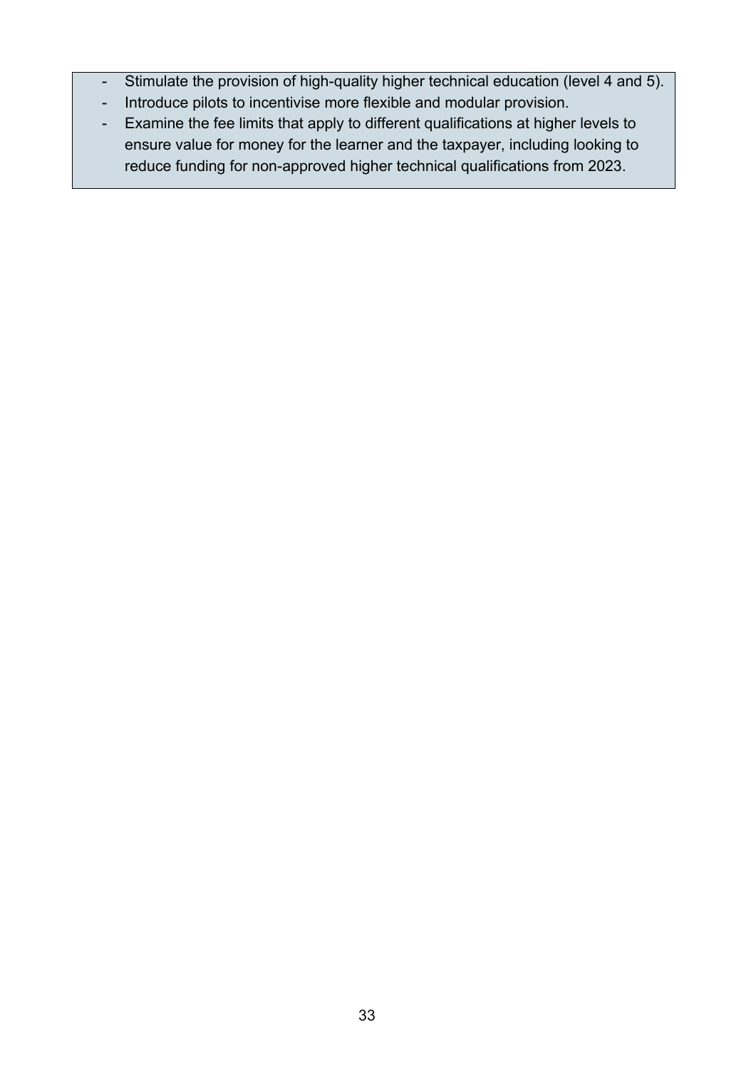- Stimulate the provision of high-quality higher technical education (level 4 and 5).
- Introduce pilots to incentivise more flexible and modular provision.
- Examine the fee limits that apply to different qualifications at higher levels to ensure value for money for the learner and the taxpayer, including looking to reduce funding for non-approved higher technical qualifications from 2023.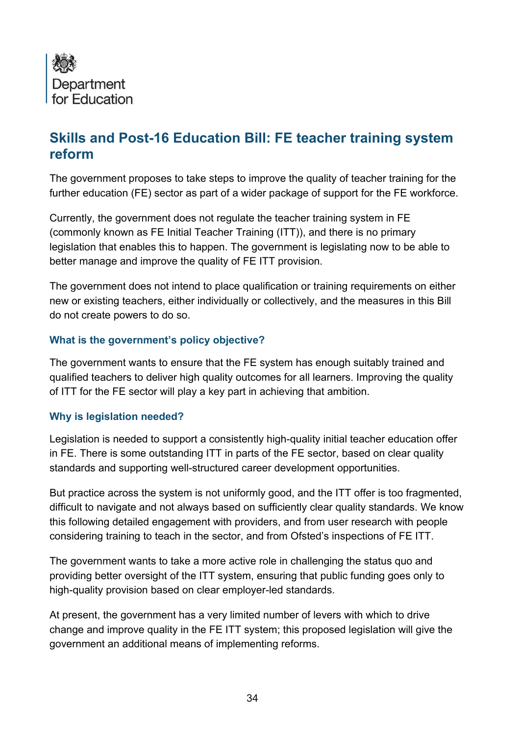Department for Education

## Skills and Post-16 Education Bill: FE teacher training system reform

The government proposes to take steps to improve the quality of teacher training for the further education (FE) sector as part of a wider package of support for the FE workforce.

Currently, the government does not regulate the teacher training system in FE (commonly known as FE Initial Teacher Training (ITT)), and there is no primary legislation that enables this to happen. The government is legislating now to be able to better manage and improve the quality of FE ITT provision.

The government does not intend to place qualification or training requirements on either new or existing teachers, either individually or collectively, and the measures in this Bill do not create powers to do so.

### What is the government's policy objective?

The government wants to ensure that the FE system has enough suitably trained and qualified teachers to deliver high quality outcomes for all learners. Improving the quality of ITT for the FE sector will play a key part in achieving that ambition.

### Why is legislation needed?

Legislation is needed to support a consistently high-quality initial teacher education offer in FE. There is some outstanding ITT in parts of the FE sector, based on clear quality standards and supporting well-structured career development opportunities.

But practice across the system is not uniformly good, and the ITT offer is too fragmented, difficult to navigate and not always based on sufficiently clear quality standards. We know this following detailed engagement with providers, and from user research with people considering training to teach in the sector, and from Ofsted's inspections of FE ITT.

The government wants to take a more active role in challenging the status quo and providing better oversight of the ITT system, ensuring that public funding goes only to high-quality provision based on clear employer-led standards.

At present, the government has a very limited number of levers with which to drive change and improve quality in the FE ITT system; this proposed legislation will give the government an additional means of implementing reforms.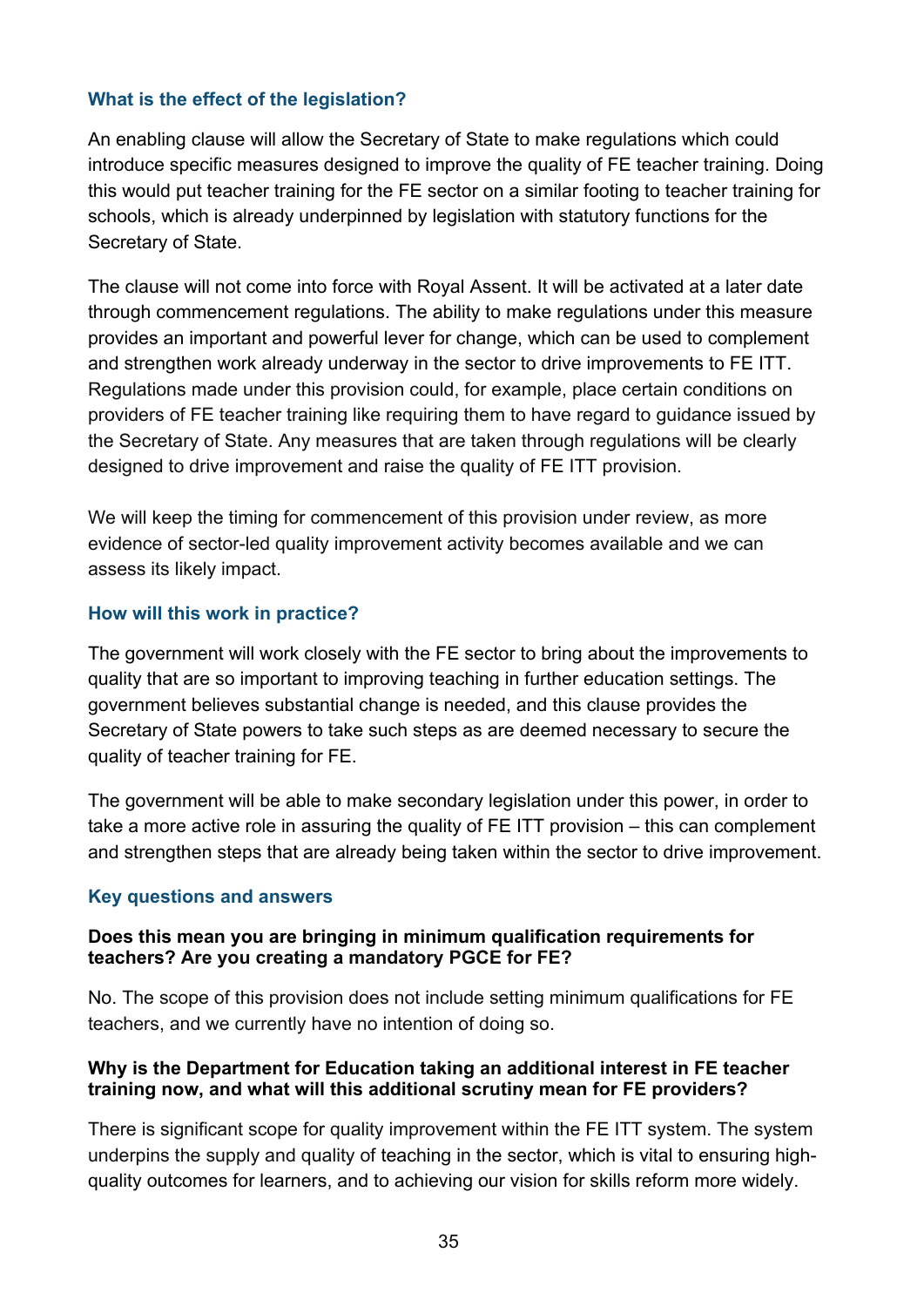### What is the effect of the legislation?

An enabling clause will allow the Secretary of State to make regulations which could introduce specific measures designed to improve the quality of FE teacher training. Doing this would put teacher training for the FE sector on a similar footing to teacher training for schools, which is already underpinned by legislation with statutory functions for the Secretary of State.

The clause will not come into force with Royal Assent. It will be activated at a later date through commencement regulations. The ability to make regulations under this measure provides an important and powerful lever for change, which can be used to complement and strengthen work already underway in the sector to drive improvements to FE ITT. Regulations made under this provision could, for example, place certain conditions on providers of FE teacher training like requiring them to have regard to guidance issued by the Secretary of State. Any measures that are taken through regulations will be clearly designed to drive improvement and raise the quality of FE ITT provision.

We will keep the timing for commencement of this provision under review, as more evidence of sector-led quality improvement activity becomes available and we can assess its likely impact.

### How will this work in practice?

The government will work closely with the FE sector to bring about the improvements to quality that are so important to improving teaching in further education settings. The government believes substantial change is needed, and this clause provides the Secretary of State powers to take such steps as are deemed necessary to secure the quality of teacher training for FE.

The government will be able to make secondary legislation under this power, in order to take a more active role in assuring the quality of FE ITT provision – this can complement and strengthen steps that are already being taken within the sector to drive improvement.

### Key questions and answers

**Does this mean you are bringing in minimum qualification requirements for teachers? Are you creating a mandatory PGCE for FE?**

No. The scope of this provision does not include setting minimum qualifications for FE teachers, and we currently have no intention of doing so.

**Why is the Department for Education taking an additional interest in FE teacher training now, and what will this additional scrutiny mean for FE providers?**

There is significant scope for quality improvement within the FE ITT system. The system underpins the supply and quality of teaching in the sector, which is vital to ensuring high-quality outcomes for learners, and to achieving our vision for skills reform more widely.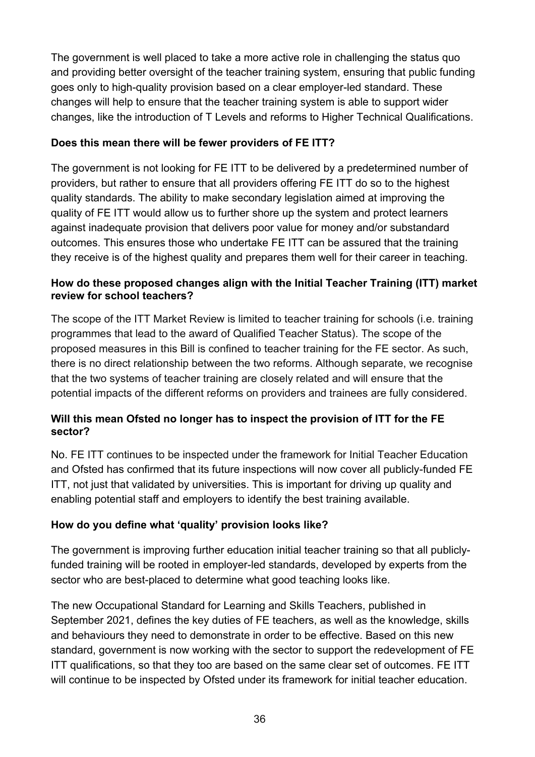The government is well placed to take a more active role in challenging the status quo and providing better oversight of the teacher training system, ensuring that public funding goes only to high-quality provision based on a clear employer-led standard. These changes will help to ensure that the teacher training system is able to support wider changes, like the introduction of T Levels and reforms to Higher Technical Qualifications.

**Does this mean there will be fewer providers of FE ITT?**

The government is not looking for FE ITT to be delivered by a predetermined number of providers, but rather to ensure that all providers offering FE ITT do so to the highest quality standards. The ability to make secondary legislation aimed at improving the quality of FE ITT would allow us to further shore up the system and protect learners against inadequate provision that delivers poor value for money and/or substandard outcomes. This ensures those who undertake FE ITT can be assured that the training they receive is of the highest quality and prepares them well for their career in teaching.

**How do these proposed changes align with the Initial Teacher Training (ITT) market review for school teachers?**

The scope of the ITT Market Review is limited to teacher training for schools (i.e. training programmes that lead to the award of Qualified Teacher Status). The scope of the proposed measures in this Bill is confined to teacher training for the FE sector. As such, there is no direct relationship between the two reforms. Although separate, we recognise that the two systems of teacher training are closely related and will ensure that the potential impacts of the different reforms on providers and trainees are fully considered.

**Will this mean Ofsted no longer has to inspect the provision of ITT for the FE sector?**

No. FE ITT continues to be inspected under the framework for Initial Teacher Education and Ofsted has confirmed that its future inspections will now cover all publicly-funded FE ITT, not just that validated by universities. This is important for driving up quality and enabling potential staff and employers to identify the best training available.

**How do you define what 'quality' provision looks like?**

The government is improving further education initial teacher training so that all publicly-funded training will be rooted in employer-led standards, developed by experts from the sector who are best-placed to determine what good teaching looks like.

The new Occupational Standard for Learning and Skills Teachers, published in September 2021, defines the key duties of FE teachers, as well as the knowledge, skills and behaviours they need to demonstrate in order to be effective. Based on this new standard, government is now working with the sector to support the redevelopment of FE ITT qualifications, so that they too are based on the same clear set of outcomes. FE ITT will continue to be inspected by Ofsted under its framework for initial teacher education.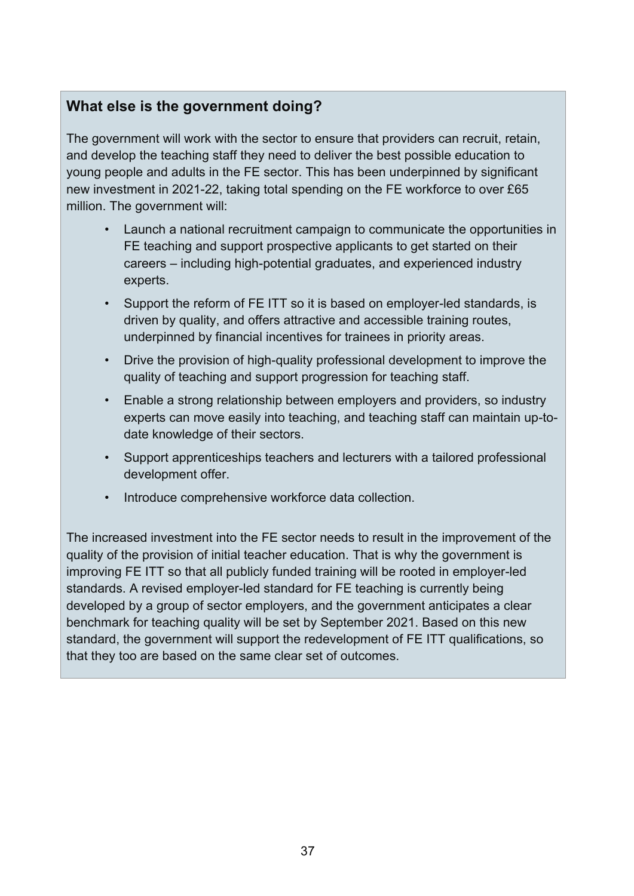### What else is the government doing?

The government will work with the sector to ensure that providers can recruit, retain, and develop the teaching staff they need to deliver the best possible education to young people and adults in the FE sector. This has been underpinned by significant new investment in 2021-22, taking total spending on the FE workforce to over £65 million. The government will:

- Launch a national recruitment campaign to communicate the opportunities in FE teaching and support prospective applicants to get started on their careers – including high-potential graduates, and experienced industry experts.
- Support the reform of FE ITT so it is based on employer-led standards, is driven by quality, and offers attractive and accessible training routes, underpinned by financial incentives for trainees in priority areas.
- Drive the provision of high-quality professional development to improve the quality of teaching and support progression for teaching staff.
- Enable a strong relationship between employers and providers, so industry experts can move easily into teaching, and teaching staff can maintain up-to-date knowledge of their sectors.
- Support apprenticeships teachers and lecturers with a tailored professional development offer.
- Introduce comprehensive workforce data collection.

The increased investment into the FE sector needs to result in the improvement of the quality of the provision of initial teacher education. That is why the government is improving FE ITT so that all publicly funded training will be rooted in employer-led standards. A revised employer-led standard for FE teaching is currently being developed by a group of sector employers, and the government anticipates a clear benchmark for teaching quality will be set by September 2021. Based on this new standard, the government will support the redevelopment of FE ITT qualifications, so that they too are based on the same clear set of outcomes.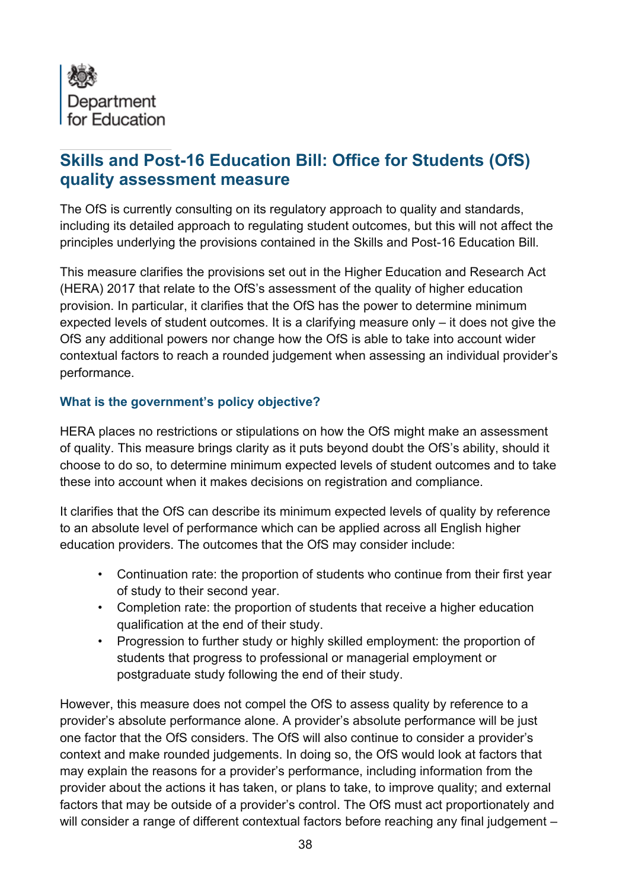Department for Education

## Skills and Post-16 Education Bill: Office for Students (OfS) quality assessment measure

The OfS is currently consulting on its regulatory approach to quality and standards, including its detailed approach to regulating student outcomes, but this will not affect the principles underlying the provisions contained in the Skills and Post-16 Education Bill.

This measure clarifies the provisions set out in the Higher Education and Research Act (HERA) 2017 that relate to the OfS's assessment of the quality of higher education provision. In particular, it clarifies that the OfS has the power to determine minimum expected levels of student outcomes. It is a clarifying measure only – it does not give the OfS any additional powers nor change how the OfS is able to take into account wider contextual factors to reach a rounded judgement when assessing an individual provider's performance.

### What is the government's policy objective?

HERA places no restrictions or stipulations on how the OfS might make an assessment of quality. This measure brings clarity as it puts beyond doubt the OfS's ability, should it choose to do so, to determine minimum expected levels of student outcomes and to take these into account when it makes decisions on registration and compliance.

It clarifies that the OfS can describe its minimum expected levels of quality by reference to an absolute level of performance which can be applied across all English higher education providers. The outcomes that the OfS may consider include:

- Continuation rate: the proportion of students who continue from their first year of study to their second year.
- Completion rate: the proportion of students that receive a higher education qualification at the end of their study.
- Progression to further study or highly skilled employment: the proportion of students that progress to professional or managerial employment or postgraduate study following the end of their study.

However, this measure does not compel the OfS to assess quality by reference to a provider's absolute performance alone. A provider's absolute performance will be just one factor that the OfS considers. The OfS will also continue to consider a provider's context and make rounded judgements. In doing so, the OfS would look at factors that may explain the reasons for a provider's performance, including information from the provider about the actions it has taken, or plans to take, to improve quality; and external factors that may be outside of a provider's control. The OfS must act proportionately and will consider a range of different contextual factors before reaching any final judgement –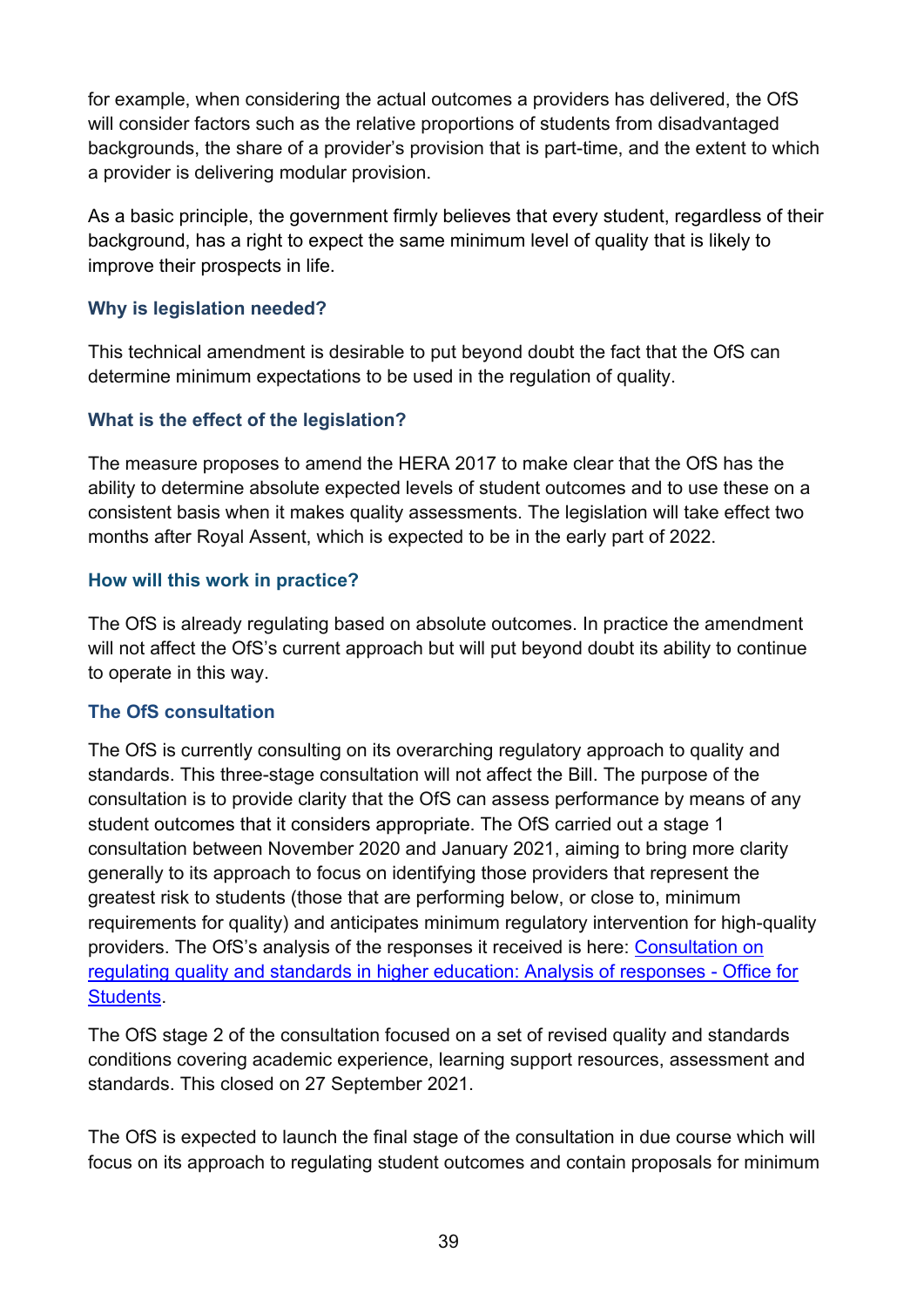for example, when considering the actual outcomes a providers has delivered, the OfS will consider factors such as the relative proportions of students from disadvantaged backgrounds, the share of a provider's provision that is part-time, and the extent to which a provider is delivering modular provision.

As a basic principle, the government firmly believes that every student, regardless of their background, has a right to expect the same minimum level of quality that is likely to improve their prospects in life.

### Why is legislation needed?

This technical amendment is desirable to put beyond doubt the fact that the OfS can determine minimum expectations to be used in the regulation of quality.

### What is the effect of the legislation?

The measure proposes to amend the HERA 2017 to make clear that the OfS has the ability to determine absolute expected levels of student outcomes and to use these on a consistent basis when it makes quality assessments. The legislation will take effect two months after Royal Assent, which is expected to be in the early part of 2022.

### How will this work in practice?

The OfS is already regulating based on absolute outcomes. In practice the amendment will not affect the OfS's current approach but will put beyond doubt its ability to continue to operate in this way.

### The OfS consultation

The OfS is currently consulting on its overarching regulatory approach to quality and standards. This three-stage consultation will not affect the Bill. The purpose of the consultation is to provide clarity that the OfS can assess performance by means of any student outcomes that it considers appropriate. The OfS carried out a stage 1 consultation between November 2020 and January 2021, aiming to bring more clarity generally to its approach to focus on identifying those providers that represent the greatest risk to students (those that are performing below, or close to, minimum requirements for quality) and anticipates minimum regulatory intervention for high-quality providers. The OfS's analysis of the responses it received is here: [Consultation on regulating quality and standards in higher education: Analysis of responses - Office for Students]().

The OfS stage 2 of the consultation focused on a set of revised quality and standards conditions covering academic experience, learning support resources, assessment and standards. This closed on 27 September 2021.

The OfS is expected to launch the final stage of the consultation in due course which will focus on its approach to regulating student outcomes and contain proposals for minimum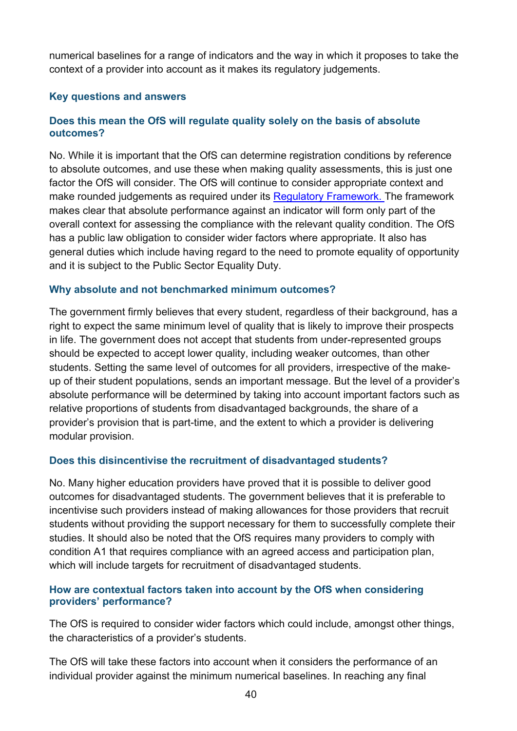numerical baselines for a range of indicators and the way in which it proposes to take the context of a provider into account as it makes its regulatory judgements.

### Key questions and answers

#### Does this mean the OfS will regulate quality solely on the basis of absolute outcomes?

No. While it is important that the OfS can determine registration conditions by reference to absolute outcomes, and use these when making quality assessments, this is just one factor the OfS will consider. The OfS will continue to consider appropriate context and make rounded judgements as required under its Regulatory Framework. The framework makes clear that absolute performance against an indicator will form only part of the overall context for assessing the compliance with the relevant quality condition. The OfS has a public law obligation to consider wider factors where appropriate. It also has general duties which include having regard to the need to promote equality of opportunity and it is subject to the Public Sector Equality Duty.

#### Why absolute and not benchmarked minimum outcomes?

The government firmly believes that every student, regardless of their background, has a right to expect the same minimum level of quality that is likely to improve their prospects in life. The government does not accept that students from under-represented groups should be expected to accept lower quality, including weaker outcomes, than other students. Setting the same level of outcomes for all providers, irrespective of the make-up of their student populations, sends an important message. But the level of a provider's absolute performance will be determined by taking into account important factors such as relative proportions of students from disadvantaged backgrounds, the share of a provider's provision that is part-time, and the extent to which a provider is delivering modular provision.

#### Does this disincentivise the recruitment of disadvantaged students?

No. Many higher education providers have proved that it is possible to deliver good outcomes for disadvantaged students. The government believes that it is preferable to incentivise such providers instead of making allowances for those providers that recruit students without providing the support necessary for them to successfully complete their studies. It should also be noted that the OfS requires many providers to comply with condition A1 that requires compliance with an agreed access and participation plan, which will include targets for recruitment of disadvantaged students.

#### How are contextual factors taken into account by the OfS when considering providers' performance?

The OfS is required to consider wider factors which could include, amongst other things, the characteristics of a provider's students.

The OfS will take these factors into account when it considers the performance of an individual provider against the minimum numerical baselines. In reaching any final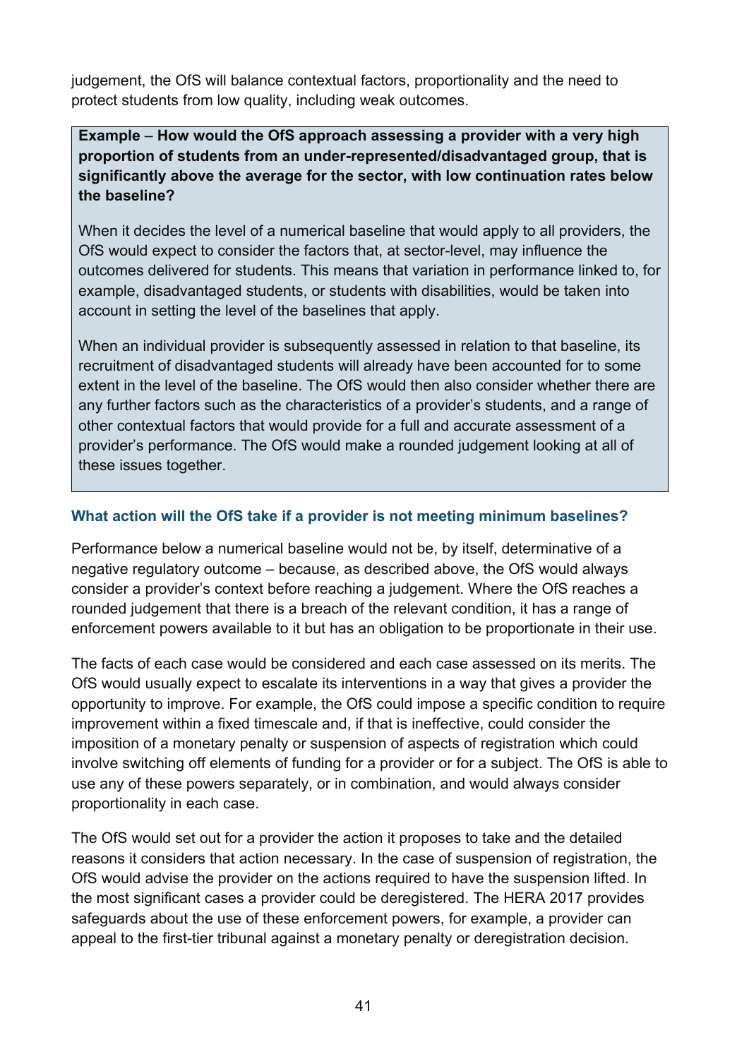judgement, the OfS will balance contextual factors, proportionality and the need to protect students from low quality, including weak outcomes.

> **Example – How would the OfS approach assessing a provider with a very high proportion of students from an under-represented/disadvantaged group, that is significantly above the average for the sector, with low continuation rates below the baseline?**
>
> When it decides the level of a numerical baseline that would apply to all providers, the OfS would expect to consider the factors that, at sector-level, may influence the outcomes delivered for students. This means that variation in performance linked to, for example, disadvantaged students, or students with disabilities, would be taken into account in setting the level of the baselines that apply.
>
> When an individual provider is subsequently assessed in relation to that baseline, its recruitment of disadvantaged students will already have been accounted for to some extent in the level of the baseline. The OfS would then also consider whether there are any further factors such as the characteristics of a provider's students, and a range of other contextual factors that would provide for a full and accurate assessment of a provider's performance. The OfS would make a rounded judgement looking at all of these issues together.

### What action will the OfS take if a provider is not meeting minimum baselines?

Performance below a numerical baseline would not be, by itself, determinative of a negative regulatory outcome – because, as described above, the OfS would always consider a provider's context before reaching a judgement. Where the OfS reaches a rounded judgement that there is a breach of the relevant condition, it has a range of enforcement powers available to it but has an obligation to be proportionate in their use.

The facts of each case would be considered and each case assessed on its merits. The OfS would usually expect to escalate its interventions in a way that gives a provider the opportunity to improve. For example, the OfS could impose a specific condition to require improvement within a fixed timescale and, if that is ineffective, could consider the imposition of a monetary penalty or suspension of aspects of registration which could involve switching off elements of funding for a provider or for a subject. The OfS is able to use any of these powers separately, or in combination, and would always consider proportionality in each case.

The OfS would set out for a provider the action it proposes to take and the detailed reasons it considers that action necessary. In the case of suspension of registration, the OfS would advise the provider on the actions required to have the suspension lifted. In the most significant cases a provider could be deregistered. The HERA 2017 provides safeguards about the use of these enforcement powers, for example, a provider can appeal to the first-tier tribunal against a monetary penalty or deregistration decision.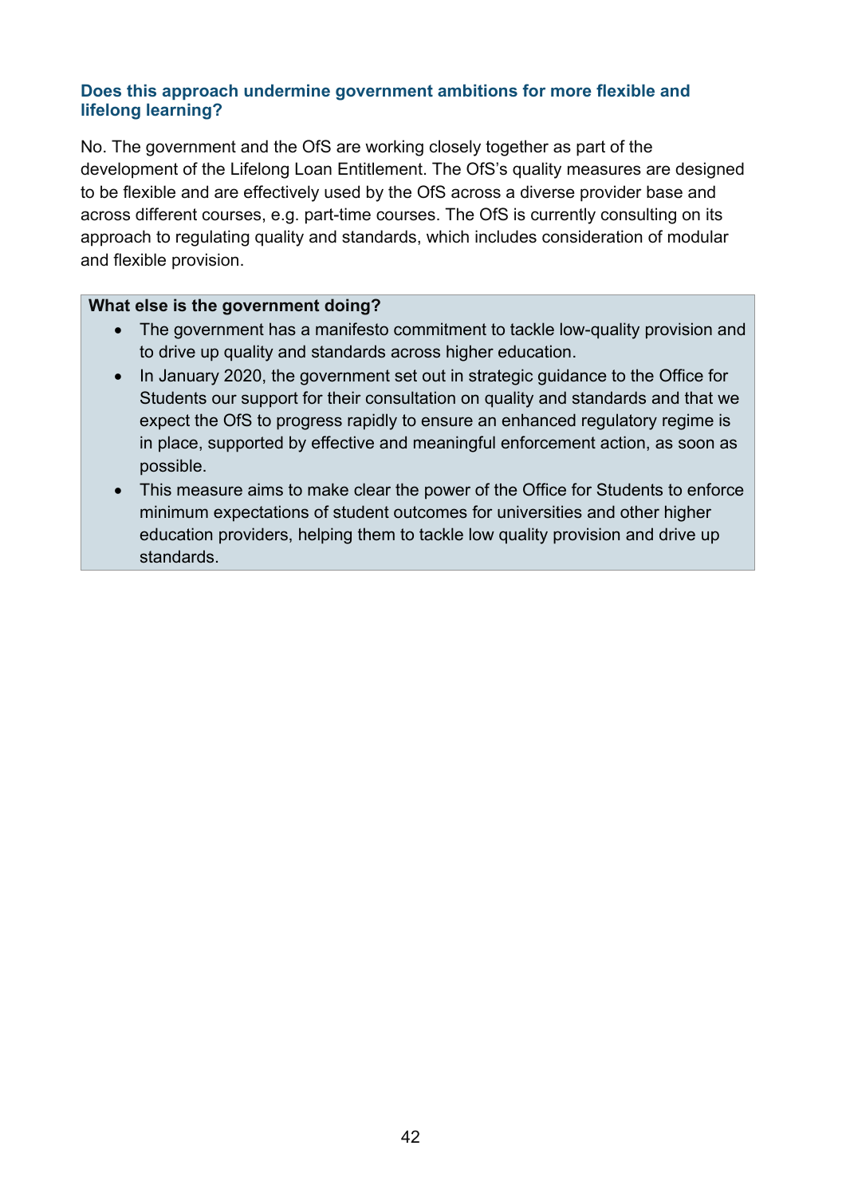### Does this approach undermine government ambitions for more flexible and lifelong learning?

No. The government and the OfS are working closely together as part of the development of the Lifelong Loan Entitlement. The OfS's quality measures are designed to be flexible and are effectively used by the OfS across a diverse provider base and across different courses, e.g. part-time courses. The OfS is currently consulting on its approach to regulating quality and standards, which includes consideration of modular and flexible provision.

**What else is the government doing?**

- The government has a manifesto commitment to tackle low-quality provision and to drive up quality and standards across higher education.
- In January 2020, the government set out in strategic guidance to the Office for Students our support for their consultation on quality and standards and that we expect the OfS to progress rapidly to ensure an enhanced regulatory regime is in place, supported by effective and meaningful enforcement action, as soon as possible.
- This measure aims to make clear the power of the Office for Students to enforce minimum expectations of student outcomes for universities and other higher education providers, helping them to tackle low quality provision and drive up standards.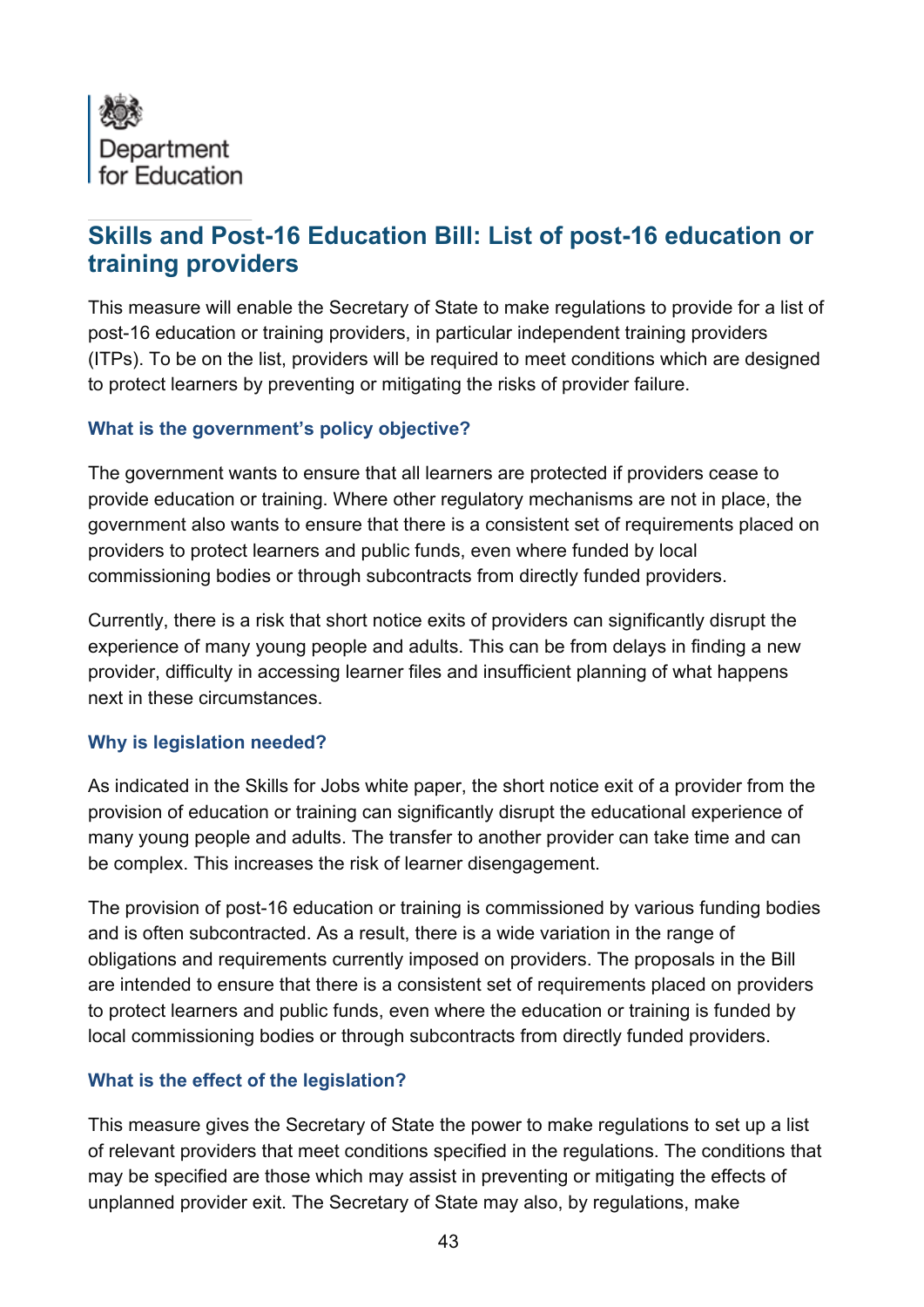Department for Education

## Skills and Post-16 Education Bill: List of post-16 education or training providers

This measure will enable the Secretary of State to make regulations to provide for a list of post-16 education or training providers, in particular independent training providers (ITPs). To be on the list, providers will be required to meet conditions which are designed to protect learners by preventing or mitigating the risks of provider failure.

### What is the government's policy objective?

The government wants to ensure that all learners are protected if providers cease to provide education or training. Where other regulatory mechanisms are not in place, the government also wants to ensure that there is a consistent set of requirements placed on providers to protect learners and public funds, even where funded by local commissioning bodies or through subcontracts from directly funded providers.

Currently, there is a risk that short notice exits of providers can significantly disrupt the experience of many young people and adults. This can be from delays in finding a new provider, difficulty in accessing learner files and insufficient planning of what happens next in these circumstances.

### Why is legislation needed?

As indicated in the Skills for Jobs white paper, the short notice exit of a provider from the provision of education or training can significantly disrupt the educational experience of many young people and adults. The transfer to another provider can take time and can be complex. This increases the risk of learner disengagement.

The provision of post-16 education or training is commissioned by various funding bodies and is often subcontracted. As a result, there is a wide variation in the range of obligations and requirements currently imposed on providers. The proposals in the Bill are intended to ensure that there is a consistent set of requirements placed on providers to protect learners and public funds, even where the education or training is funded by local commissioning bodies or through subcontracts from directly funded providers.

### What is the effect of the legislation?

This measure gives the Secretary of State the power to make regulations to set up a list of relevant providers that meet conditions specified in the regulations. The conditions that may be specified are those which may assist in preventing or mitigating the effects of unplanned provider exit. The Secretary of State may also, by regulations, make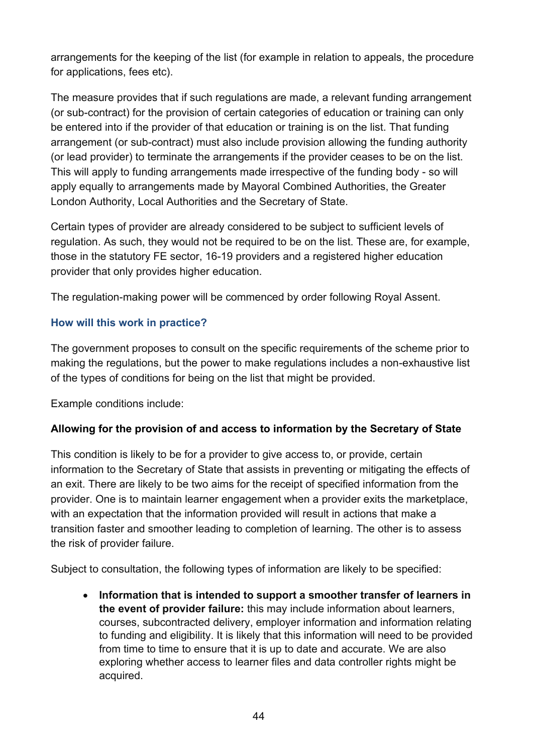arrangements for the keeping of the list (for example in relation to appeals, the procedure for applications, fees etc).

The measure provides that if such regulations are made, a relevant funding arrangement (or sub-contract) for the provision of certain categories of education or training can only be entered into if the provider of that education or training is on the list. That funding arrangement (or sub-contract) must also include provision allowing the funding authority (or lead provider) to terminate the arrangements if the provider ceases to be on the list. This will apply to funding arrangements made irrespective of the funding body - so will apply equally to arrangements made by Mayoral Combined Authorities, the Greater London Authority, Local Authorities and the Secretary of State.

Certain types of provider are already considered to be subject to sufficient levels of regulation. As such, they would not be required to be on the list. These are, for example, those in the statutory FE sector, 16-19 providers and a registered higher education provider that only provides higher education.

The regulation-making power will be commenced by order following Royal Assent.

### How will this work in practice?

The government proposes to consult on the specific requirements of the scheme prior to making the regulations, but the power to make regulations includes a non-exhaustive list of the types of conditions for being on the list that might be provided.

Example conditions include:

**Allowing for the provision of and access to information by the Secretary of State**

This condition is likely to be for a provider to give access to, or provide, certain information to the Secretary of State that assists in preventing or mitigating the effects of an exit. There are likely to be two aims for the receipt of specified information from the provider. One is to maintain learner engagement when a provider exits the marketplace, with an expectation that the information provided will result in actions that make a transition faster and smoother leading to completion of learning. The other is to assess the risk of provider failure.

Subject to consultation, the following types of information are likely to be specified:

- **Information that is intended to support a smoother transfer of learners in the event of provider failure:** this may include information about learners, courses, subcontracted delivery, employer information and information relating to funding and eligibility. It is likely that this information will need to be provided from time to time to ensure that it is up to date and accurate. We are also exploring whether access to learner files and data controller rights might be acquired.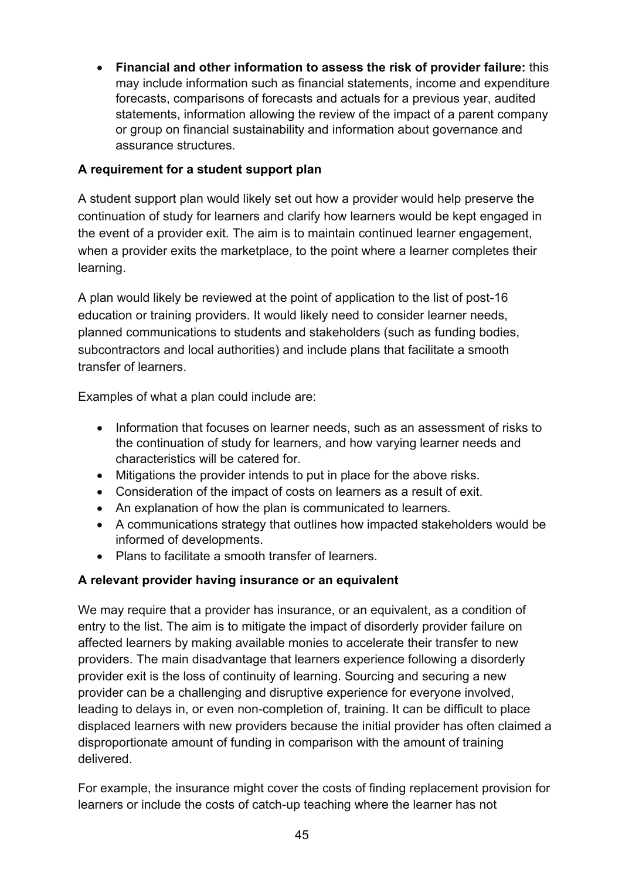- **Financial and other information to assess the risk of provider failure:** this may include information such as financial statements, income and expenditure forecasts, comparisons of forecasts and actuals for a previous year, audited statements, information allowing the review of the impact of a parent company or group on financial sustainability and information about governance and assurance structures.

**A requirement for a student support plan**

A student support plan would likely set out how a provider would help preserve the continuation of study for learners and clarify how learners would be kept engaged in the event of a provider exit. The aim is to maintain continued learner engagement, when a provider exits the marketplace, to the point where a learner completes their learning.

A plan would likely be reviewed at the point of application to the list of post-16 education or training providers. It would likely need to consider learner needs, planned communications to students and stakeholders (such as funding bodies, subcontractors and local authorities) and include plans that facilitate a smooth transfer of learners.

Examples of what a plan could include are:

- Information that focuses on learner needs, such as an assessment of risks to the continuation of study for learners, and how varying learner needs and characteristics will be catered for.
- Mitigations the provider intends to put in place for the above risks.
- Consideration of the impact of costs on learners as a result of exit.
- An explanation of how the plan is communicated to learners.
- A communications strategy that outlines how impacted stakeholders would be informed of developments.
- Plans to facilitate a smooth transfer of learners.

**A relevant provider having insurance or an equivalent**

We may require that a provider has insurance, or an equivalent, as a condition of entry to the list. The aim is to mitigate the impact of disorderly provider failure on affected learners by making available monies to accelerate their transfer to new providers. The main disadvantage that learners experience following a disorderly provider exit is the loss of continuity of learning. Sourcing and securing a new provider can be a challenging and disruptive experience for everyone involved, leading to delays in, or even non-completion of, training. It can be difficult to place displaced learners with new providers because the initial provider has often claimed a disproportionate amount of funding in comparison with the amount of training delivered.

For example, the insurance might cover the costs of finding replacement provision for learners or include the costs of catch-up teaching where the learner has not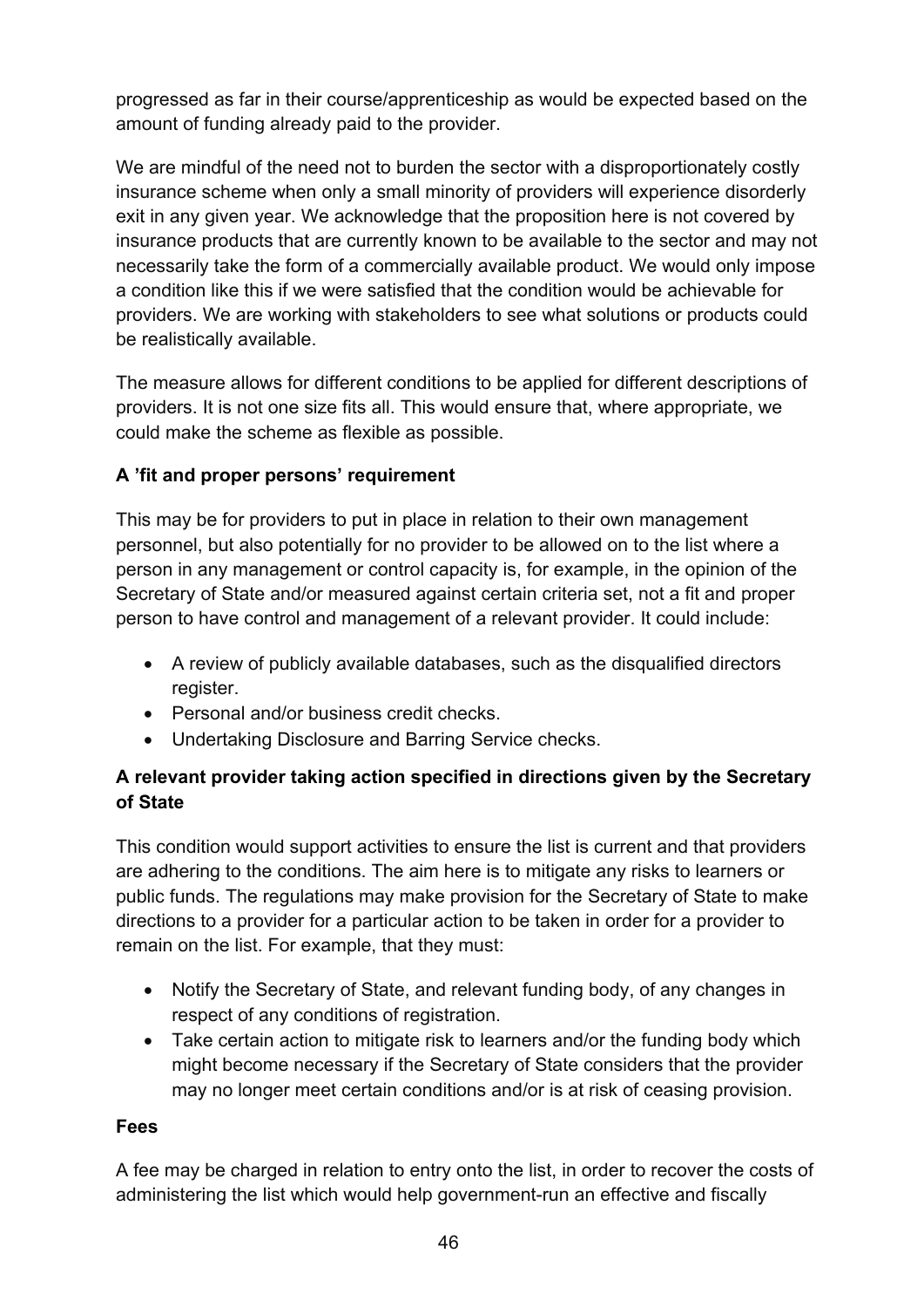progressed as far in their course/apprenticeship as would be expected based on the amount of funding already paid to the provider.

We are mindful of the need not to burden the sector with a disproportionately costly insurance scheme when only a small minority of providers will experience disorderly exit in any given year. We acknowledge that the proposition here is not covered by insurance products that are currently known to be available to the sector and may not necessarily take the form of a commercially available product. We would only impose a condition like this if we were satisfied that the condition would be achievable for providers. We are working with stakeholders to see what solutions or products could be realistically available.

The measure allows for different conditions to be applied for different descriptions of providers. It is not one size fits all. This would ensure that, where appropriate, we could make the scheme as flexible as possible.

**A 'fit and proper persons' requirement**

This may be for providers to put in place in relation to their own management personnel, but also potentially for no provider to be allowed on to the list where a person in any management or control capacity is, for example, in the opinion of the Secretary of State and/or measured against certain criteria set, not a fit and proper person to have control and management of a relevant provider. It could include:

- A review of publicly available databases, such as the disqualified directors register.
- Personal and/or business credit checks.
- Undertaking Disclosure and Barring Service checks.

**A relevant provider taking action specified in directions given by the Secretary of State**

This condition would support activities to ensure the list is current and that providers are adhering to the conditions. The aim here is to mitigate any risks to learners or public funds. The regulations may make provision for the Secretary of State to make directions to a provider for a particular action to be taken in order for a provider to remain on the list. For example, that they must:

- Notify the Secretary of State, and relevant funding body, of any changes in respect of any conditions of registration.
- Take certain action to mitigate risk to learners and/or the funding body which might become necessary if the Secretary of State considers that the provider may no longer meet certain conditions and/or is at risk of ceasing provision.

**Fees**

A fee may be charged in relation to entry onto the list, in order to recover the costs of administering the list which would help government-run an effective and fiscally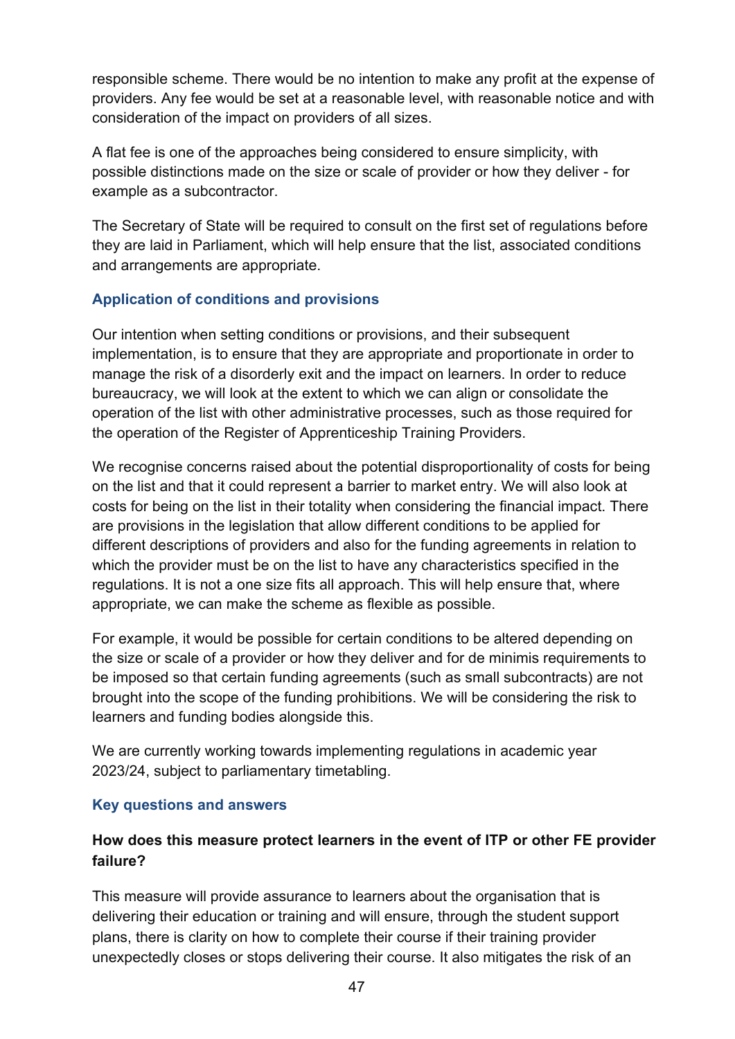responsible scheme. There would be no intention to make any profit at the expense of providers. Any fee would be set at a reasonable level, with reasonable notice and with consideration of the impact on providers of all sizes.

A flat fee is one of the approaches being considered to ensure simplicity, with possible distinctions made on the size or scale of provider or how they deliver - for example as a subcontractor.

The Secretary of State will be required to consult on the first set of regulations before they are laid in Parliament, which will help ensure that the list, associated conditions and arrangements are appropriate.

### Application of conditions and provisions

Our intention when setting conditions or provisions, and their subsequent implementation, is to ensure that they are appropriate and proportionate in order to manage the risk of a disorderly exit and the impact on learners. In order to reduce bureaucracy, we will look at the extent to which we can align or consolidate the operation of the list with other administrative processes, such as those required for the operation of the Register of Apprenticeship Training Providers.

We recognise concerns raised about the potential disproportionality of costs for being on the list and that it could represent a barrier to market entry. We will also look at costs for being on the list in their totality when considering the financial impact. There are provisions in the legislation that allow different conditions to be applied for different descriptions of providers and also for the funding agreements in relation to which the provider must be on the list to have any characteristics specified in the regulations. It is not a one size fits all approach. This will help ensure that, where appropriate, we can make the scheme as flexible as possible.

For example, it would be possible for certain conditions to be altered depending on the size or scale of a provider or how they deliver and for de minimis requirements to be imposed so that certain funding agreements (such as small subcontracts) are not brought into the scope of the funding prohibitions. We will be considering the risk to learners and funding bodies alongside this.

We are currently working towards implementing regulations in academic year 2023/24, subject to parliamentary timetabling.

### Key questions and answers

#### How does this measure protect learners in the event of ITP or other FE provider failure?

This measure will provide assurance to learners about the organisation that is delivering their education or training and will ensure, through the student support plans, there is clarity on how to complete their course if their training provider unexpectedly closes or stops delivering their course. It also mitigates the risk of an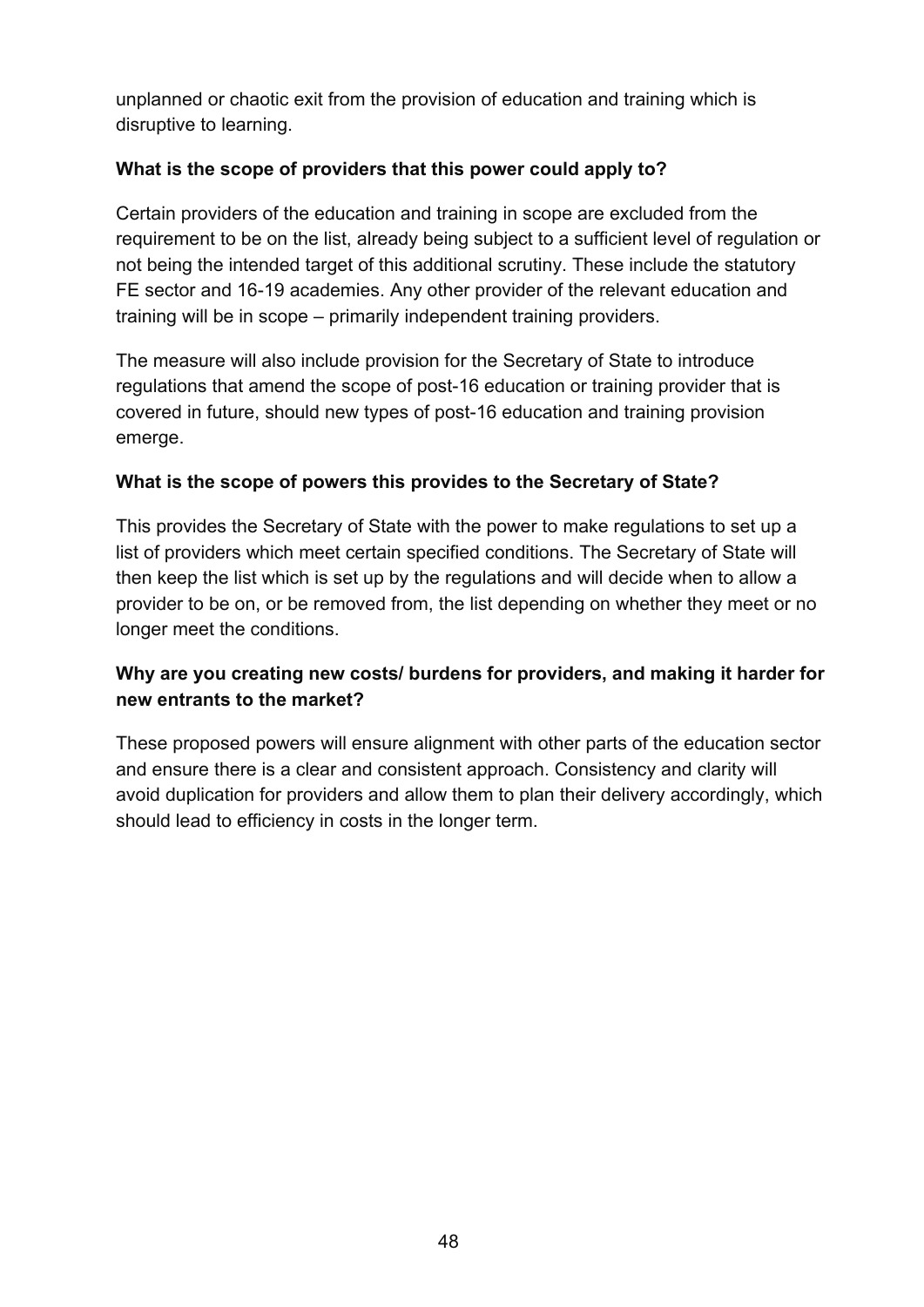unplanned or chaotic exit from the provision of education and training which is disruptive to learning.

**What is the scope of providers that this power could apply to?**

Certain providers of the education and training in scope are excluded from the requirement to be on the list, already being subject to a sufficient level of regulation or not being the intended target of this additional scrutiny. These include the statutory FE sector and 16-19 academies. Any other provider of the relevant education and training will be in scope – primarily independent training providers.

The measure will also include provision for the Secretary of State to introduce regulations that amend the scope of post-16 education or training provider that is covered in future, should new types of post-16 education and training provision emerge.

**What is the scope of powers this provides to the Secretary of State?**

This provides the Secretary of State with the power to make regulations to set up a list of providers which meet certain specified conditions. The Secretary of State will then keep the list which is set up by the regulations and will decide when to allow a provider to be on, or be removed from, the list depending on whether they meet or no longer meet the conditions.

**Why are you creating new costs/ burdens for providers, and making it harder for new entrants to the market?**

These proposed powers will ensure alignment with other parts of the education sector and ensure there is a clear and consistent approach. Consistency and clarity will avoid duplication for providers and allow them to plan their delivery accordingly, which should lead to efficiency in costs in the longer term.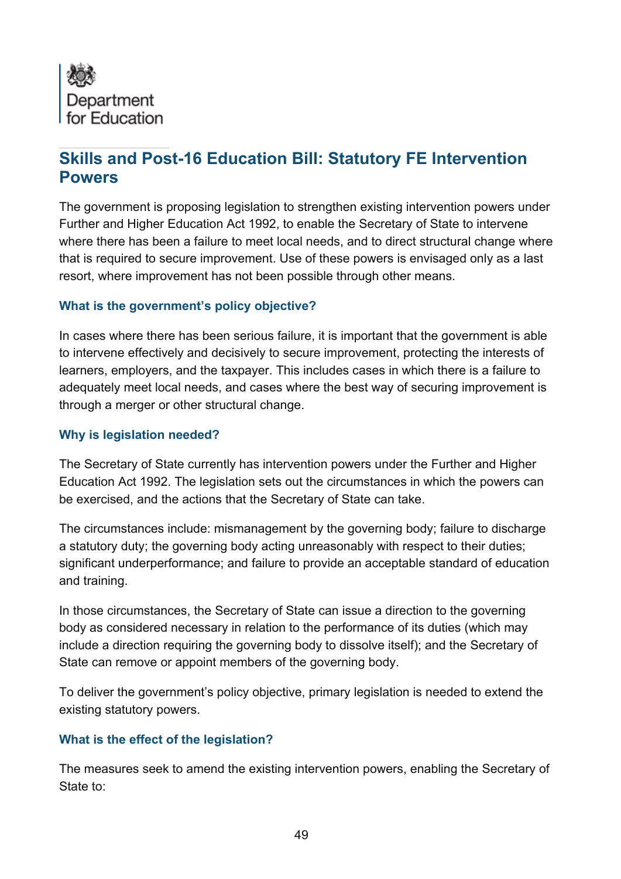Department for Education

## Skills and Post-16 Education Bill: Statutory FE Intervention Powers

The government is proposing legislation to strengthen existing intervention powers under Further and Higher Education Act 1992, to enable the Secretary of State to intervene where there has been a failure to meet local needs, and to direct structural change where that is required to secure improvement. Use of these powers is envisaged only as a last resort, where improvement has not been possible through other means.

### What is the government's policy objective?

In cases where there has been serious failure, it is important that the government is able to intervene effectively and decisively to secure improvement, protecting the interests of learners, employers, and the taxpayer. This includes cases in which there is a failure to adequately meet local needs, and cases where the best way of securing improvement is through a merger or other structural change.

### Why is legislation needed?

The Secretary of State currently has intervention powers under the Further and Higher Education Act 1992. The legislation sets out the circumstances in which the powers can be exercised, and the actions that the Secretary of State can take.

The circumstances include: mismanagement by the governing body; failure to discharge a statutory duty; the governing body acting unreasonably with respect to their duties; significant underperformance; and failure to provide an acceptable standard of education and training.

In those circumstances, the Secretary of State can issue a direction to the governing body as considered necessary in relation to the performance of its duties (which may include a direction requiring the governing body to dissolve itself); and the Secretary of State can remove or appoint members of the governing body.

To deliver the government's policy objective, primary legislation is needed to extend the existing statutory powers.

### What is the effect of the legislation?

The measures seek to amend the existing intervention powers, enabling the Secretary of State to: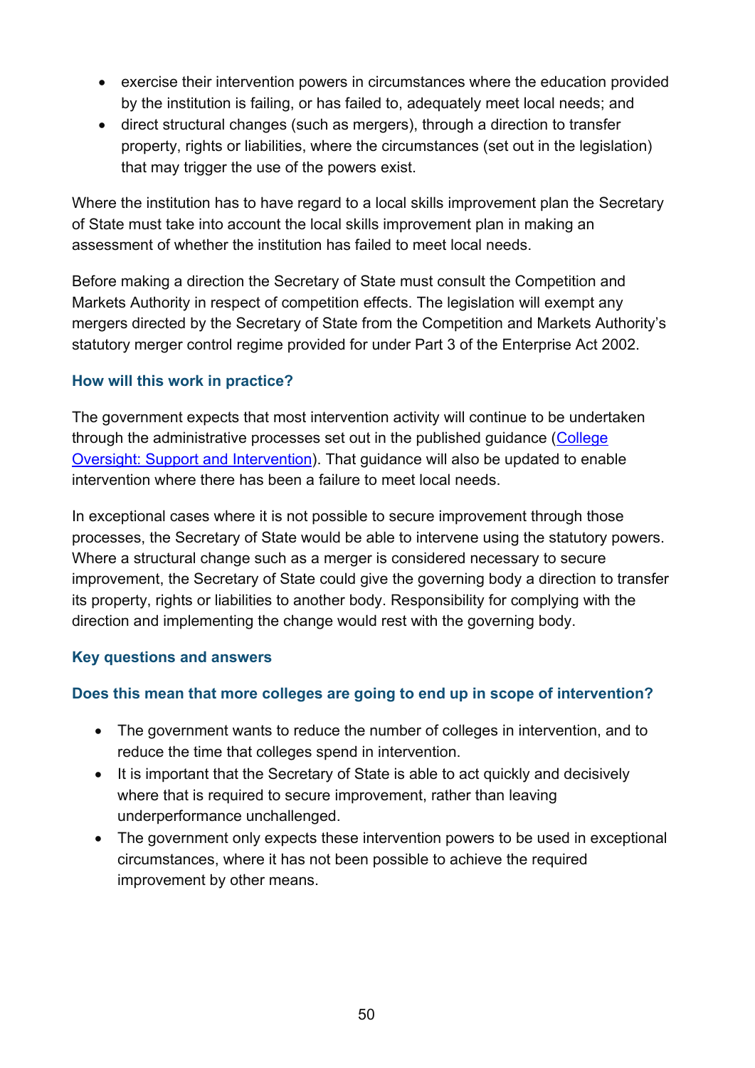- exercise their intervention powers in circumstances where the education provided by the institution is failing, or has failed to, adequately meet local needs; and
- direct structural changes (such as mergers), through a direction to transfer property, rights or liabilities, where the circumstances (set out in the legislation) that may trigger the use of the powers exist.

Where the institution has to have regard to a local skills improvement plan the Secretary of State must take into account the local skills improvement plan in making an assessment of whether the institution has failed to meet local needs.

Before making a direction the Secretary of State must consult the Competition and Markets Authority in respect of competition effects. The legislation will exempt any mergers directed by the Secretary of State from the Competition and Markets Authority's statutory merger control regime provided for under Part 3 of the Enterprise Act 2002.

### How will this work in practice?

The government expects that most intervention activity will continue to be undertaken through the administrative processes set out in the published guidance (College Oversight: Support and Intervention). That guidance will also be updated to enable intervention where there has been a failure to meet local needs.

In exceptional cases where it is not possible to secure improvement through those processes, the Secretary of State would be able to intervene using the statutory powers. Where a structural change such as a merger is considered necessary to secure improvement, the Secretary of State could give the governing body a direction to transfer its property, rights or liabilities to another body. Responsibility for complying with the direction and implementing the change would rest with the governing body.

### Key questions and answers

#### Does this mean that more colleges are going to end up in scope of intervention?

- The government wants to reduce the number of colleges in intervention, and to reduce the time that colleges spend in intervention.
- It is important that the Secretary of State is able to act quickly and decisively where that is required to secure improvement, rather than leaving underperformance unchallenged.
- The government only expects these intervention powers to be used in exceptional circumstances, where it has not been possible to achieve the required improvement by other means.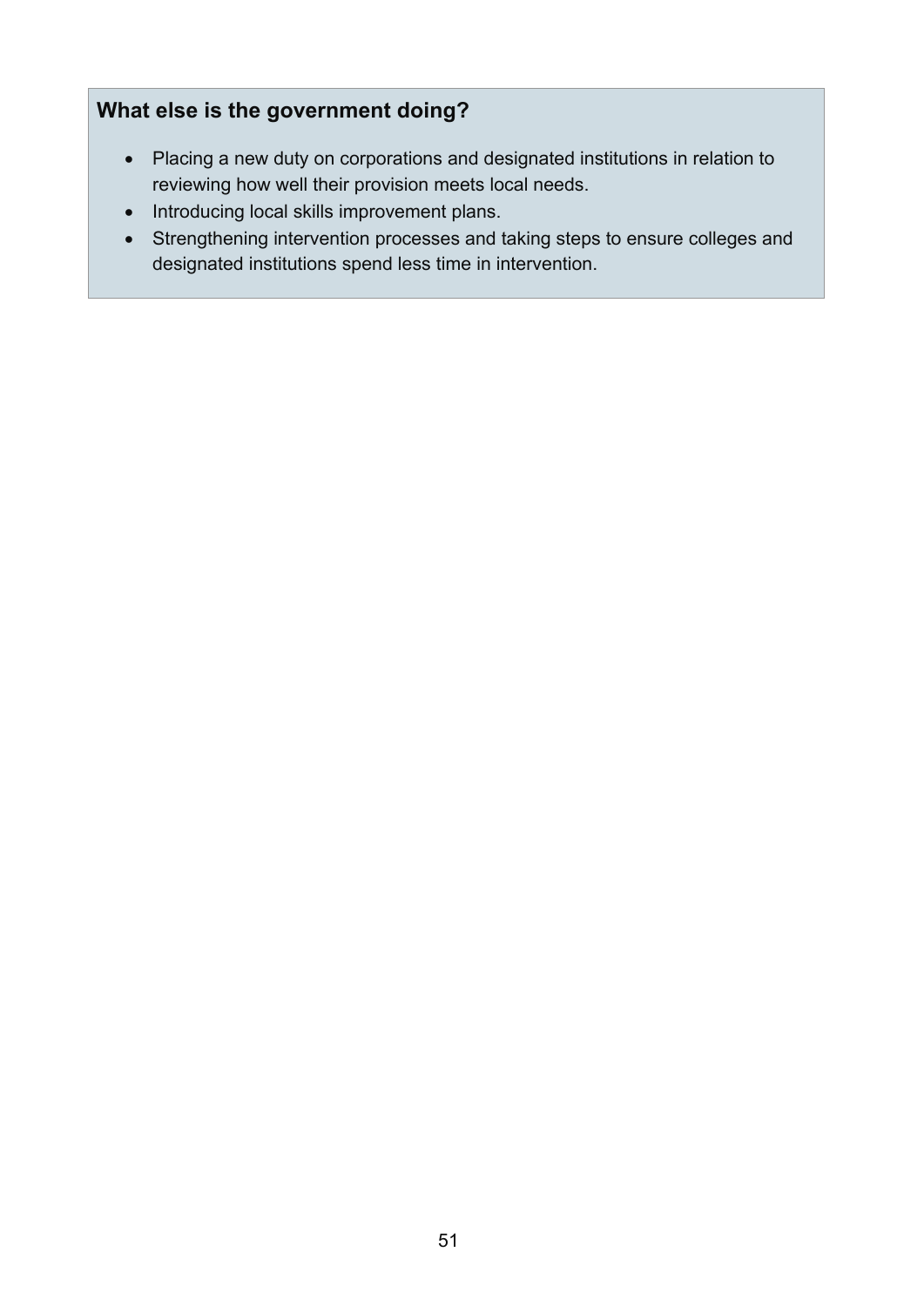**What else is the government doing?**

- Placing a new duty on corporations and designated institutions in relation to reviewing how well their provision meets local needs.
- Introducing local skills improvement plans.
- Strengthening intervention processes and taking steps to ensure colleges and designated institutions spend less time in intervention.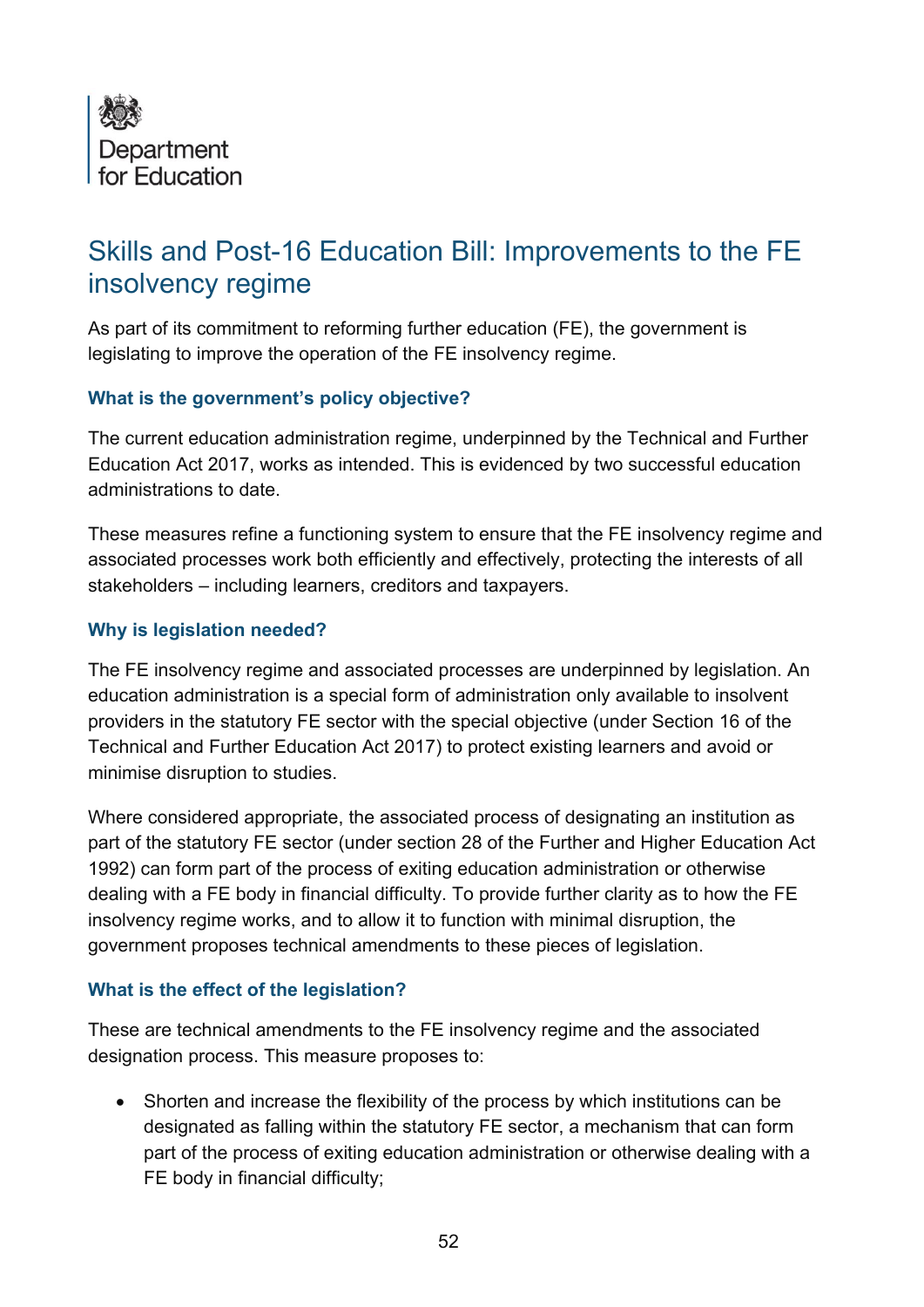Department for Education

# Skills and Post-16 Education Bill: Improvements to the FE insolvency regime

As part of its commitment to reforming further education (FE), the government is legislating to improve the operation of the FE insolvency regime.

### What is the government's policy objective?

The current education administration regime, underpinned by the Technical and Further Education Act 2017, works as intended. This is evidenced by two successful education administrations to date.

These measures refine a functioning system to ensure that the FE insolvency regime and associated processes work both efficiently and effectively, protecting the interests of all stakeholders – including learners, creditors and taxpayers.

### Why is legislation needed?

The FE insolvency regime and associated processes are underpinned by legislation. An education administration is a special form of administration only available to insolvent providers in the statutory FE sector with the special objective (under Section 16 of the Technical and Further Education Act 2017) to protect existing learners and avoid or minimise disruption to studies.

Where considered appropriate, the associated process of designating an institution as part of the statutory FE sector (under section 28 of the Further and Higher Education Act 1992) can form part of the process of exiting education administration or otherwise dealing with a FE body in financial difficulty. To provide further clarity as to how the FE insolvency regime works, and to allow it to function with minimal disruption, the government proposes technical amendments to these pieces of legislation.

### What is the effect of the legislation?

These are technical amendments to the FE insolvency regime and the associated designation process. This measure proposes to:

- Shorten and increase the flexibility of the process by which institutions can be designated as falling within the statutory FE sector, a mechanism that can form part of the process of exiting education administration or otherwise dealing with a FE body in financial difficulty;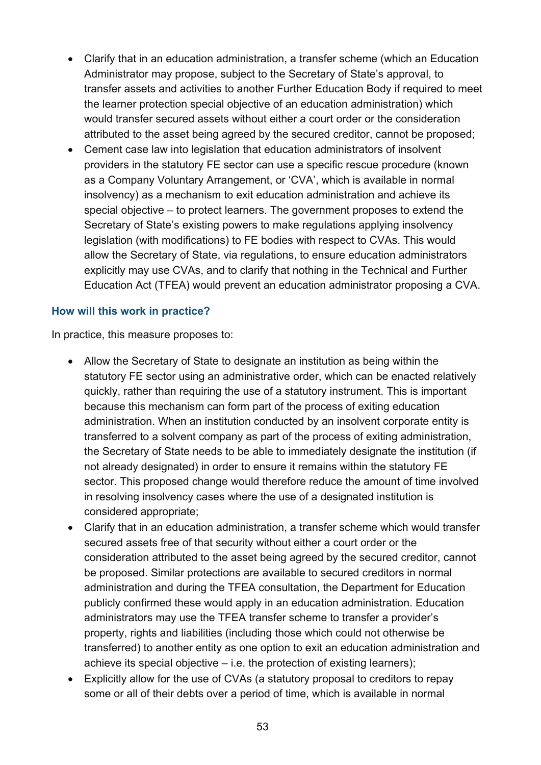- Clarify that in an education administration, a transfer scheme (which an Education Administrator may propose, subject to the Secretary of State's approval, to transfer assets and activities to another Further Education Body if required to meet the learner protection special objective of an education administration) which would transfer secured assets without either a court order or the consideration attributed to the asset being agreed by the secured creditor, cannot be proposed;
- Cement case law into legislation that education administrators of insolvent providers in the statutory FE sector can use a specific rescue procedure (known as a Company Voluntary Arrangement, or 'CVA', which is available in normal insolvency) as a mechanism to exit education administration and achieve its special objective – to protect learners. The government proposes to extend the Secretary of State's existing powers to make regulations applying insolvency legislation (with modifications) to FE bodies with respect to CVAs. This would allow the Secretary of State, via regulations, to ensure education administrators explicitly may use CVAs, and to clarify that nothing in the Technical and Further Education Act (TFEA) would prevent an education administrator proposing a CVA.

### How will this work in practice?

In practice, this measure proposes to:

- Allow the Secretary of State to designate an institution as being within the statutory FE sector using an administrative order, which can be enacted relatively quickly, rather than requiring the use of a statutory instrument. This is important because this mechanism can form part of the process of exiting education administration. When an institution conducted by an insolvent corporate entity is transferred to a solvent company as part of the process of exiting administration, the Secretary of State needs to be able to immediately designate the institution (if not already designated) in order to ensure it remains within the statutory FE sector. This proposed change would therefore reduce the amount of time involved in resolving insolvency cases where the use of a designated institution is considered appropriate;
- Clarify that in an education administration, a transfer scheme which would transfer secured assets free of that security without either a court order or the consideration attributed to the asset being agreed by the secured creditor, cannot be proposed. Similar protections are available to secured creditors in normal administration and during the TFEA consultation, the Department for Education publicly confirmed these would apply in an education administration. Education administrators may use the TFEA transfer scheme to transfer a provider's property, rights and liabilities (including those which could not otherwise be transferred) to another entity as one option to exit an education administration and achieve its special objective – i.e. the protection of existing learners);
- Explicitly allow for the use of CVAs (a statutory proposal to creditors to repay some or all of their debts over a period of time, which is available in normal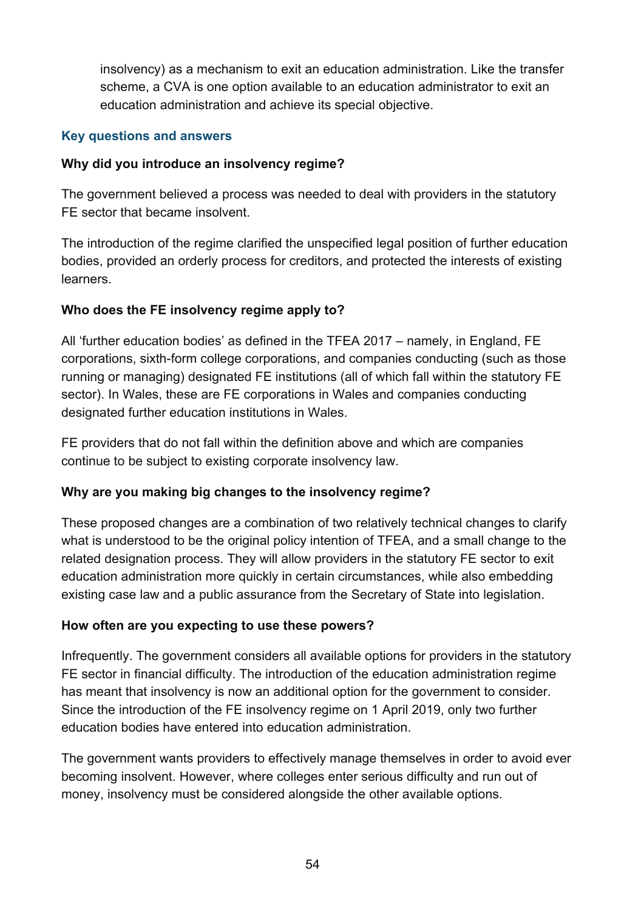insolvency) as a mechanism to exit an education administration. Like the transfer scheme, a CVA is one option available to an education administrator to exit an education administration and achieve its special objective.

### Key questions and answers

**Why did you introduce an insolvency regime?**

The government believed a process was needed to deal with providers in the statutory FE sector that became insolvent.

The introduction of the regime clarified the unspecified legal position of further education bodies, provided an orderly process for creditors, and protected the interests of existing learners.

**Who does the FE insolvency regime apply to?**

All 'further education bodies' as defined in the TFEA 2017 – namely, in England, FE corporations, sixth-form college corporations, and companies conducting (such as those running or managing) designated FE institutions (all of which fall within the statutory FE sector). In Wales, these are FE corporations in Wales and companies conducting designated further education institutions in Wales.

FE providers that do not fall within the definition above and which are companies continue to be subject to existing corporate insolvency law.

**Why are you making big changes to the insolvency regime?**

These proposed changes are a combination of two relatively technical changes to clarify what is understood to be the original policy intention of TFEA, and a small change to the related designation process. They will allow providers in the statutory FE sector to exit education administration more quickly in certain circumstances, while also embedding existing case law and a public assurance from the Secretary of State into legislation.

**How often are you expecting to use these powers?**

Infrequently. The government considers all available options for providers in the statutory FE sector in financial difficulty. The introduction of the education administration regime has meant that insolvency is now an additional option for the government to consider. Since the introduction of the FE insolvency regime on 1 April 2019, only two further education bodies have entered into education administration.

The government wants providers to effectively manage themselves in order to avoid ever becoming insolvent. However, where colleges enter serious difficulty and run out of money, insolvency must be considered alongside the other available options.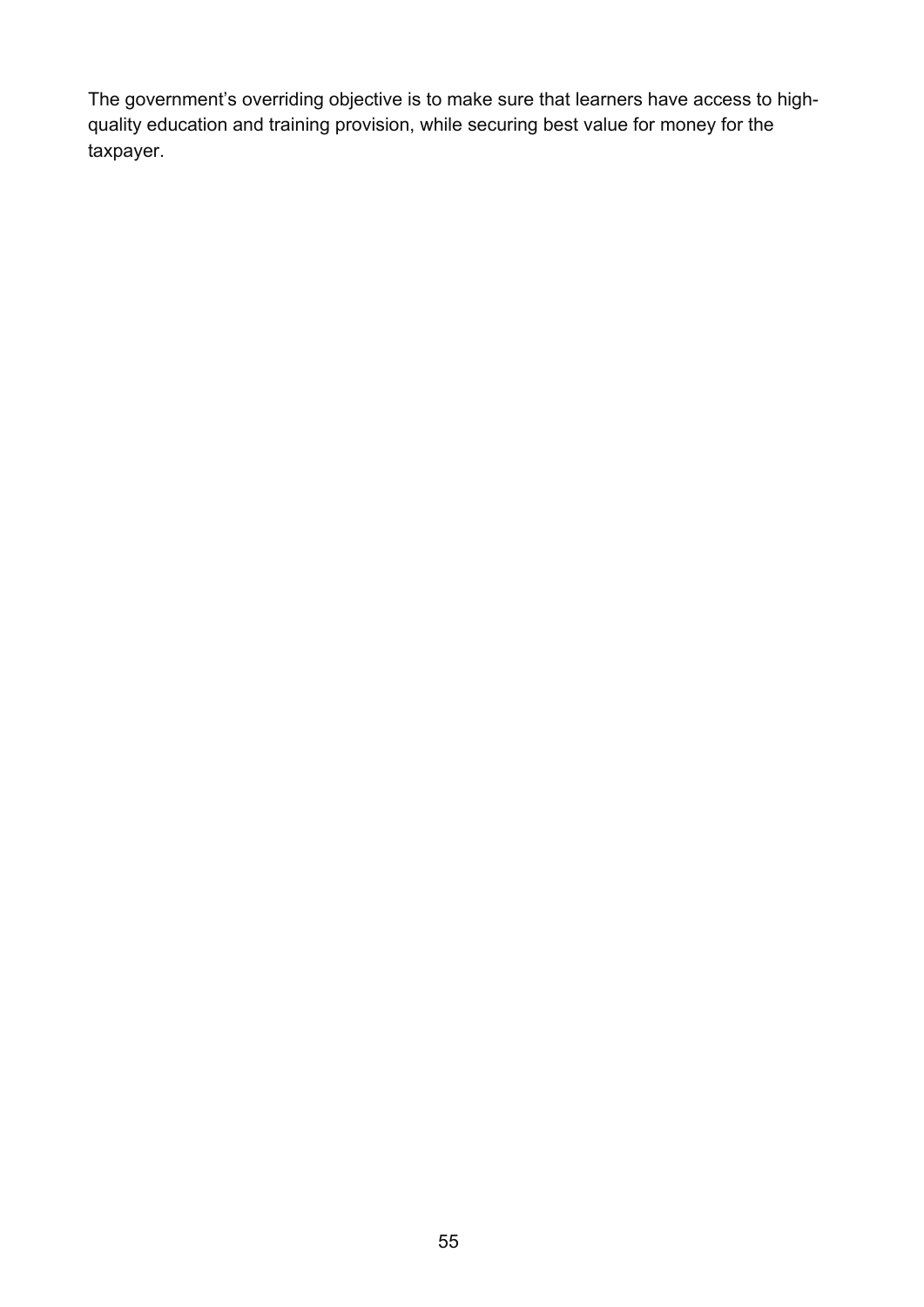The government's overriding objective is to make sure that learners have access to high-quality education and training provision, while securing best value for money for the taxpayer.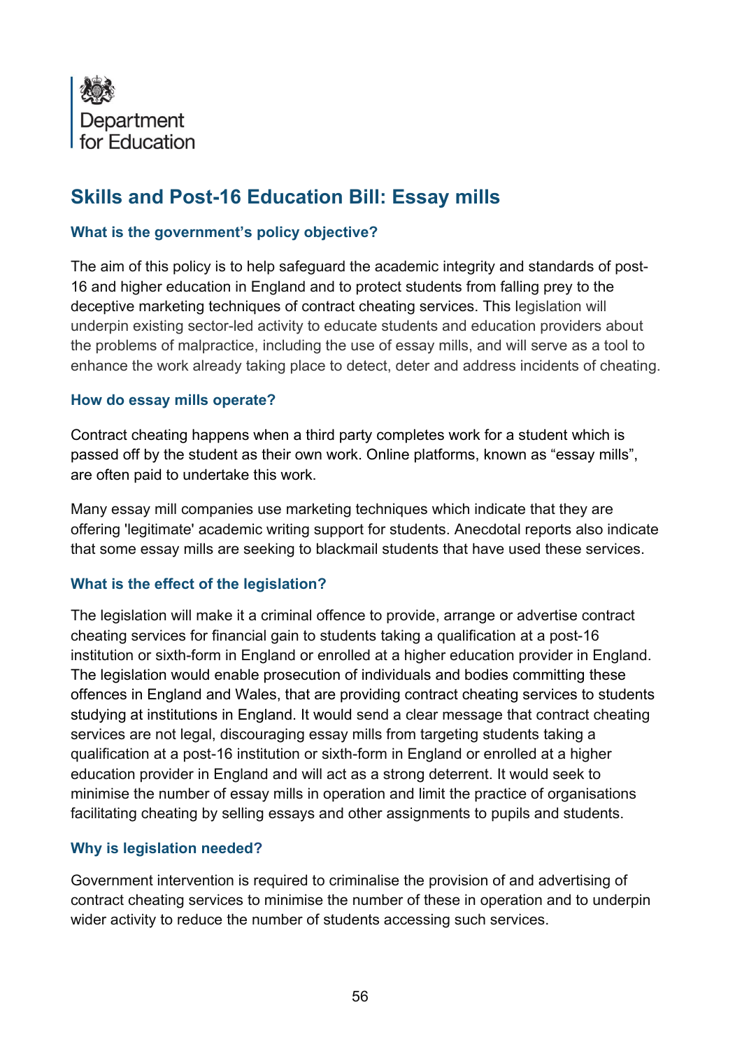Department for Education

# Skills and Post-16 Education Bill: Essay mills

### What is the government's policy objective?

The aim of this policy is to help safeguard the academic integrity and standards of post-16 and higher education in England and to protect students from falling prey to the deceptive marketing techniques of contract cheating services. This legislation will underpin existing sector-led activity to educate students and education providers about the problems of malpractice, including the use of essay mills, and will serve as a tool to enhance the work already taking place to detect, deter and address incidents of cheating.

### How do essay mills operate?

Contract cheating happens when a third party completes work for a student which is passed off by the student as their own work. Online platforms, known as "essay mills", are often paid to undertake this work.

Many essay mill companies use marketing techniques which indicate that they are offering 'legitimate' academic writing support for students. Anecdotal reports also indicate that some essay mills are seeking to blackmail students that have used these services.

### What is the effect of the legislation?

The legislation will make it a criminal offence to provide, arrange or advertise contract cheating services for financial gain to students taking a qualification at a post-16 institution or sixth-form in England or enrolled at a higher education provider in England. The legislation would enable prosecution of individuals and bodies committing these offences in England and Wales, that are providing contract cheating services to students studying at institutions in England. It would send a clear message that contract cheating services are not legal, discouraging essay mills from targeting students taking a qualification at a post-16 institution or sixth-form in England or enrolled at a higher education provider in England and will act as a strong deterrent. It would seek to minimise the number of essay mills in operation and limit the practice of organisations facilitating cheating by selling essays and other assignments to pupils and students.

### Why is legislation needed?

Government intervention is required to criminalise the provision of and advertising of contract cheating services to minimise the number of these in operation and to underpin wider activity to reduce the number of students accessing such services.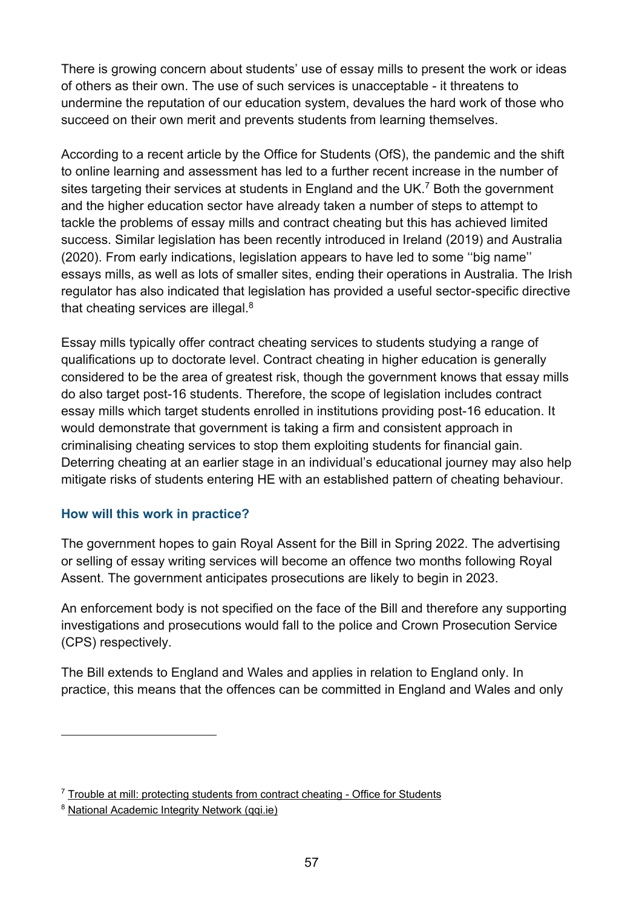There is growing concern about students' use of essay mills to present the work or ideas of others as their own. The use of such services is unacceptable - it threatens to undermine the reputation of our education system, devalues the hard work of those who succeed on their own merit and prevents students from learning themselves.

According to a recent article by the Office for Students (OfS), the pandemic and the shift to online learning and assessment has led to a further recent increase in the number of sites targeting their services at students in England and the UK.[7] Both the government and the higher education sector have already taken a number of steps to attempt to tackle the problems of essay mills and contract cheating but this has achieved limited success. Similar legislation has been recently introduced in Ireland (2019) and Australia (2020). From early indications, legislation appears to have led to some ''big name'' essays mills, as well as lots of smaller sites, ending their operations in Australia. The Irish regulator has also indicated that legislation has provided a useful sector-specific directive that cheating services are illegal.[8]

Essay mills typically offer contract cheating services to students studying a range of qualifications up to doctorate level. Contract cheating in higher education is generally considered to be the area of greatest risk, though the government knows that essay mills do also target post-16 students. Therefore, the scope of legislation includes contract essay mills which target students enrolled in institutions providing post-16 education. It would demonstrate that government is taking a firm and consistent approach in criminalising cheating services to stop them exploiting students for financial gain. Deterring cheating at an earlier stage in an individual's educational journey may also help mitigate risks of students entering HE with an established pattern of cheating behaviour.

### How will this work in practice?

The government hopes to gain Royal Assent for the Bill in Spring 2022. The advertising or selling of essay writing services will become an offence two months following Royal Assent. The government anticipates prosecutions are likely to begin in 2023.

An enforcement body is not specified on the face of the Bill and therefore any supporting investigations and prosecutions would fall to the police and Crown Prosecution Service (CPS) respectively.

The Bill extends to England and Wales and applies in relation to England only. In practice, this means that the offences can be committed in England and Wales and only

---

[7] Trouble at mill: protecting students from contract cheating - Office for Students

[8] National Academic Integrity Network (qqi.ie)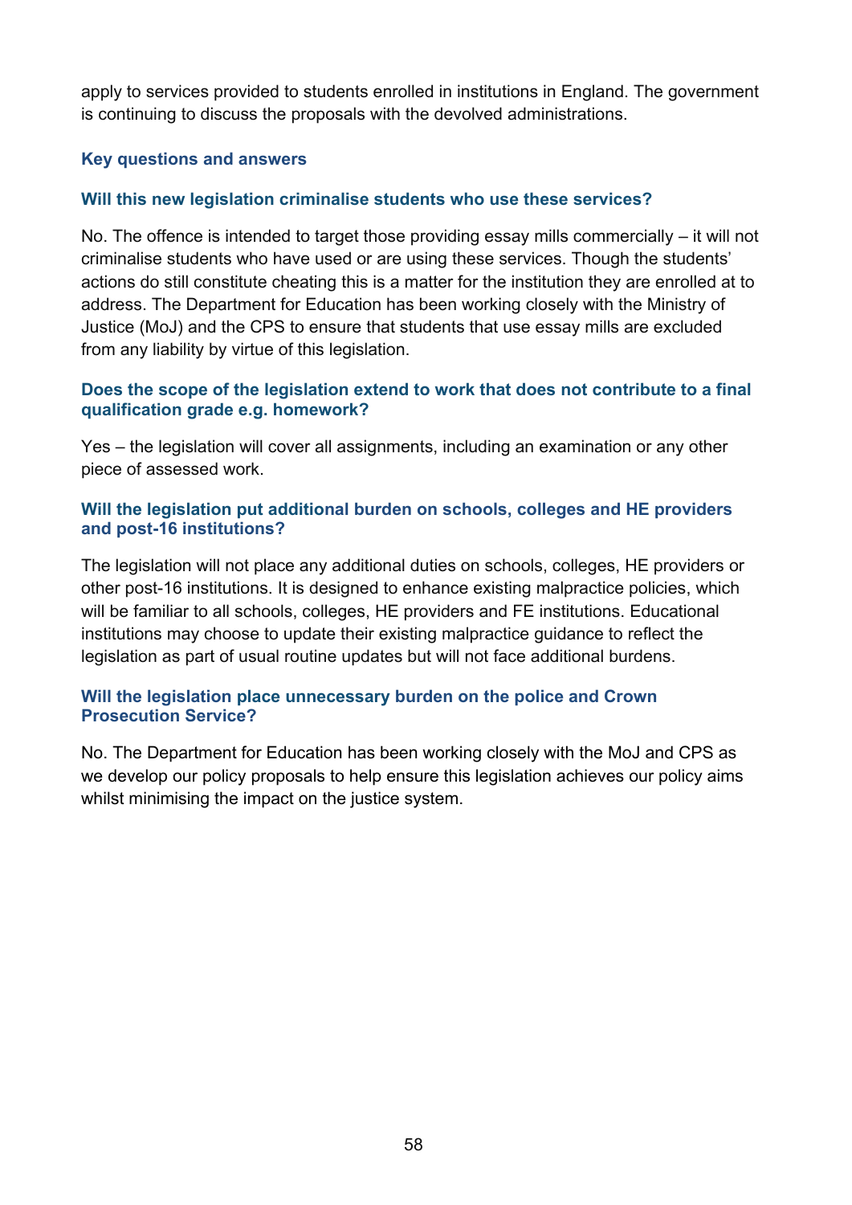apply to services provided to students enrolled in institutions in England. The government is continuing to discuss the proposals with the devolved administrations.

### Key questions and answers

#### Will this new legislation criminalise students who use these services?

No. The offence is intended to target those providing essay mills commercially – it will not criminalise students who have used or are using these services. Though the students' actions do still constitute cheating this is a matter for the institution they are enrolled at to address. The Department for Education has been working closely with the Ministry of Justice (MoJ) and the CPS to ensure that students that use essay mills are excluded from any liability by virtue of this legislation.

#### Does the scope of the legislation extend to work that does not contribute to a final qualification grade e.g. homework?

Yes – the legislation will cover all assignments, including an examination or any other piece of assessed work.

#### Will the legislation put additional burden on schools, colleges and HE providers and post-16 institutions?

The legislation will not place any additional duties on schools, colleges, HE providers or other post-16 institutions. It is designed to enhance existing malpractice policies, which will be familiar to all schools, colleges, HE providers and FE institutions. Educational institutions may choose to update their existing malpractice guidance to reflect the legislation as part of usual routine updates but will not face additional burdens.

#### Will the legislation place unnecessary burden on the police and Crown Prosecution Service?

No. The Department for Education has been working closely with the MoJ and CPS as we develop our policy proposals to help ensure this legislation achieves our policy aims whilst minimising the impact on the justice system.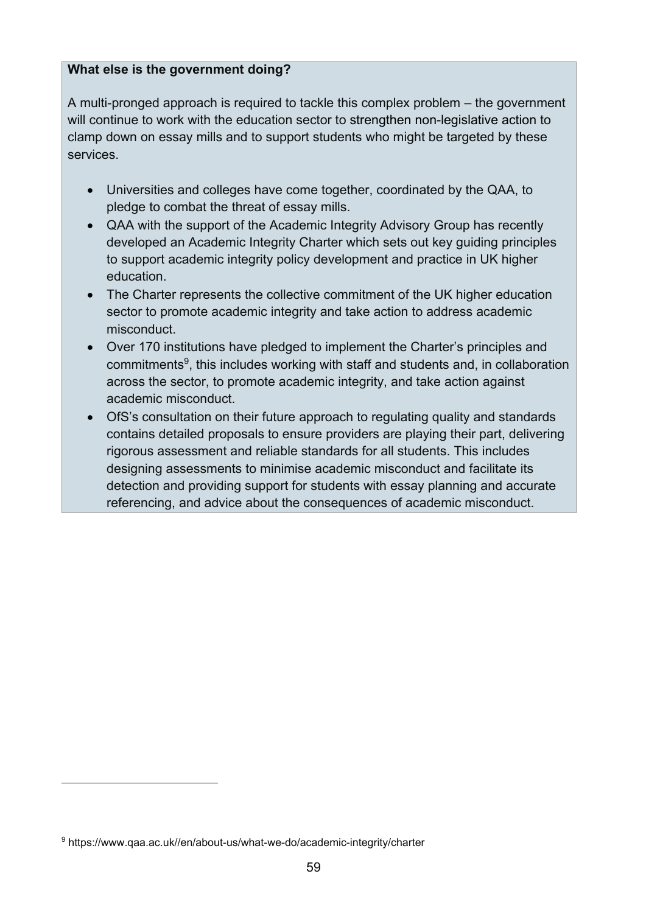**What else is the government doing?**

A multi-pronged approach is required to tackle this complex problem – the government will continue to work with the education sector to strengthen non-legislative action to clamp down on essay mills and to support students who might be targeted by these services.

- Universities and colleges have come together, coordinated by the QAA, to pledge to combat the threat of essay mills.
- QAA with the support of the Academic Integrity Advisory Group has recently developed an Academic Integrity Charter which sets out key guiding principles to support academic integrity policy development and practice in UK higher education.
- The Charter represents the collective commitment of the UK higher education sector to promote academic integrity and take action to address academic misconduct.
- Over 170 institutions have pledged to implement the Charter's principles and commitments[9], this includes working with staff and students and, in collaboration across the sector, to promote academic integrity, and take action against academic misconduct.
- OfS's consultation on their future approach to regulating quality and standards contains detailed proposals to ensure providers are playing their part, delivering rigorous assessment and reliable standards for all students. This includes designing assessments to minimise academic misconduct and facilitate its detection and providing support for students with essay planning and accurate referencing, and advice about the consequences of academic misconduct.

[9] https://www.qaa.ac.uk//en/about-us/what-we-do/academic-integrity/charter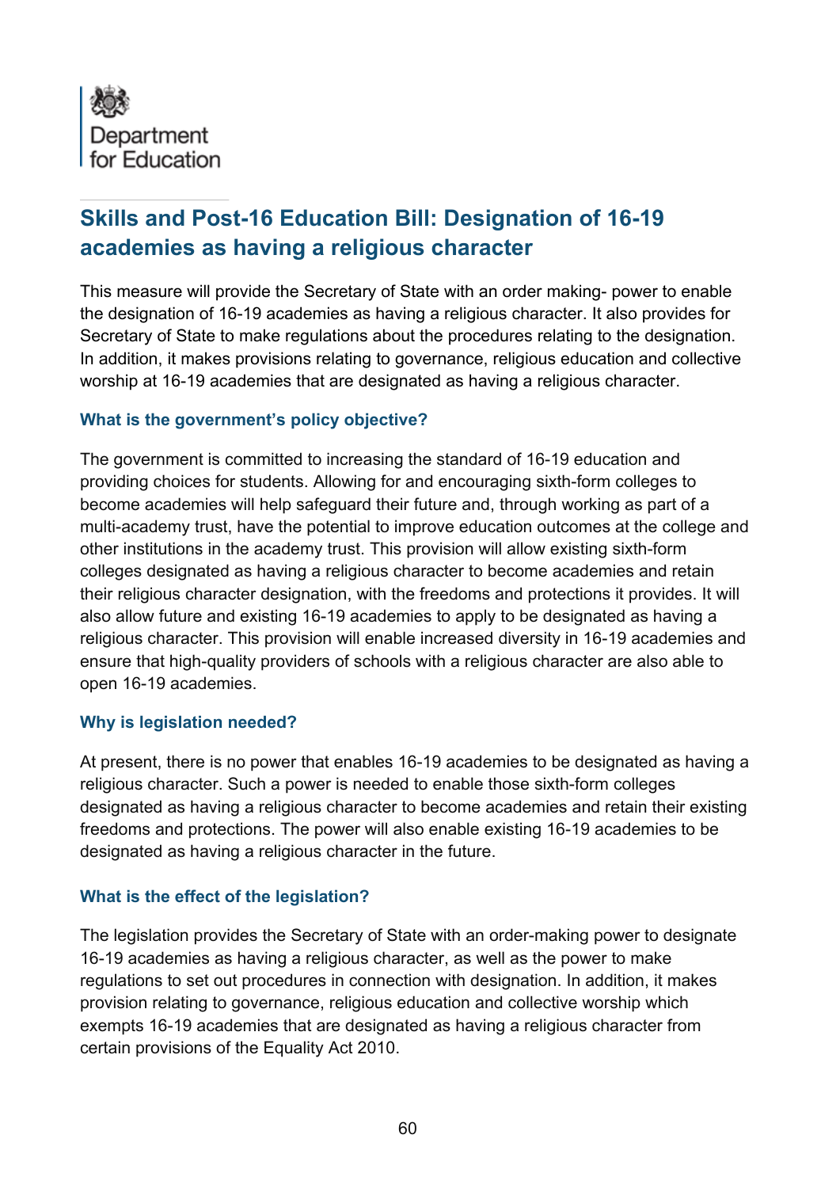Department for Education

## Skills and Post-16 Education Bill: Designation of 16-19 academies as having a religious character

This measure will provide the Secretary of State with an order making- power to enable the designation of 16-19 academies as having a religious character. It also provides for Secretary of State to make regulations about the procedures relating to the designation. In addition, it makes provisions relating to governance, religious education and collective worship at 16-19 academies that are designated as having a religious character.

### What is the government's policy objective?

The government is committed to increasing the standard of 16-19 education and providing choices for students. Allowing for and encouraging sixth-form colleges to become academies will help safeguard their future and, through working as part of a multi-academy trust, have the potential to improve education outcomes at the college and other institutions in the academy trust. This provision will allow existing sixth-form colleges designated as having a religious character to become academies and retain their religious character designation, with the freedoms and protections it provides. It will also allow future and existing 16-19 academies to apply to be designated as having a religious character. This provision will enable increased diversity in 16-19 academies and ensure that high-quality providers of schools with a religious character are also able to open 16-19 academies.

### Why is legislation needed?

At present, there is no power that enables 16-19 academies to be designated as having a religious character. Such a power is needed to enable those sixth-form colleges designated as having a religious character to become academies and retain their existing freedoms and protections. The power will also enable existing 16-19 academies to be designated as having a religious character in the future.

### What is the effect of the legislation?

The legislation provides the Secretary of State with an order-making power to designate 16-19 academies as having a religious character, as well as the power to make regulations to set out procedures in connection with designation. In addition, it makes provision relating to governance, religious education and collective worship which exempts 16-19 academies that are designated as having a religious character from certain provisions of the Equality Act 2010.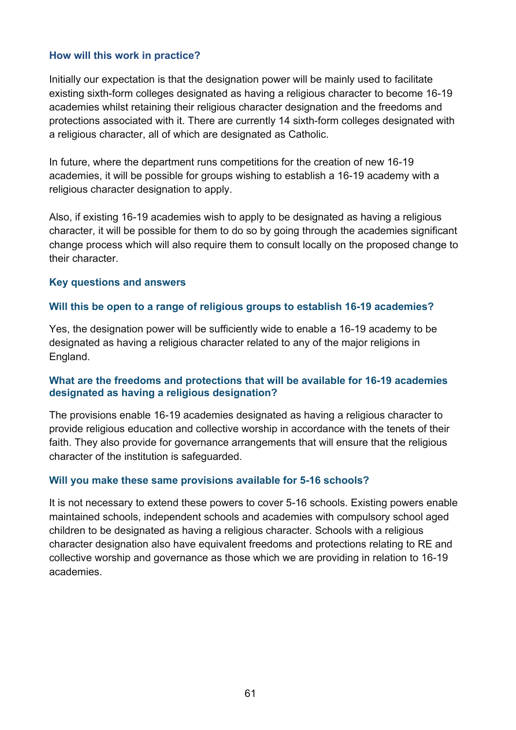### How will this work in practice?

Initially our expectation is that the designation power will be mainly used to facilitate existing sixth-form colleges designated as having a religious character to become 16-19 academies whilst retaining their religious character designation and the freedoms and protections associated with it. There are currently 14 sixth-form colleges designated with a religious character, all of which are designated as Catholic.

In future, where the department runs competitions for the creation of new 16-19 academies, it will be possible for groups wishing to establish a 16-19 academy with a religious character designation to apply.

Also, if existing 16-19 academies wish to apply to be designated as having a religious character, it will be possible for them to do so by going through the academies significant change process which will also require them to consult locally on the proposed change to their character.

### Key questions and answers

#### Will this be open to a range of religious groups to establish 16-19 academies?

Yes, the designation power will be sufficiently wide to enable a 16-19 academy to be designated as having a religious character related to any of the major religions in England.

#### What are the freedoms and protections that will be available for 16-19 academies designated as having a religious designation?

The provisions enable 16-19 academies designated as having a religious character to provide religious education and collective worship in accordance with the tenets of their faith. They also provide for governance arrangements that will ensure that the religious character of the institution is safeguarded.

#### Will you make these same provisions available for 5-16 schools?

It is not necessary to extend these powers to cover 5-16 schools. Existing powers enable maintained schools, independent schools and academies with compulsory school aged children to be designated as having a religious character. Schools with a religious character designation also have equivalent freedoms and protections relating to RE and collective worship and governance as those which we are providing in relation to 16-19 academies.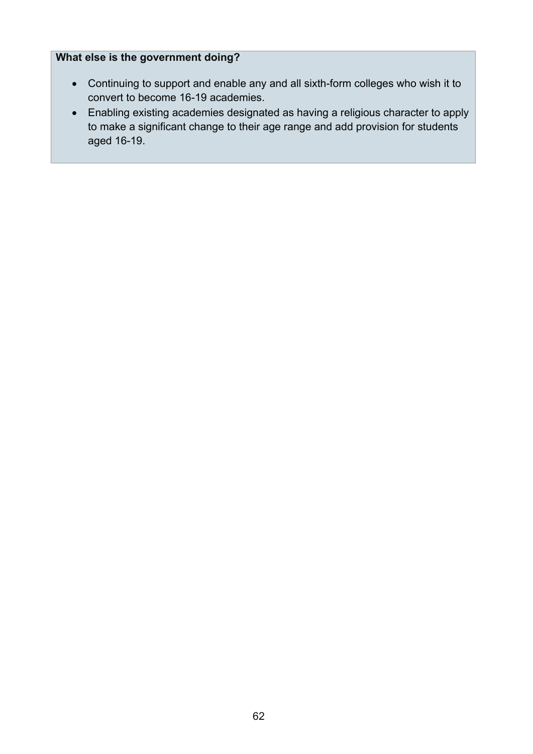**What else is the government doing?**

- Continuing to support and enable any and all sixth-form colleges who wish it to convert to become 16-19 academies.
- Enabling existing academies designated as having a religious character to apply to make a significant change to their age range and add provision for students aged 16-19.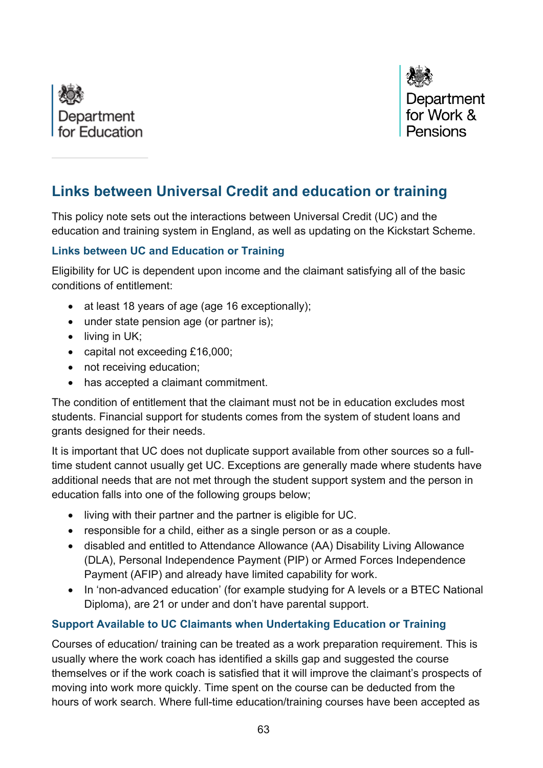Department for Education

Department for Work & Pensions

## Links between Universal Credit and education or training

This policy note sets out the interactions between Universal Credit (UC) and the education and training system in England, as well as updating on the Kickstart Scheme.

### Links between UC and Education or Training

Eligibility for UC is dependent upon income and the claimant satisfying all of the basic conditions of entitlement:

- at least 18 years of age (age 16 exceptionally);
- under state pension age (or partner is);
- living in UK;
- capital not exceeding £16,000;
- not receiving education;
- has accepted a claimant commitment.

The condition of entitlement that the claimant must not be in education excludes most students. Financial support for students comes from the system of student loans and grants designed for their needs.

It is important that UC does not duplicate support available from other sources so a full-time student cannot usually get UC. Exceptions are generally made where students have additional needs that are not met through the student support system and the person in education falls into one of the following groups below;

- living with their partner and the partner is eligible for UC.
- responsible for a child, either as a single person or as a couple.
- disabled and entitled to Attendance Allowance (AA) Disability Living Allowance (DLA), Personal Independence Payment (PIP) or Armed Forces Independence Payment (AFIP) and already have limited capability for work.
- In 'non-advanced education' (for example studying for A levels or a BTEC National Diploma), are 21 or under and don't have parental support.

### Support Available to UC Claimants when Undertaking Education or Training

Courses of education/ training can be treated as a work preparation requirement. This is usually where the work coach has identified a skills gap and suggested the course themselves or if the work coach is satisfied that it will improve the claimant's prospects of moving into work more quickly. Time spent on the course can be deducted from the hours of work search. Where full-time education/training courses have been accepted as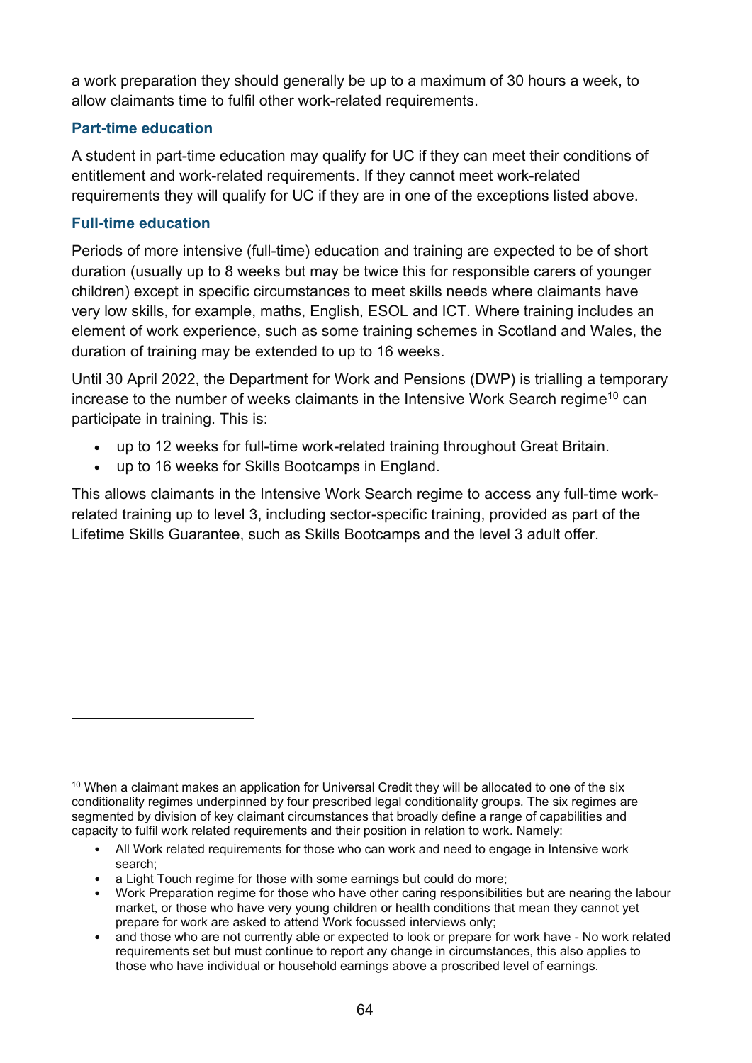a work preparation they should generally be up to a maximum of 30 hours a week, to allow claimants time to fulfil other work-related requirements.

### Part-time education

A student in part-time education may qualify for UC if they can meet their conditions of entitlement and work-related requirements. If they cannot meet work-related requirements they will qualify for UC if they are in one of the exceptions listed above.

### Full-time education

Periods of more intensive (full-time) education and training are expected to be of short duration (usually up to 8 weeks but may be twice this for responsible carers of younger children) except in specific circumstances to meet skills needs where claimants have very low skills, for example, maths, English, ESOL and ICT. Where training includes an element of work experience, such as some training schemes in Scotland and Wales, the duration of training may be extended to up to 16 weeks.

Until 30 April 2022, the Department for Work and Pensions (DWP) is trialling a temporary increase to the number of weeks claimants in the Intensive Work Search regime[10] can participate in training. This is:

- up to 12 weeks for full-time work-related training throughout Great Britain.
- up to 16 weeks for Skills Bootcamps in England.

This allows claimants in the Intensive Work Search regime to access any full-time work-related training up to level 3, including sector-specific training, provided as part of the Lifetime Skills Guarantee, such as Skills Bootcamps and the level 3 adult offer.

---

[10] When a claimant makes an application for Universal Credit they will be allocated to one of the six conditionality regimes underpinned by four prescribed legal conditionality groups. The six regimes are segmented by division of key claimant circumstances that broadly define a range of capabilities and capacity to fulfil work related requirements and their position in relation to work. Namely:

- All Work related requirements for those who can work and need to engage in Intensive work search;
- a Light Touch regime for those with some earnings but could do more;
- Work Preparation regime for those who have other caring responsibilities but are nearing the labour market, or those who have very young children or health conditions that mean they cannot yet prepare for work are asked to attend Work focussed interviews only;
- and those who are not currently able or expected to look or prepare for work have - No work related requirements set but must continue to report any change in circumstances, this also applies to those who have individual or household earnings above a proscribed level of earnings.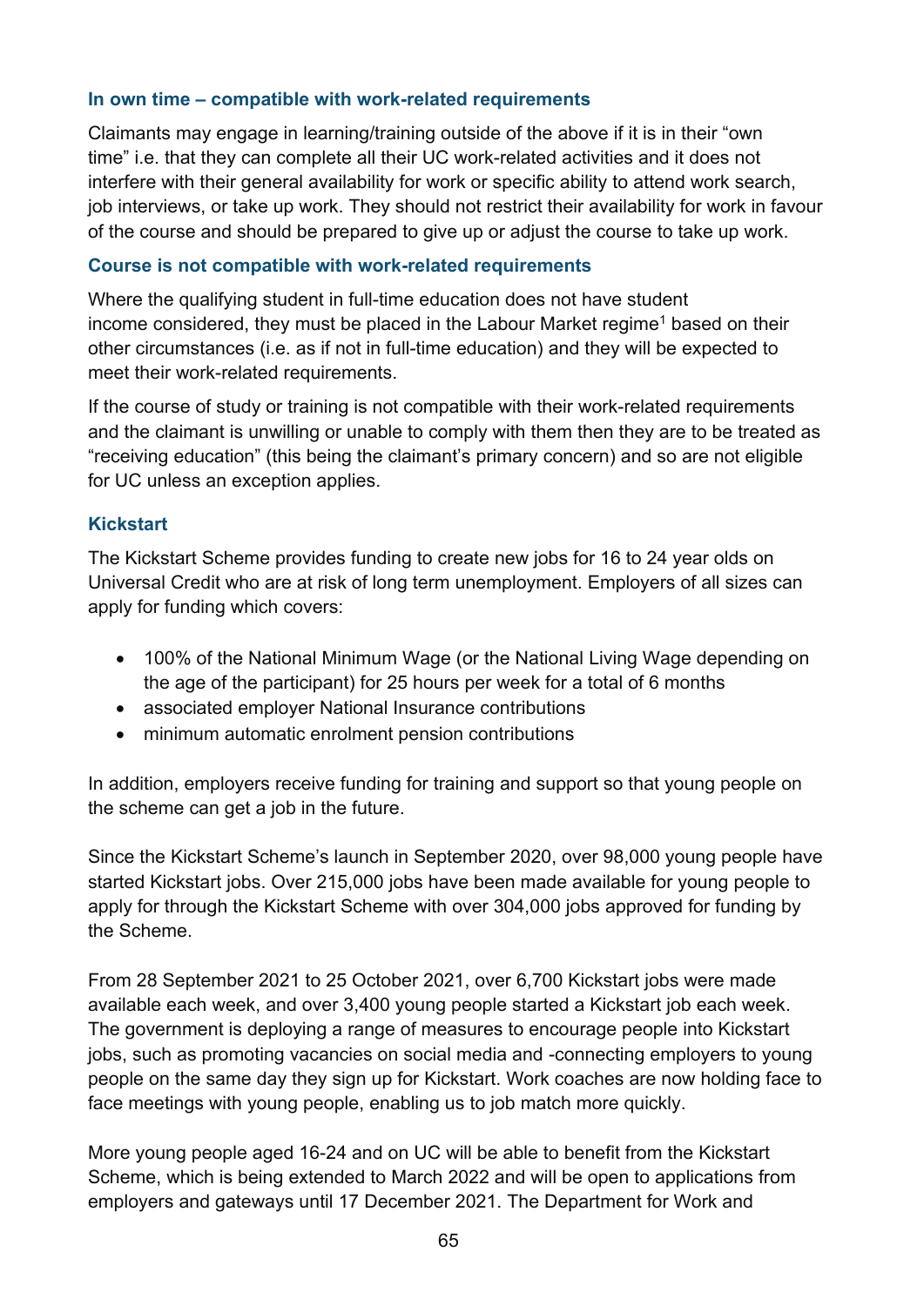### In own time – compatible with work-related requirements

Claimants may engage in learning/training outside of the above if it is in their "own time" i.e. that they can complete all their UC work-related activities and it does not interfere with their general availability for work or specific ability to attend work search, job interviews, or take up work. They should not restrict their availability for work in favour of the course and should be prepared to give up or adjust the course to take up work.

### Course is not compatible with work-related requirements

Where the qualifying student in full-time education does not have student income considered, they must be placed in the Labour Market regime[1] based on their other circumstances (i.e. as if not in full-time education) and they will be expected to meet their work-related requirements.

If the course of study or training is not compatible with their work-related requirements and the claimant is unwilling or unable to comply with them then they are to be treated as "receiving education" (this being the claimant's primary concern) and so are not eligible for UC unless an exception applies.

### Kickstart

The Kickstart Scheme provides funding to create new jobs for 16 to 24 year olds on Universal Credit who are at risk of long term unemployment. Employers of all sizes can apply for funding which covers:

- 100% of the National Minimum Wage (or the National Living Wage depending on the age of the participant) for 25 hours per week for a total of 6 months
- associated employer National Insurance contributions
- minimum automatic enrolment pension contributions

In addition, employers receive funding for training and support so that young people on the scheme can get a job in the future.

Since the Kickstart Scheme's launch in September 2020, over 98,000 young people have started Kickstart jobs. Over 215,000 jobs have been made available for young people to apply for through the Kickstart Scheme with over 304,000 jobs approved for funding by the Scheme.

From 28 September 2021 to 25 October 2021, over 6,700 Kickstart jobs were made available each week, and over 3,400 young people started a Kickstart job each week. The government is deploying a range of measures to encourage people into Kickstart jobs, such as promoting vacancies on social media and -connecting employers to young people on the same day they sign up for Kickstart. Work coaches are now holding face to face meetings with young people, enabling us to job match more quickly.

More young people aged 16-24 and on UC will be able to benefit from the Kickstart Scheme, which is being extended to March 2022 and will be open to applications from employers and gateways until 17 December 2021. The Department for Work and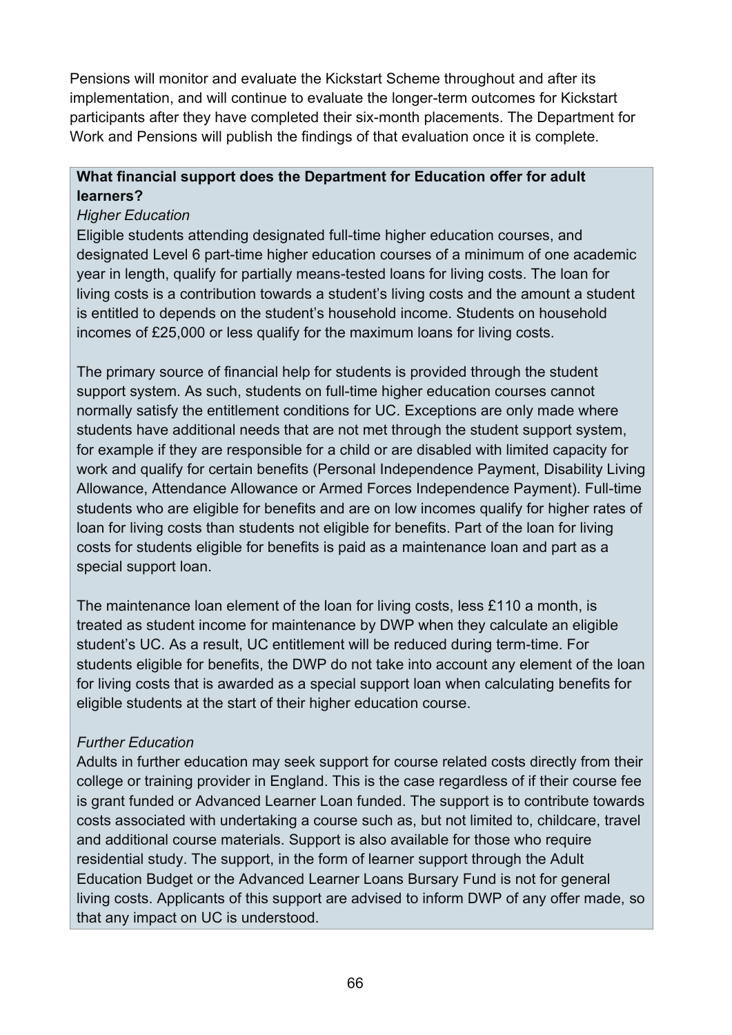Pensions will monitor and evaluate the Kickstart Scheme throughout and after its implementation, and will continue to evaluate the longer-term outcomes for Kickstart participants after they have completed their six-month placements. The Department for Work and Pensions will publish the findings of that evaluation once it is complete.

**What financial support does the Department for Education offer for adult learners?**

*Higher Education*

Eligible students attending designated full-time higher education courses, and designated Level 6 part-time higher education courses of a minimum of one academic year in length, qualify for partially means-tested loans for living costs. The loan for living costs is a contribution towards a student's living costs and the amount a student is entitled to depends on the student's household income. Students on household incomes of £25,000 or less qualify for the maximum loans for living costs.

The primary source of financial help for students is provided through the student support system. As such, students on full-time higher education courses cannot normally satisfy the entitlement conditions for UC. Exceptions are only made where students have additional needs that are not met through the student support system, for example if they are responsible for a child or are disabled with limited capacity for work and qualify for certain benefits (Personal Independence Payment, Disability Living Allowance, Attendance Allowance or Armed Forces Independence Payment). Full-time students who are eligible for benefits and are on low incomes qualify for higher rates of loan for living costs than students not eligible for benefits. Part of the loan for living costs for students eligible for benefits is paid as a maintenance loan and part as a special support loan.

The maintenance loan element of the loan for living costs, less £110 a month, is treated as student income for maintenance by DWP when they calculate an eligible student's UC. As a result, UC entitlement will be reduced during term-time. For students eligible for benefits, the DWP do not take into account any element of the loan for living costs that is awarded as a special support loan when calculating benefits for eligible students at the start of their higher education course.

*Further Education*

Adults in further education may seek support for course related costs directly from their college or training provider in England. This is the case regardless of if their course fee is grant funded or Advanced Learner Loan funded. The support is to contribute towards costs associated with undertaking a course such as, but not limited to, childcare, travel and additional course materials. Support is also available for those who require residential study. The support, in the form of learner support through the Adult Education Budget or the Advanced Learner Loans Bursary Fund is not for general living costs. Applicants of this support are advised to inform DWP of any offer made, so that any impact on UC is understood.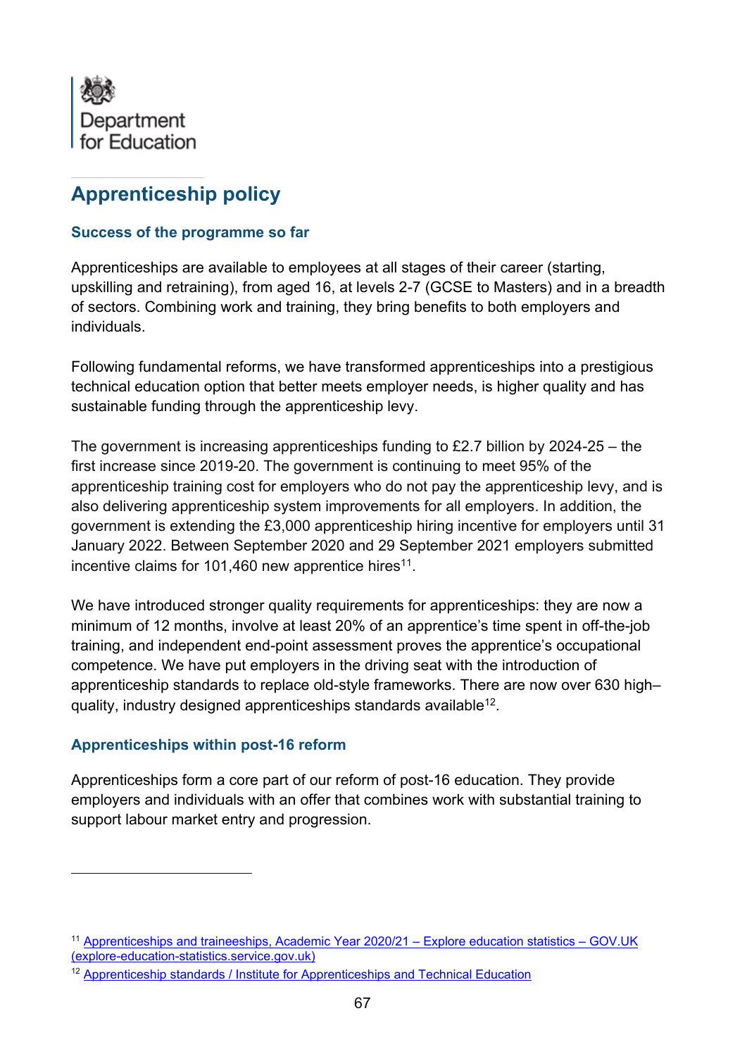Department for Education

# Apprenticeship policy

### Success of the programme so far

Apprenticeships are available to employees at all stages of their career (starting, upskilling and retraining), from aged 16, at levels 2-7 (GCSE to Masters) and in a breadth of sectors. Combining work and training, they bring benefits to both employers and individuals.

Following fundamental reforms, we have transformed apprenticeships into a prestigious technical education option that better meets employer needs, is higher quality and has sustainable funding through the apprenticeship levy.

The government is increasing apprenticeships funding to £2.7 billion by 2024-25 – the first increase since 2019-20. The government is continuing to meet 95% of the apprenticeship training cost for employers who do not pay the apprenticeship levy, and is also delivering apprenticeship system improvements for all employers. In addition, the government is extending the £3,000 apprenticeship hiring incentive for employers until 31 January 2022. Between September 2020 and 29 September 2021 employers submitted incentive claims for 101,460 new apprentice hires[11].

We have introduced stronger quality requirements for apprenticeships: they are now a minimum of 12 months, involve at least 20% of an apprentice's time spent in off-the-job training, and independent end-point assessment proves the apprentice's occupational competence. We have put employers in the driving seat with the introduction of apprenticeship standards to replace old-style frameworks. There are now over 630 high–quality, industry designed apprenticeships standards available[12].

### Apprenticeships within post-16 reform

Apprenticeships form a core part of our reform of post-16 education. They provide employers and individuals with an offer that combines work with substantial training to support labour market entry and progression.

---

[11] Apprenticeships and traineeships, Academic Year 2020/21 – Explore education statistics – GOV.UK (explore-education-statistics.service.gov.uk)

[12] Apprenticeship standards / Institute for Apprenticeships and Technical Education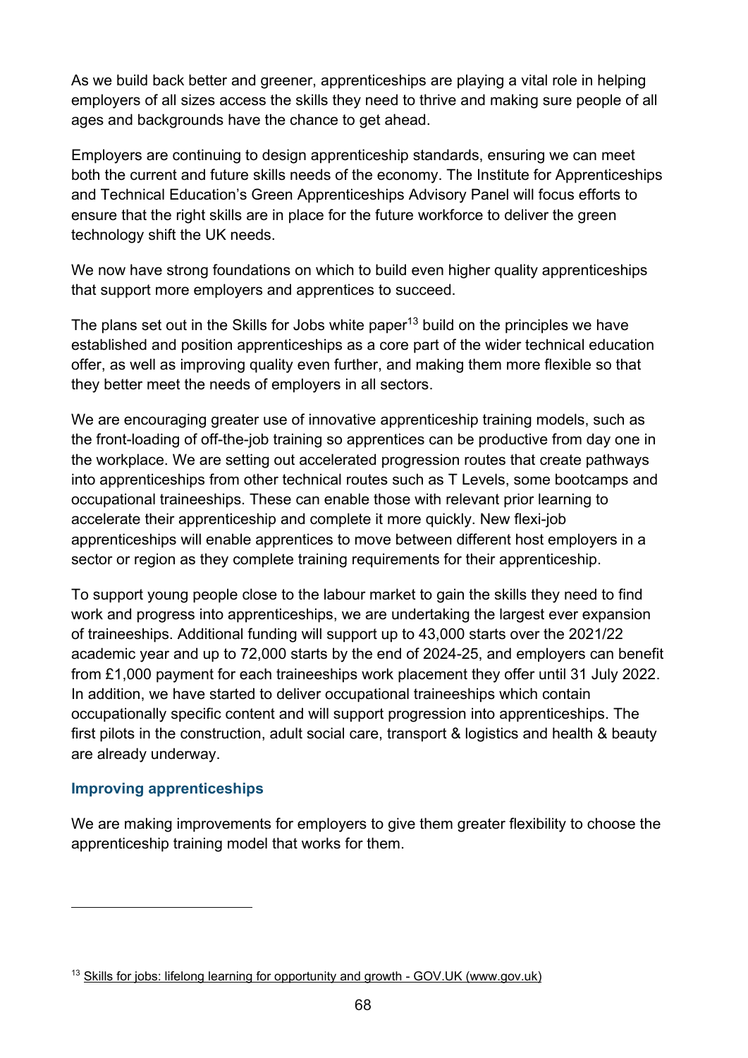As we build back better and greener, apprenticeships are playing a vital role in helping employers of all sizes access the skills they need to thrive and making sure people of all ages and backgrounds have the chance to get ahead.

Employers are continuing to design apprenticeship standards, ensuring we can meet both the current and future skills needs of the economy. The Institute for Apprenticeships and Technical Education's Green Apprenticeships Advisory Panel will focus efforts to ensure that the right skills are in place for the future workforce to deliver the green technology shift the UK needs.

We now have strong foundations on which to build even higher quality apprenticeships that support more employers and apprentices to succeed.

The plans set out in the Skills for Jobs white paper[13] build on the principles we have established and position apprenticeships as a core part of the wider technical education offer, as well as improving quality even further, and making them more flexible so that they better meet the needs of employers in all sectors.

We are encouraging greater use of innovative apprenticeship training models, such as the front-loading of off-the-job training so apprentices can be productive from day one in the workplace. We are setting out accelerated progression routes that create pathways into apprenticeships from other technical routes such as T Levels, some bootcamps and occupational traineeships. These can enable those with relevant prior learning to accelerate their apprenticeship and complete it more quickly. New flexi-job apprenticeships will enable apprentices to move between different host employers in a sector or region as they complete training requirements for their apprenticeship.

To support young people close to the labour market to gain the skills they need to find work and progress into apprenticeships, we are undertaking the largest ever expansion of traineeships. Additional funding will support up to 43,000 starts over the 2021/22 academic year and up to 72,000 starts by the end of 2024-25, and employers can benefit from £1,000 payment for each traineeships work placement they offer until 31 July 2022. In addition, we have started to deliver occupational traineeships which contain occupationally specific content and will support progression into apprenticeships. The first pilots in the construction, adult social care, transport & logistics and health & beauty are already underway.

### Improving apprenticeships

We are making improvements for employers to give them greater flexibility to choose the apprenticeship training model that works for them.

---

[13] Skills for jobs: lifelong learning for opportunity and growth - GOV.UK (www.gov.uk)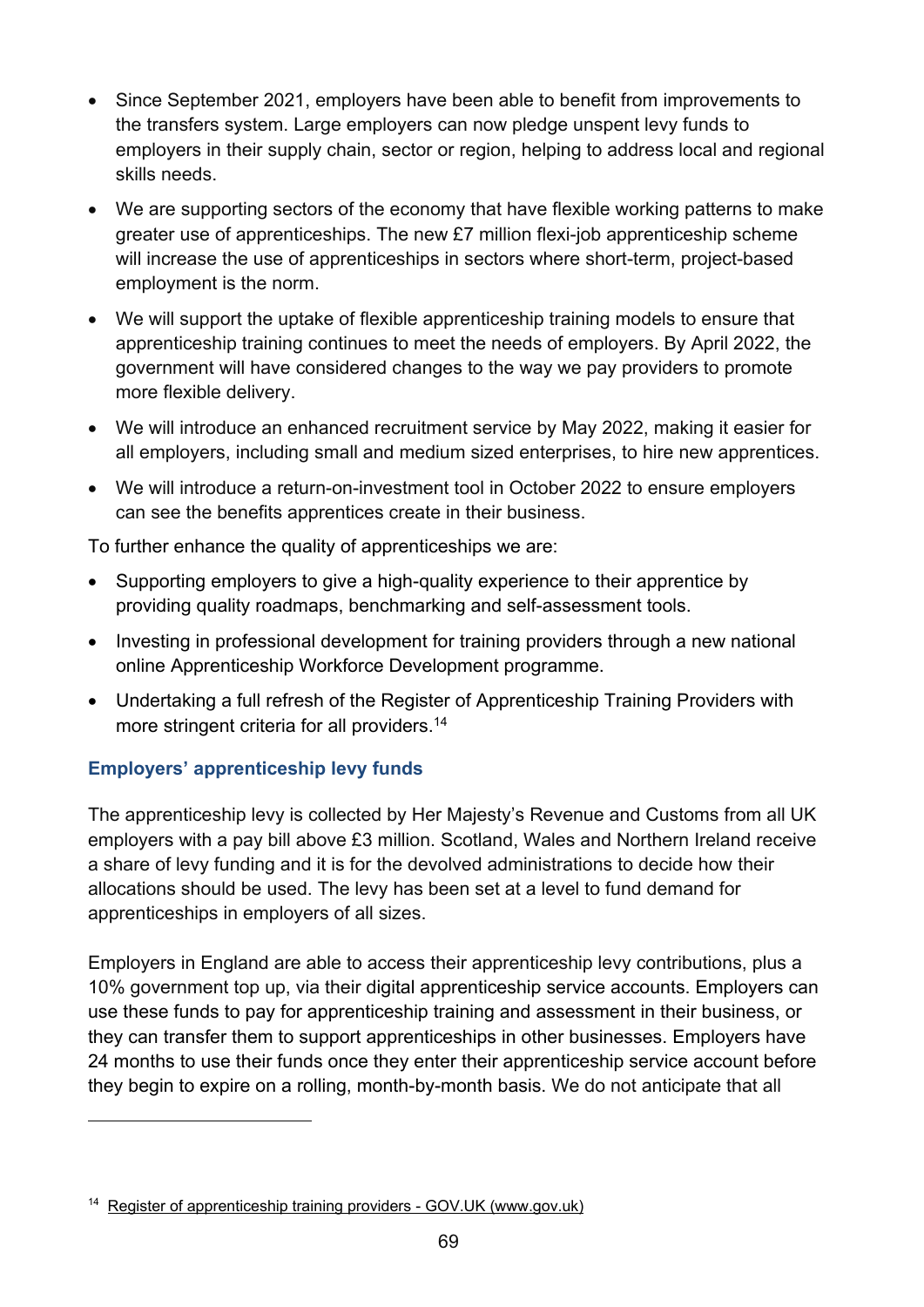- Since September 2021, employers have been able to benefit from improvements to the transfers system. Large employers can now pledge unspent levy funds to employers in their supply chain, sector or region, helping to address local and regional skills needs.
- We are supporting sectors of the economy that have flexible working patterns to make greater use of apprenticeships. The new £7 million flexi-job apprenticeship scheme will increase the use of apprenticeships in sectors where short-term, project-based employment is the norm.
- We will support the uptake of flexible apprenticeship training models to ensure that apprenticeship training continues to meet the needs of employers. By April 2022, the government will have considered changes to the way we pay providers to promote more flexible delivery.
- We will introduce an enhanced recruitment service by May 2022, making it easier for all employers, including small and medium sized enterprises, to hire new apprentices.
- We will introduce a return-on-investment tool in October 2022 to ensure employers can see the benefits apprentices create in their business.

To further enhance the quality of apprenticeships we are:

- Supporting employers to give a high-quality experience to their apprentice by providing quality roadmaps, benchmarking and self-assessment tools.
- Investing in professional development for training providers through a new national online Apprenticeship Workforce Development programme.
- Undertaking a full refresh of the Register of Apprenticeship Training Providers with more stringent criteria for all providers.[14]

### Employers' apprenticeship levy funds

The apprenticeship levy is collected by Her Majesty's Revenue and Customs from all UK employers with a pay bill above £3 million. Scotland, Wales and Northern Ireland receive a share of levy funding and it is for the devolved administrations to decide how their allocations should be used. The levy has been set at a level to fund demand for apprenticeships in employers of all sizes.

Employers in England are able to access their apprenticeship levy contributions, plus a 10% government top up, via their digital apprenticeship service accounts. Employers can use these funds to pay for apprenticeship training and assessment in their business, or they can transfer them to support apprenticeships in other businesses. Employers have 24 months to use their funds once they enter their apprenticeship service account before they begin to expire on a rolling, month-by-month basis. We do not anticipate that all

---

[14] Register of apprenticeship training providers - GOV.UK (www.gov.uk)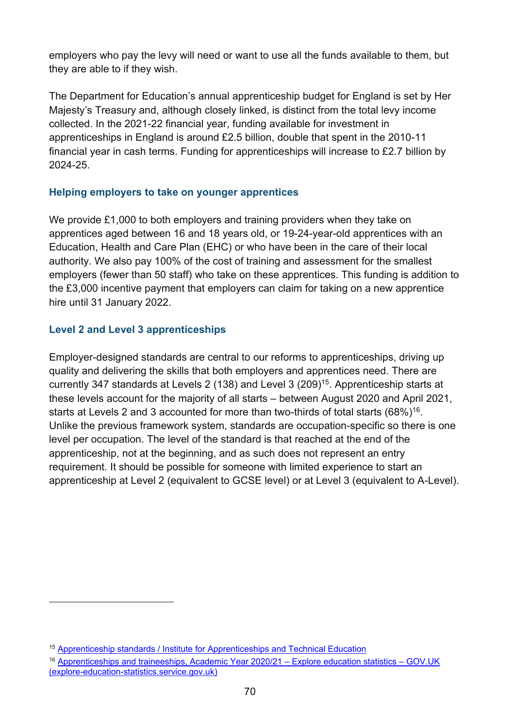employers who pay the levy will need or want to use all the funds available to them, but they are able to if they wish.

The Department for Education's annual apprenticeship budget for England is set by Her Majesty's Treasury and, although closely linked, is distinct from the total levy income collected. In the 2021-22 financial year, funding available for investment in apprenticeships in England is around £2.5 billion, double that spent in the 2010-11 financial year in cash terms. Funding for apprenticeships will increase to £2.7 billion by 2024-25.

### Helping employers to take on younger apprentices

We provide £1,000 to both employers and training providers when they take on apprentices aged between 16 and 18 years old, or 19-24-year-old apprentices with an Education, Health and Care Plan (EHC) or who have been in the care of their local authority. We also pay 100% of the cost of training and assessment for the smallest employers (fewer than 50 staff) who take on these apprentices. This funding is addition to the £3,000 incentive payment that employers can claim for taking on a new apprentice hire until 31 January 2022.

### Level 2 and Level 3 apprenticeships

Employer-designed standards are central to our reforms to apprenticeships, driving up quality and delivering the skills that both employers and apprentices need. There are currently 347 standards at Levels 2 (138) and Level 3 (209)[15]. Apprenticeship starts at these levels account for the majority of all starts – between August 2020 and April 2021, starts at Levels 2 and 3 accounted for more than two-thirds of total starts (68%)[16]. Unlike the previous framework system, standards are occupation-specific so there is one level per occupation. The level of the standard is that reached at the end of the apprenticeship, not at the beginning, and as such does not represent an entry requirement. It should be possible for someone with limited experience to start an apprenticeship at Level 2 (equivalent to GCSE level) or at Level 3 (equivalent to A-Level).

---

[15] Apprenticeship standards / Institute for Apprenticeships and Technical Education

[16] Apprenticeships and traineeships, Academic Year 2020/21 – Explore education statistics – GOV.UK (explore-education-statistics.service.gov.uk)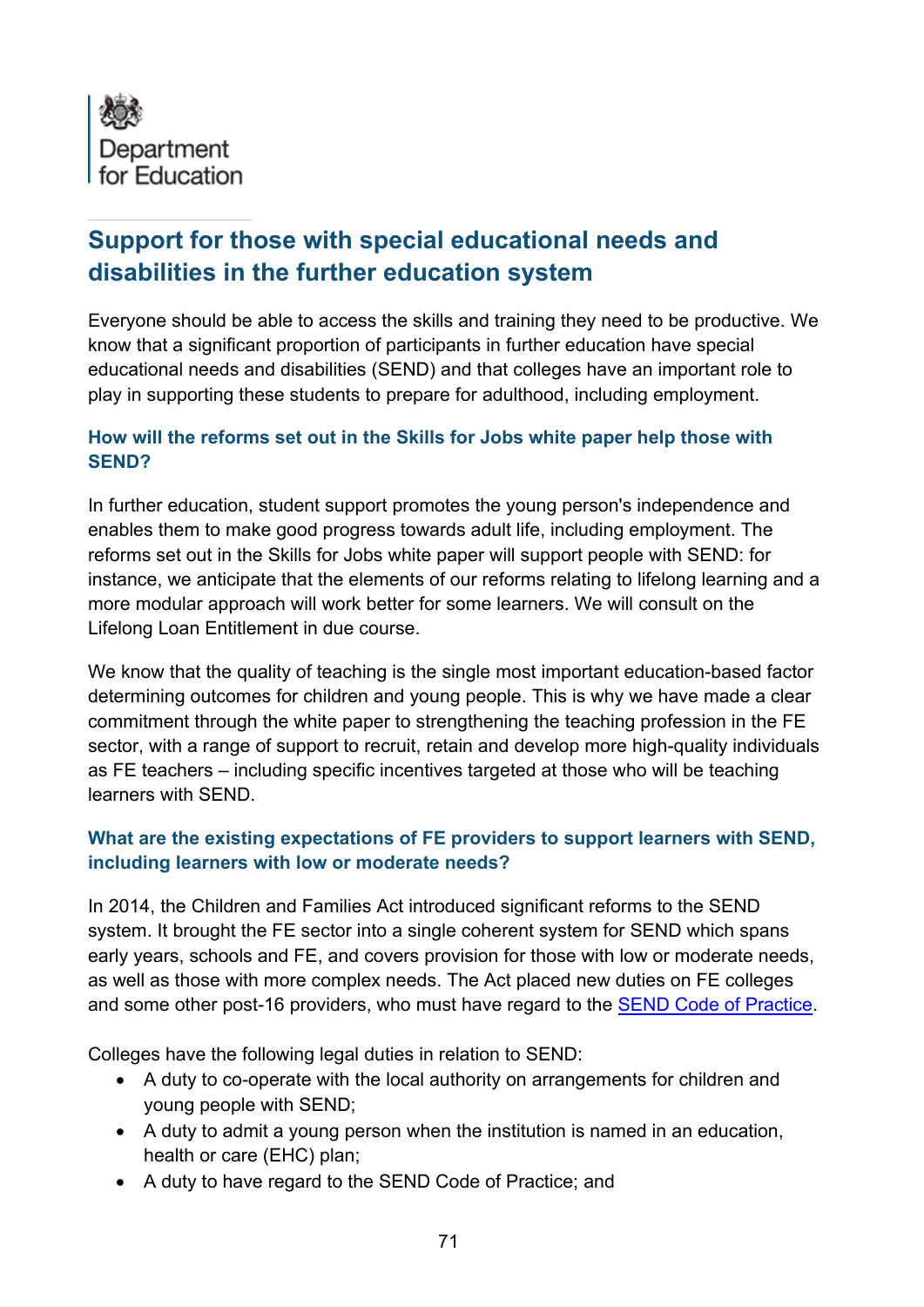Department for Education

## Support for those with special educational needs and disabilities in the further education system

Everyone should be able to access the skills and training they need to be productive. We know that a significant proportion of participants in further education have special educational needs and disabilities (SEND) and that colleges have an important role to play in supporting these students to prepare for adulthood, including employment.

### How will the reforms set out in the Skills for Jobs white paper help those with SEND?

In further education, student support promotes the young person's independence and enables them to make good progress towards adult life, including employment. The reforms set out in the Skills for Jobs white paper will support people with SEND: for instance, we anticipate that the elements of our reforms relating to lifelong learning and a more modular approach will work better for some learners. We will consult on the Lifelong Loan Entitlement in due course.

We know that the quality of teaching is the single most important education-based factor determining outcomes for children and young people. This is why we have made a clear commitment through the white paper to strengthening the teaching profession in the FE sector, with a range of support to recruit, retain and develop more high-quality individuals as FE teachers – including specific incentives targeted at those who will be teaching learners with SEND.

### What are the existing expectations of FE providers to support learners with SEND, including learners with low or moderate needs?

In 2014, the Children and Families Act introduced significant reforms to the SEND system. It brought the FE sector into a single coherent system for SEND which spans early years, schools and FE, and covers provision for those with low or moderate needs, as well as those with more complex needs. The Act placed new duties on FE colleges and some other post-16 providers, who must have regard to the [SEND Code of Practice](SEND Code of Practice).

Colleges have the following legal duties in relation to SEND:

- A duty to co-operate with the local authority on arrangements for children and young people with SEND;
- A duty to admit a young person when the institution is named in an education, health or care (EHC) plan;
- A duty to have regard to the SEND Code of Practice; and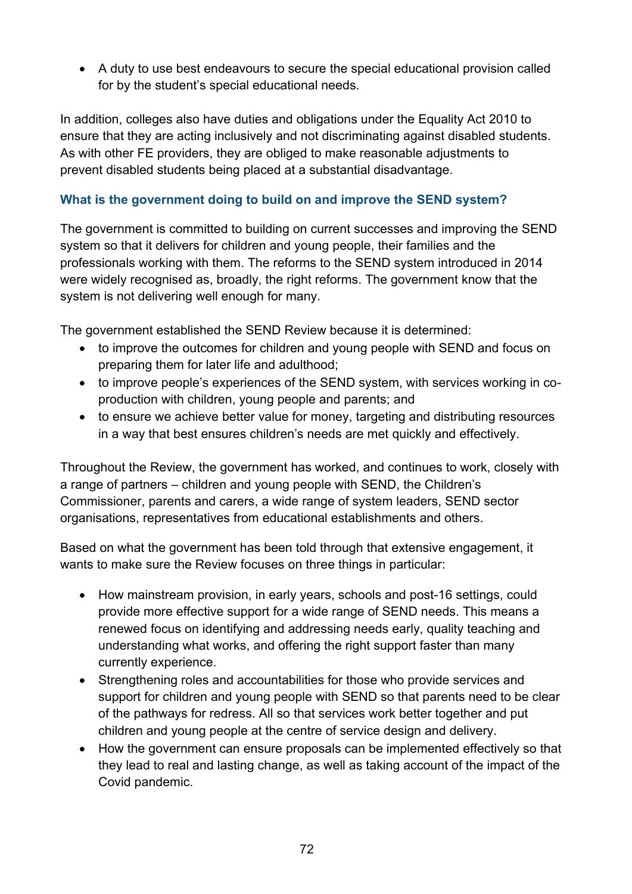- A duty to use best endeavours to secure the special educational provision called for by the student's special educational needs.

In addition, colleges also have duties and obligations under the Equality Act 2010 to ensure that they are acting inclusively and not discriminating against disabled students. As with other FE providers, they are obliged to make reasonable adjustments to prevent disabled students being placed at a substantial disadvantage.

### What is the government doing to build on and improve the SEND system?

The government is committed to building on current successes and improving the SEND system so that it delivers for children and young people, their families and the professionals working with them. The reforms to the SEND system introduced in 2014 were widely recognised as, broadly, the right reforms. The government know that the system is not delivering well enough for many.

The government established the SEND Review because it is determined:

- to improve the outcomes for children and young people with SEND and focus on preparing them for later life and adulthood;
- to improve people's experiences of the SEND system, with services working in co-production with children, young people and parents; and
- to ensure we achieve better value for money, targeting and distributing resources in a way that best ensures children's needs are met quickly and effectively.

Throughout the Review, the government has worked, and continues to work, closely with a range of partners – children and young people with SEND, the Children's Commissioner, parents and carers, a wide range of system leaders, SEND sector organisations, representatives from educational establishments and others.

Based on what the government has been told through that extensive engagement, it wants to make sure the Review focuses on three things in particular:

- How mainstream provision, in early years, schools and post-16 settings, could provide more effective support for a wide range of SEND needs. This means a renewed focus on identifying and addressing needs early, quality teaching and understanding what works, and offering the right support faster than many currently experience.
- Strengthening roles and accountabilities for those who provide services and support for children and young people with SEND so that parents need to be clear of the pathways for redress. All so that services work better together and put children and young people at the centre of service design and delivery.
- How the government can ensure proposals can be implemented effectively so that they lead to real and lasting change, as well as taking account of the impact of the Covid pandemic.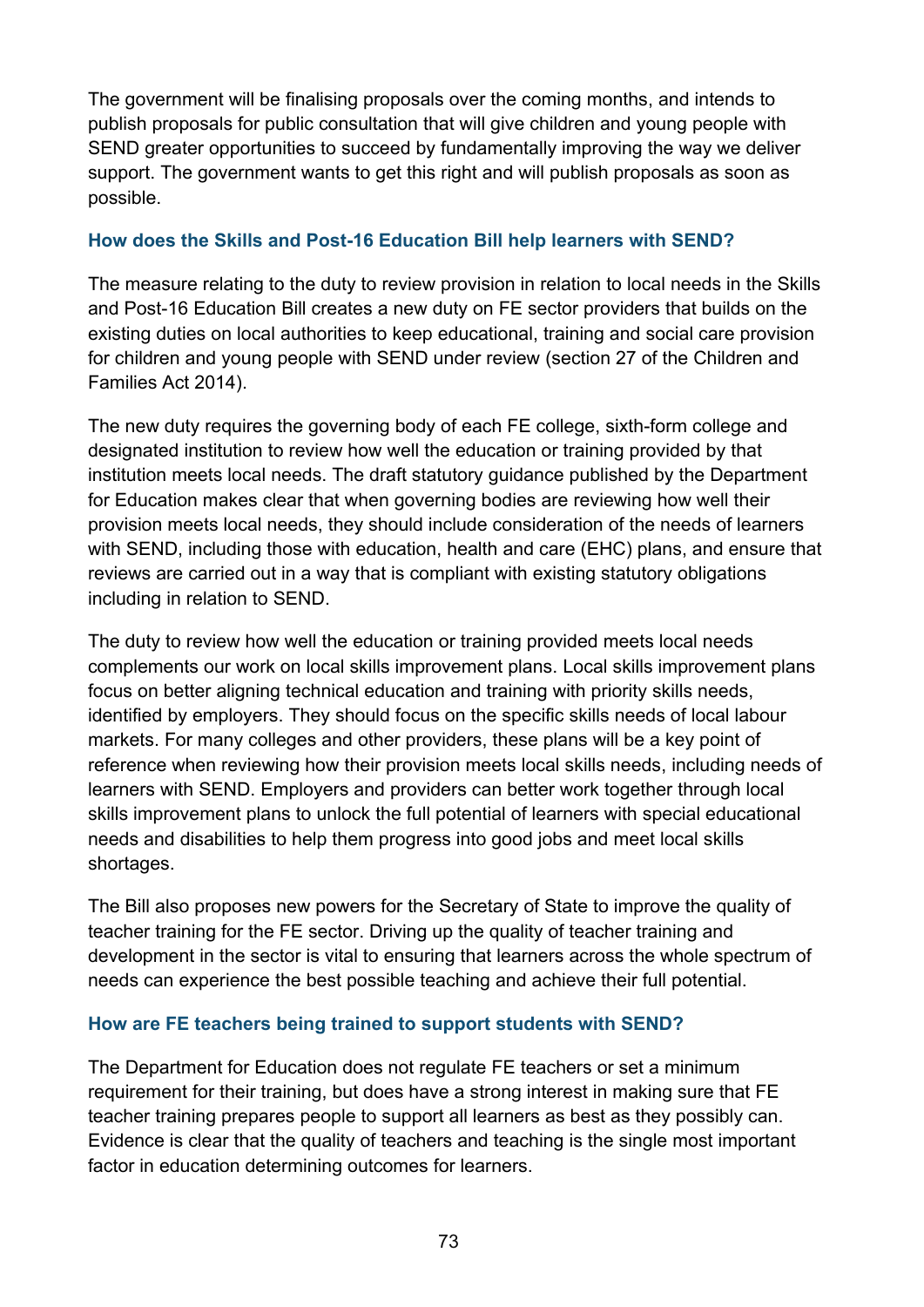The government will be finalising proposals over the coming months, and intends to publish proposals for public consultation that will give children and young people with SEND greater opportunities to succeed by fundamentally improving the way we deliver support. The government wants to get this right and will publish proposals as soon as possible.

### How does the Skills and Post-16 Education Bill help learners with SEND?

The measure relating to the duty to review provision in relation to local needs in the Skills and Post-16 Education Bill creates a new duty on FE sector providers that builds on the existing duties on local authorities to keep educational, training and social care provision for children and young people with SEND under review (section 27 of the Children and Families Act 2014).

The new duty requires the governing body of each FE college, sixth-form college and designated institution to review how well the education or training provided by that institution meets local needs. The draft statutory guidance published by the Department for Education makes clear that when governing bodies are reviewing how well their provision meets local needs, they should include consideration of the needs of learners with SEND, including those with education, health and care (EHC) plans, and ensure that reviews are carried out in a way that is compliant with existing statutory obligations including in relation to SEND.

The duty to review how well the education or training provided meets local needs complements our work on local skills improvement plans. Local skills improvement plans focus on better aligning technical education and training with priority skills needs, identified by employers. They should focus on the specific skills needs of local labour markets. For many colleges and other providers, these plans will be a key point of reference when reviewing how their provision meets local skills needs, including needs of learners with SEND. Employers and providers can better work together through local skills improvement plans to unlock the full potential of learners with special educational needs and disabilities to help them progress into good jobs and meet local skills shortages.

The Bill also proposes new powers for the Secretary of State to improve the quality of teacher training for the FE sector. Driving up the quality of teacher training and development in the sector is vital to ensuring that learners across the whole spectrum of needs can experience the best possible teaching and achieve their full potential.

### How are FE teachers being trained to support students with SEND?

The Department for Education does not regulate FE teachers or set a minimum requirement for their training, but does have a strong interest in making sure that FE teacher training prepares people to support all learners as best as they possibly can. Evidence is clear that the quality of teachers and teaching is the single most important factor in education determining outcomes for learners.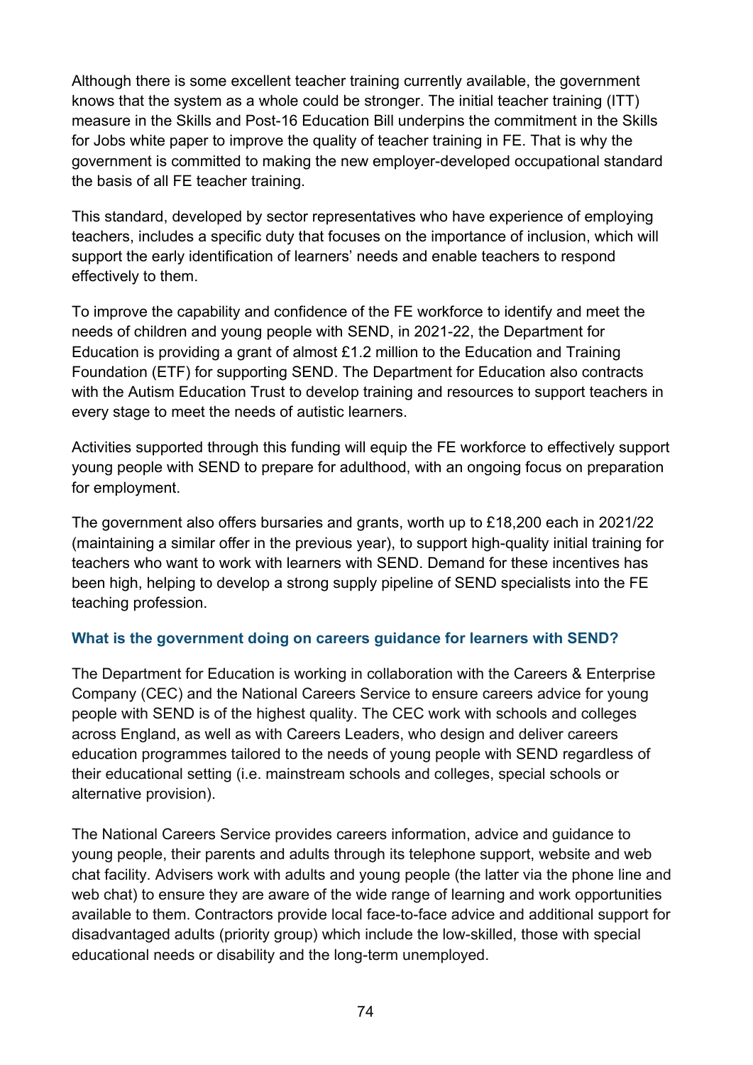Although there is some excellent teacher training currently available, the government knows that the system as a whole could be stronger. The initial teacher training (ITT) measure in the Skills and Post-16 Education Bill underpins the commitment in the Skills for Jobs white paper to improve the quality of teacher training in FE. That is why the government is committed to making the new employer-developed occupational standard the basis of all FE teacher training.

This standard, developed by sector representatives who have experience of employing teachers, includes a specific duty that focuses on the importance of inclusion, which will support the early identification of learners' needs and enable teachers to respond effectively to them.

To improve the capability and confidence of the FE workforce to identify and meet the needs of children and young people with SEND, in 2021-22, the Department for Education is providing a grant of almost £1.2 million to the Education and Training Foundation (ETF) for supporting SEND. The Department for Education also contracts with the Autism Education Trust to develop training and resources to support teachers in every stage to meet the needs of autistic learners.

Activities supported through this funding will equip the FE workforce to effectively support young people with SEND to prepare for adulthood, with an ongoing focus on preparation for employment.

The government also offers bursaries and grants, worth up to £18,200 each in 2021/22 (maintaining a similar offer in the previous year), to support high-quality initial training for teachers who want to work with learners with SEND. Demand for these incentives has been high, helping to develop a strong supply pipeline of SEND specialists into the FE teaching profession.

### What is the government doing on careers guidance for learners with SEND?

The Department for Education is working in collaboration with the Careers & Enterprise Company (CEC) and the National Careers Service to ensure careers advice for young people with SEND is of the highest quality. The CEC work with schools and colleges across England, as well as with Careers Leaders, who design and deliver careers education programmes tailored to the needs of young people with SEND regardless of their educational setting (i.e. mainstream schools and colleges, special schools or alternative provision).

The National Careers Service provides careers information, advice and guidance to young people, their parents and adults through its telephone support, website and web chat facility. Advisers work with adults and young people (the latter via the phone line and web chat) to ensure they are aware of the wide range of learning and work opportunities available to them. Contractors provide local face-to-face advice and additional support for disadvantaged adults (priority group) which include the low-skilled, those with special educational needs or disability and the long-term unemployed.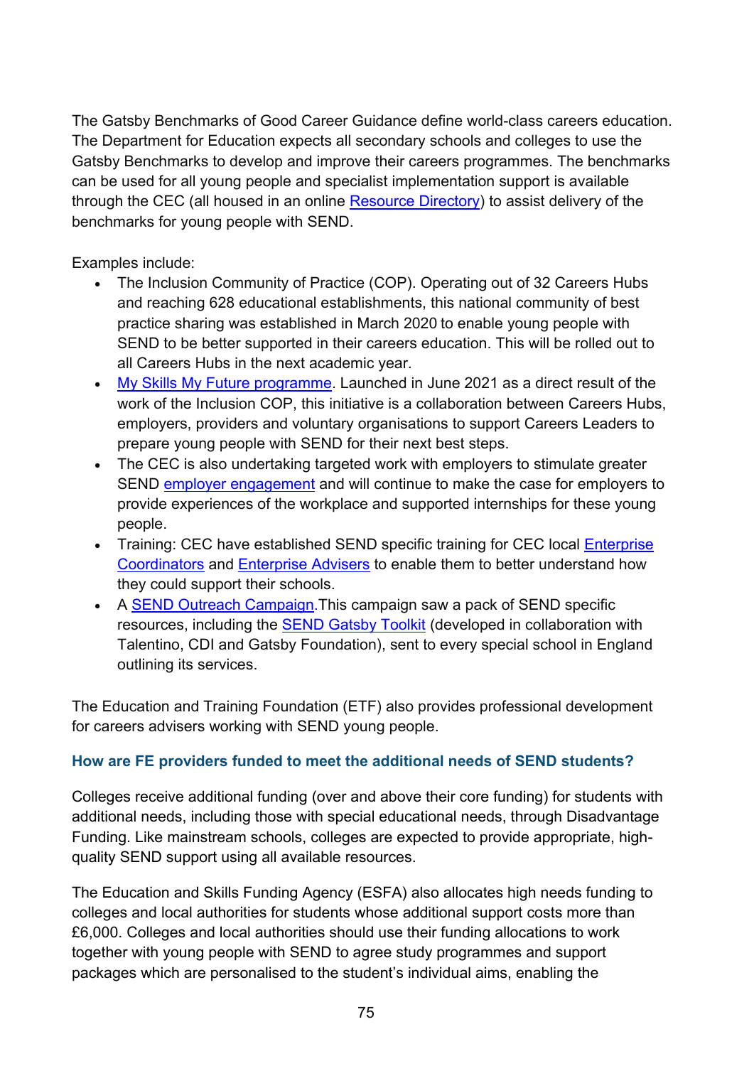The Gatsby Benchmarks of Good Career Guidance define world-class careers education. The Department for Education expects all secondary schools and colleges to use the Gatsby Benchmarks to develop and improve their careers programmes. The benchmarks can be used for all young people and specialist implementation support is available through the CEC (all housed in an online Resource Directory) to assist delivery of the benchmarks for young people with SEND.

Examples include:

- The Inclusion Community of Practice (COP). Operating out of 32 Careers Hubs and reaching 628 educational establishments, this national community of best practice sharing was established in March 2020 to enable young people with SEND to be better supported in their careers education. This will be rolled out to all Careers Hubs in the next academic year.
- My Skills My Future programme. Launched in June 2021 as a direct result of the work of the Inclusion COP, this initiative is a collaboration between Careers Hubs, employers, providers and voluntary organisations to support Careers Leaders to prepare young people with SEND for their next best steps.
- The CEC is also undertaking targeted work with employers to stimulate greater SEND employer engagement and will continue to make the case for employers to provide experiences of the workplace and supported internships for these young people.
- Training: CEC have established SEND specific training for CEC local Enterprise Coordinators and Enterprise Advisers to enable them to better understand how they could support their schools.
- A SEND Outreach Campaign.This campaign saw a pack of SEND specific resources, including the SEND Gatsby Toolkit (developed in collaboration with Talentino, CDI and Gatsby Foundation), sent to every special school in England outlining its services.

The Education and Training Foundation (ETF) also provides professional development for careers advisers working with SEND young people.

### How are FE providers funded to meet the additional needs of SEND students?

Colleges receive additional funding (over and above their core funding) for students with additional needs, including those with special educational needs, through Disadvantage Funding. Like mainstream schools, colleges are expected to provide appropriate, high-quality SEND support using all available resources.

The Education and Skills Funding Agency (ESFA) also allocates high needs funding to colleges and local authorities for students whose additional support costs more than £6,000. Colleges and local authorities should use their funding allocations to work together with young people with SEND to agree study programmes and support packages which are personalised to the student's individual aims, enabling the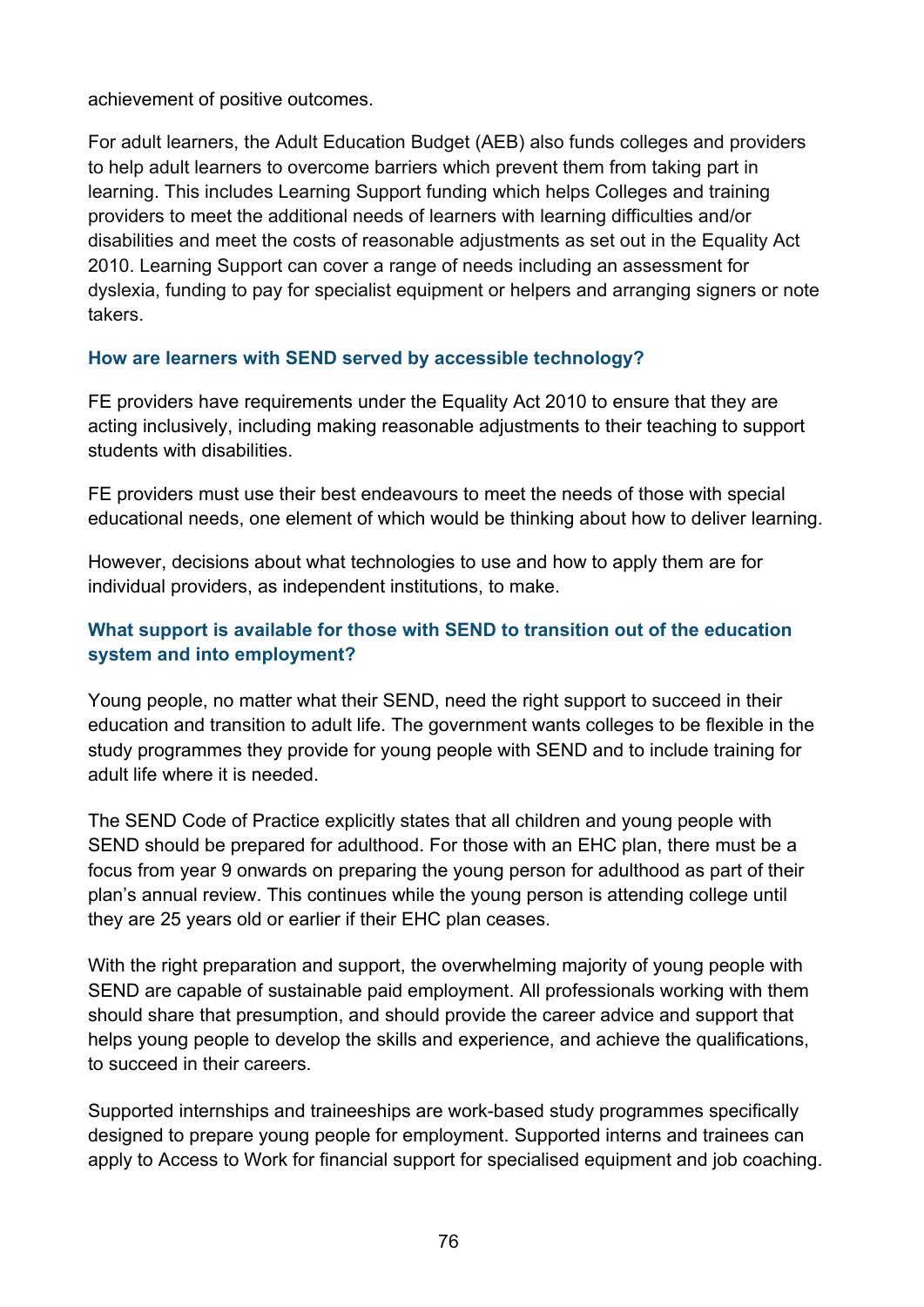achievement of positive outcomes.

For adult learners, the Adult Education Budget (AEB) also funds colleges and providers to help adult learners to overcome barriers which prevent them from taking part in learning. This includes Learning Support funding which helps Colleges and training providers to meet the additional needs of learners with learning difficulties and/or disabilities and meet the costs of reasonable adjustments as set out in the Equality Act 2010. Learning Support can cover a range of needs including an assessment for dyslexia, funding to pay for specialist equipment or helpers and arranging signers or note takers.

### How are learners with SEND served by accessible technology?

FE providers have requirements under the Equality Act 2010 to ensure that they are acting inclusively, including making reasonable adjustments to their teaching to support students with disabilities.

FE providers must use their best endeavours to meet the needs of those with special educational needs, one element of which would be thinking about how to deliver learning.

However, decisions about what technologies to use and how to apply them are for individual providers, as independent institutions, to make.

### What support is available for those with SEND to transition out of the education system and into employment?

Young people, no matter what their SEND, need the right support to succeed in their education and transition to adult life. The government wants colleges to be flexible in the study programmes they provide for young people with SEND and to include training for adult life where it is needed.

The SEND Code of Practice explicitly states that all children and young people with SEND should be prepared for adulthood. For those with an EHC plan, there must be a focus from year 9 onwards on preparing the young person for adulthood as part of their plan's annual review. This continues while the young person is attending college until they are 25 years old or earlier if their EHC plan ceases.

With the right preparation and support, the overwhelming majority of young people with SEND are capable of sustainable paid employment. All professionals working with them should share that presumption, and should provide the career advice and support that helps young people to develop the skills and experience, and achieve the qualifications, to succeed in their careers.

Supported internships and traineeships are work-based study programmes specifically designed to prepare young people for employment. Supported interns and trainees can apply to Access to Work for financial support for specialised equipment and job coaching.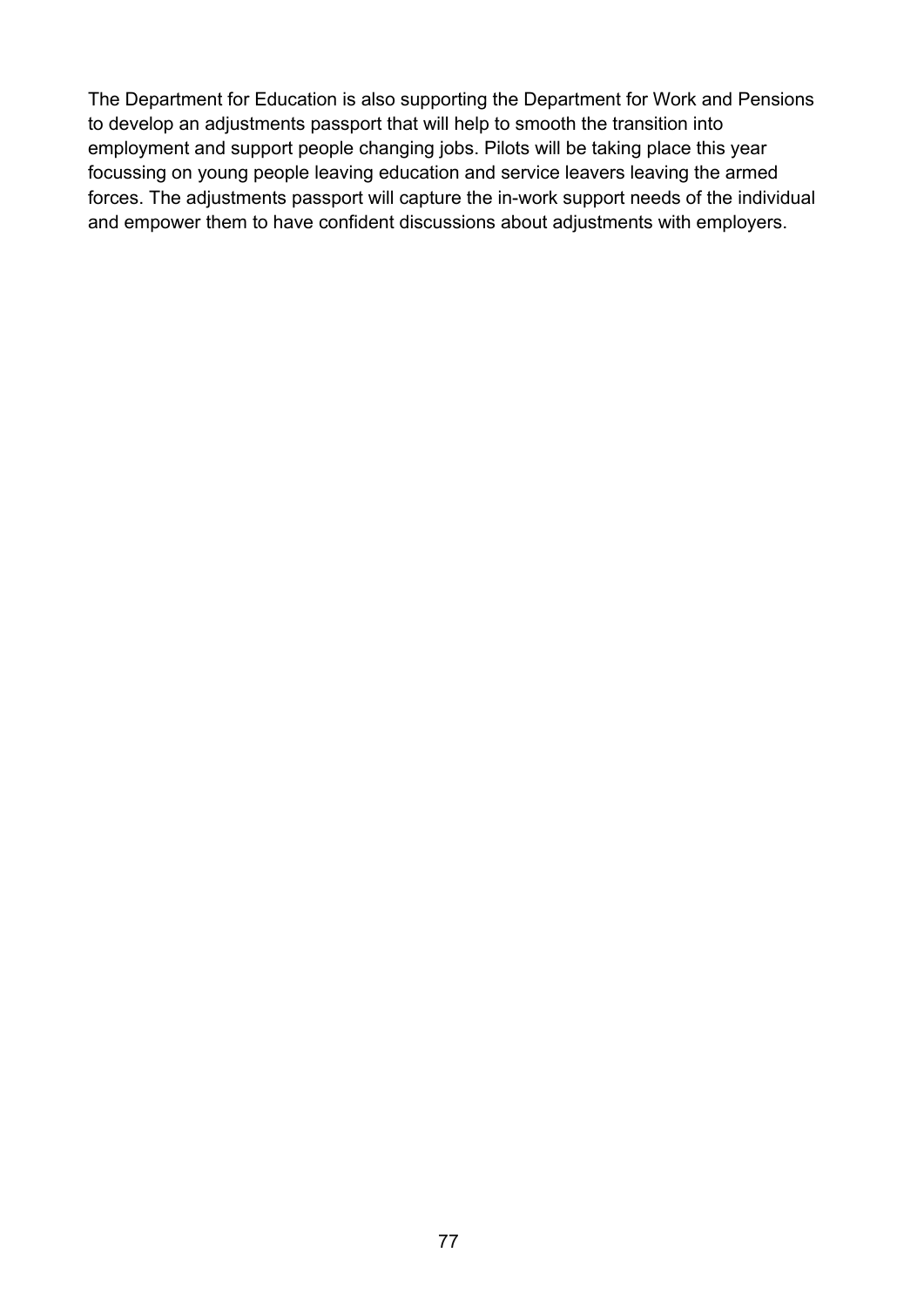The Department for Education is also supporting the Department for Work and Pensions to develop an adjustments passport that will help to smooth the transition into employment and support people changing jobs. Pilots will be taking place this year focussing on young people leaving education and service leavers leaving the armed forces. The adjustments passport will capture the in-work support needs of the individual and empower them to have confident discussions about adjustments with employers.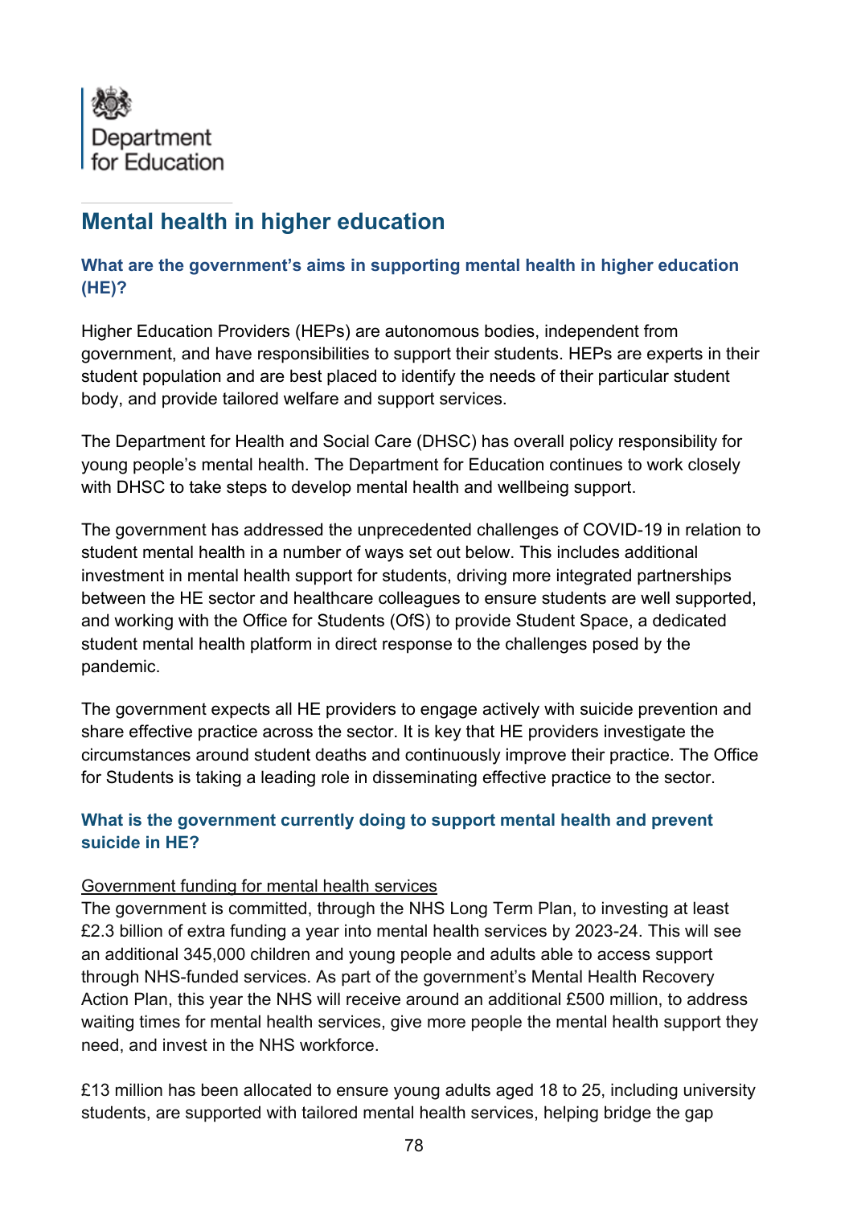Department for Education

# Mental health in higher education

### What are the government's aims in supporting mental health in higher education (HE)?

Higher Education Providers (HEPs) are autonomous bodies, independent from government, and have responsibilities to support their students. HEPs are experts in their student population and are best placed to identify the needs of their particular student body, and provide tailored welfare and support services.

The Department for Health and Social Care (DHSC) has overall policy responsibility for young people's mental health. The Department for Education continues to work closely with DHSC to take steps to develop mental health and wellbeing support.

The government has addressed the unprecedented challenges of COVID-19 in relation to student mental health in a number of ways set out below. This includes additional investment in mental health support for students, driving more integrated partnerships between the HE sector and healthcare colleagues to ensure students are well supported, and working with the Office for Students (OfS) to provide Student Space, a dedicated student mental health platform in direct response to the challenges posed by the pandemic.

The government expects all HE providers to engage actively with suicide prevention and share effective practice across the sector. It is key that HE providers investigate the circumstances around student deaths and continuously improve their practice. The Office for Students is taking a leading role in disseminating effective practice to the sector.

### What is the government currently doing to support mental health and prevent suicide in HE?

Government funding for mental health services

The government is committed, through the NHS Long Term Plan, to investing at least £2.3 billion of extra funding a year into mental health services by 2023-24. This will see an additional 345,000 children and young people and adults able to access support through NHS-funded services. As part of the government's Mental Health Recovery Action Plan, this year the NHS will receive around an additional £500 million, to address waiting times for mental health services, give more people the mental health support they need, and invest in the NHS workforce.

£13 million has been allocated to ensure young adults aged 18 to 25, including university students, are supported with tailored mental health services, helping bridge the gap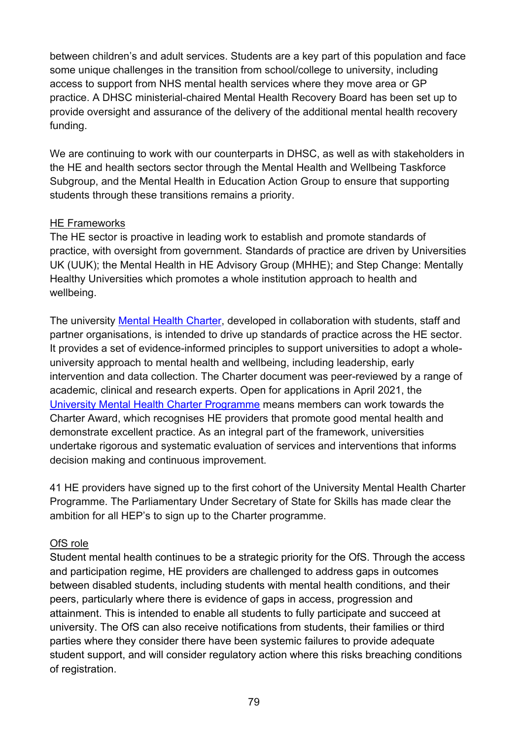between children's and adult services. Students are a key part of this population and face some unique challenges in the transition from school/college to university, including access to support from NHS mental health services where they move area or GP practice. A DHSC ministerial-chaired Mental Health Recovery Board has been set up to provide oversight and assurance of the delivery of the additional mental health recovery funding.

We are continuing to work with our counterparts in DHSC, as well as with stakeholders in the HE and health sectors sector through the Mental Health and Wellbeing Taskforce Subgroup, and the Mental Health in Education Action Group to ensure that supporting students through these transitions remains a priority.

HE Frameworks

The HE sector is proactive in leading work to establish and promote standards of practice, with oversight from government. Standards of practice are driven by Universities UK (UUK); the Mental Health in HE Advisory Group (MHHE); and Step Change: Mentally Healthy Universities which promotes a whole institution approach to health and wellbeing.

The university [Mental Health Charter](), developed in collaboration with students, staff and partner organisations, is intended to drive up standards of practice across the HE sector. It provides a set of evidence-informed principles to support universities to adopt a whole-university approach to mental health and wellbeing, including leadership, early intervention and data collection. The Charter document was peer-reviewed by a range of academic, clinical and research experts. Open for applications in April 2021, the [University Mental Health Charter Programme]() means members can work towards the Charter Award, which recognises HE providers that promote good mental health and demonstrate excellent practice. As an integral part of the framework, universities undertake rigorous and systematic evaluation of services and interventions that informs decision making and continuous improvement.

41 HE providers have signed up to the first cohort of the University Mental Health Charter Programme. The Parliamentary Under Secretary of State for Skills has made clear the ambition for all HEP's to sign up to the Charter programme.

OfS role

Student mental health continues to be a strategic priority for the OfS. Through the access and participation regime, HE providers are challenged to address gaps in outcomes between disabled students, including students with mental health conditions, and their peers, particularly where there is evidence of gaps in access, progression and attainment. This is intended to enable all students to fully participate and succeed at university. The OfS can also receive notifications from students, their families or third parties where they consider there have been systemic failures to provide adequate student support, and will consider regulatory action where this risks breaching conditions of registration.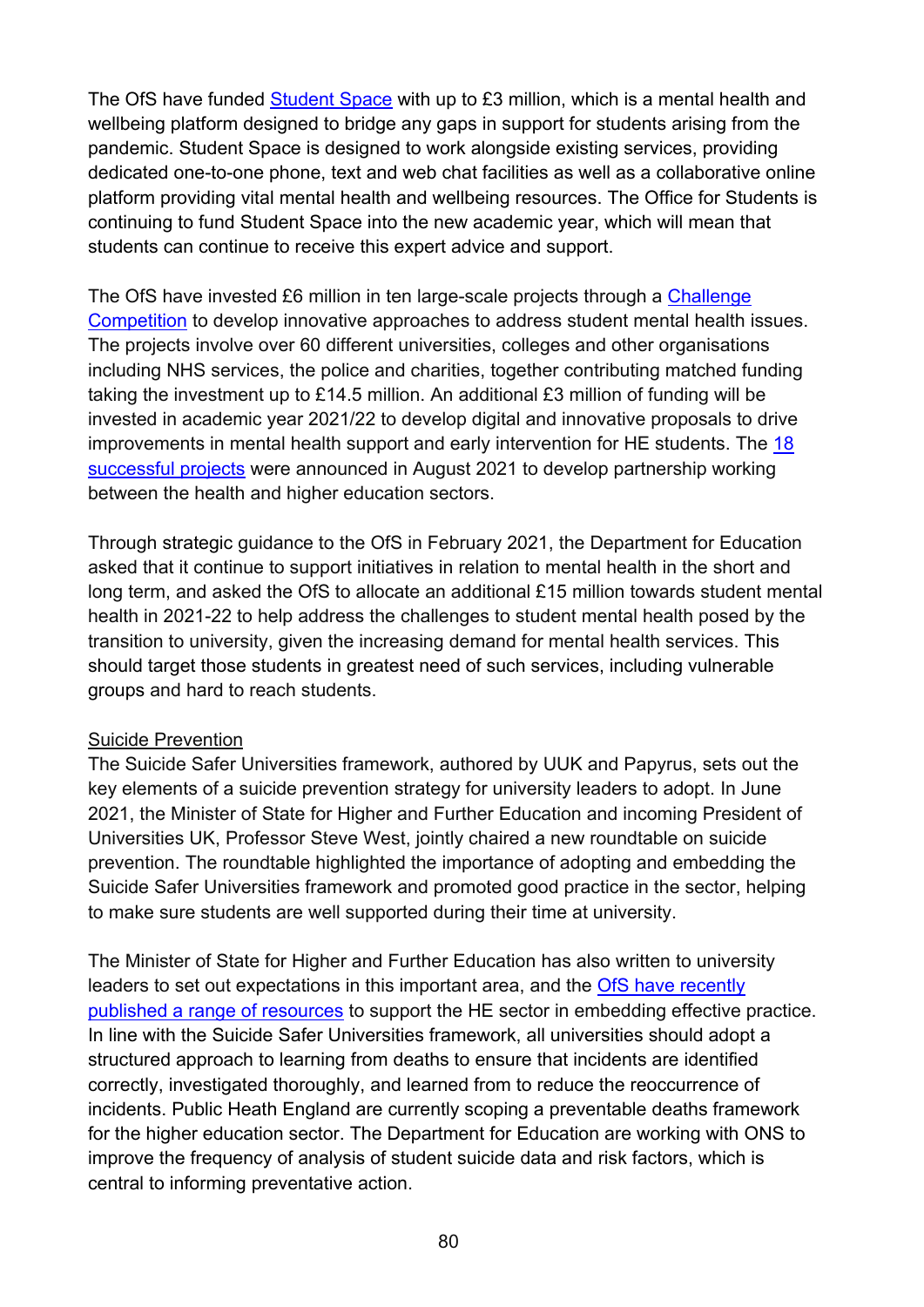The OfS have funded Student Space with up to £3 million, which is a mental health and wellbeing platform designed to bridge any gaps in support for students arising from the pandemic. Student Space is designed to work alongside existing services, providing dedicated one-to-one phone, text and web chat facilities as well as a collaborative online platform providing vital mental health and wellbeing resources. The Office for Students is continuing to fund Student Space into the new academic year, which will mean that students can continue to receive this expert advice and support.

The OfS have invested £6 million in ten large-scale projects through a Challenge Competition to develop innovative approaches to address student mental health issues. The projects involve over 60 different universities, colleges and other organisations including NHS services, the police and charities, together contributing matched funding taking the investment up to £14.5 million. An additional £3 million of funding will be invested in academic year 2021/22 to develop digital and innovative proposals to drive improvements in mental health support and early intervention for HE students. The 18 successful projects were announced in August 2021 to develop partnership working between the health and higher education sectors.

Through strategic guidance to the OfS in February 2021, the Department for Education asked that it continue to support initiatives in relation to mental health in the short and long term, and asked the OfS to allocate an additional £15 million towards student mental health in 2021-22 to help address the challenges to student mental health posed by the transition to university, given the increasing demand for mental health services. This should target those students in greatest need of such services, including vulnerable groups and hard to reach students.

Suicide Prevention

The Suicide Safer Universities framework, authored by UUK and Papyrus, sets out the key elements of a suicide prevention strategy for university leaders to adopt. In June 2021, the Minister of State for Higher and Further Education and incoming President of Universities UK, Professor Steve West, jointly chaired a new roundtable on suicide prevention. The roundtable highlighted the importance of adopting and embedding the Suicide Safer Universities framework and promoted good practice in the sector, helping to make sure students are well supported during their time at university.

The Minister of State for Higher and Further Education has also written to university leaders to set out expectations in this important area, and the OfS have recently published a range of resources to support the HE sector in embedding effective practice. In line with the Suicide Safer Universities framework, all universities should adopt a structured approach to learning from deaths to ensure that incidents are identified correctly, investigated thoroughly, and learned from to reduce the reoccurrence of incidents. Public Heath England are currently scoping a preventable deaths framework for the higher education sector. The Department for Education are working with ONS to improve the frequency of analysis of student suicide data and risk factors, which is central to informing preventative action.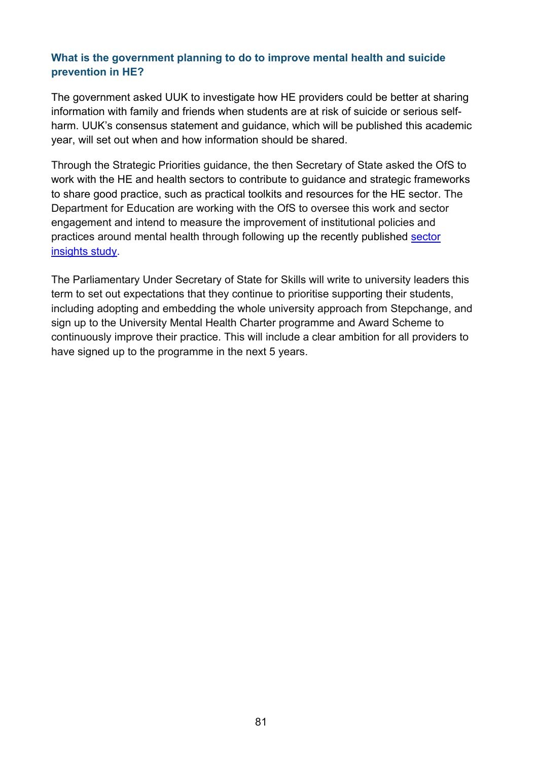### What is the government planning to do to improve mental health and suicide prevention in HE?

The government asked UUK to investigate how HE providers could be better at sharing information with family and friends when students are at risk of suicide or serious self-harm. UUK's consensus statement and guidance, which will be published this academic year, will set out when and how information should be shared.

Through the Strategic Priorities guidance, the then Secretary of State asked the OfS to work with the HE and health sectors to contribute to guidance and strategic frameworks to share good practice, such as practical toolkits and resources for the HE sector. The Department for Education are working with the OfS to oversee this work and sector engagement and intend to measure the improvement of institutional policies and practices around mental health through following up the recently published sector insights study.

The Parliamentary Under Secretary of State for Skills will write to university leaders this term to set out expectations that they continue to prioritise supporting their students, including adopting and embedding the whole university approach from Stepchange, and sign up to the University Mental Health Charter programme and Award Scheme to continuously improve their practice. This will include a clear ambition for all providers to have signed up to the programme in the next 5 years.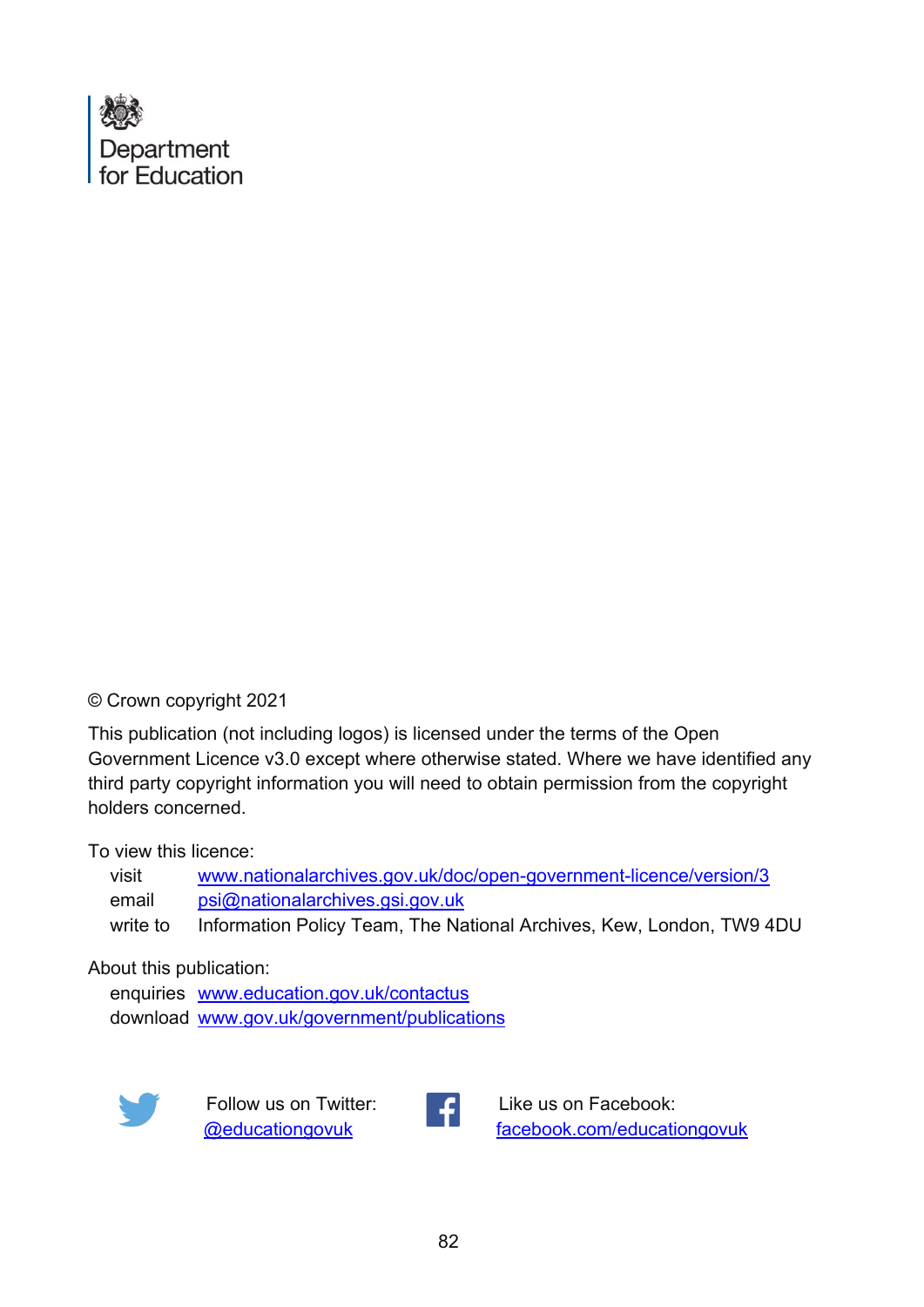Department for Education

© Crown copyright 2021

This publication (not including logos) is licensed under the terms of the Open Government Licence v3.0 except where otherwise stated. Where we have identified any third party copyright information you will need to obtain permission from the copyright holders concerned.

To view this licence:

visit www.nationalarchives.gov.uk/doc/open-government-licence/version/3
email psi@nationalarchives.gsi.gov.uk
write to Information Policy Team, The National Archives, Kew, London, TW9 4DU

About this publication:

enquiries www.education.gov.uk/contactus
download www.gov.uk/government/publications

Follow us on Twitter: @educationgovuk

Like us on Facebook: facebook.com/educationgovuk